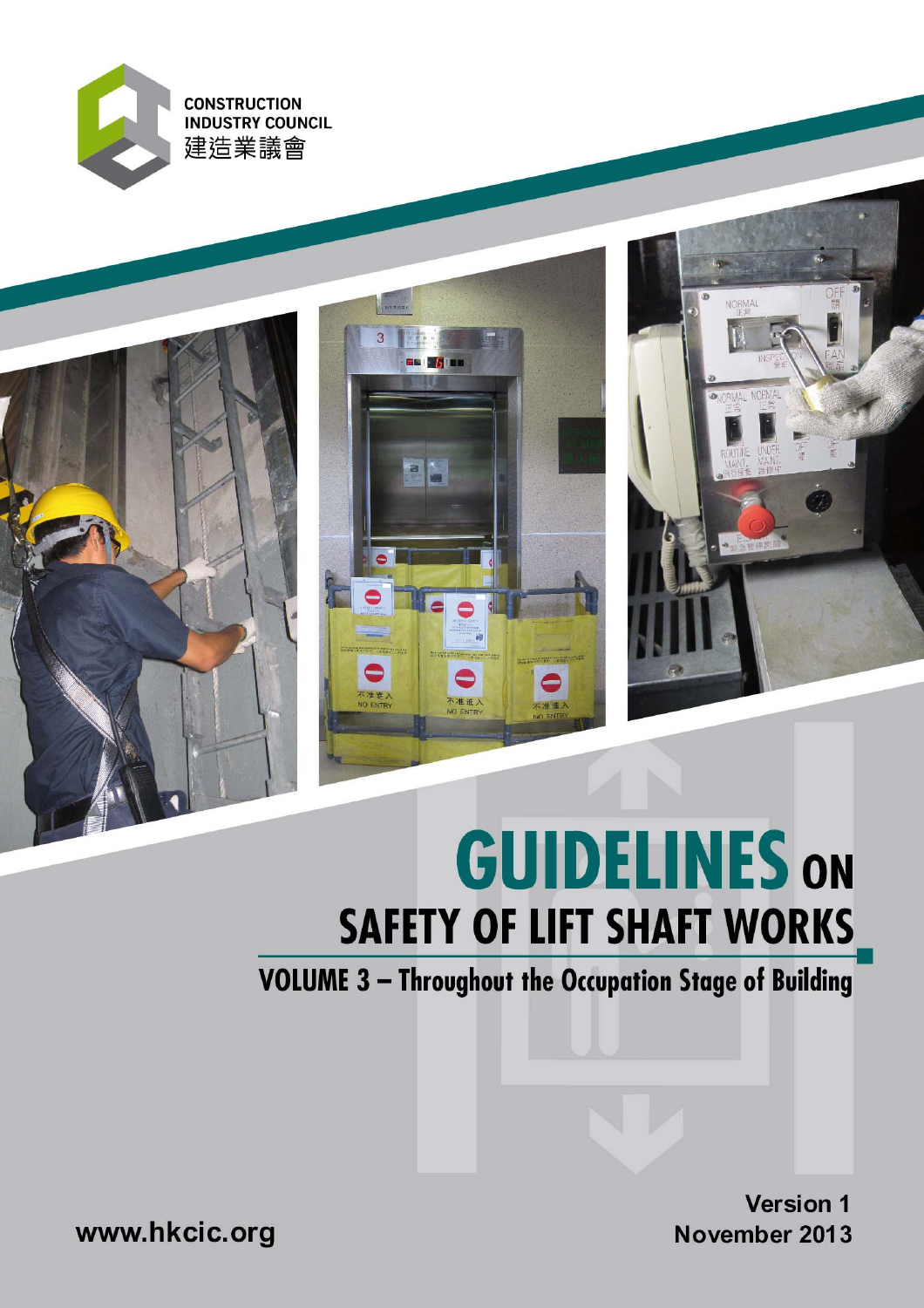CONSTRUCTION INDUSTRY COUNCIL
建造業議會

# GUIDELINES ON SAFETY OF LIFT SHAFT WORKS

## VOLUME 3 – Throughout the Occupation Stage of Building

www.hkcic.org

Version 1
November 2013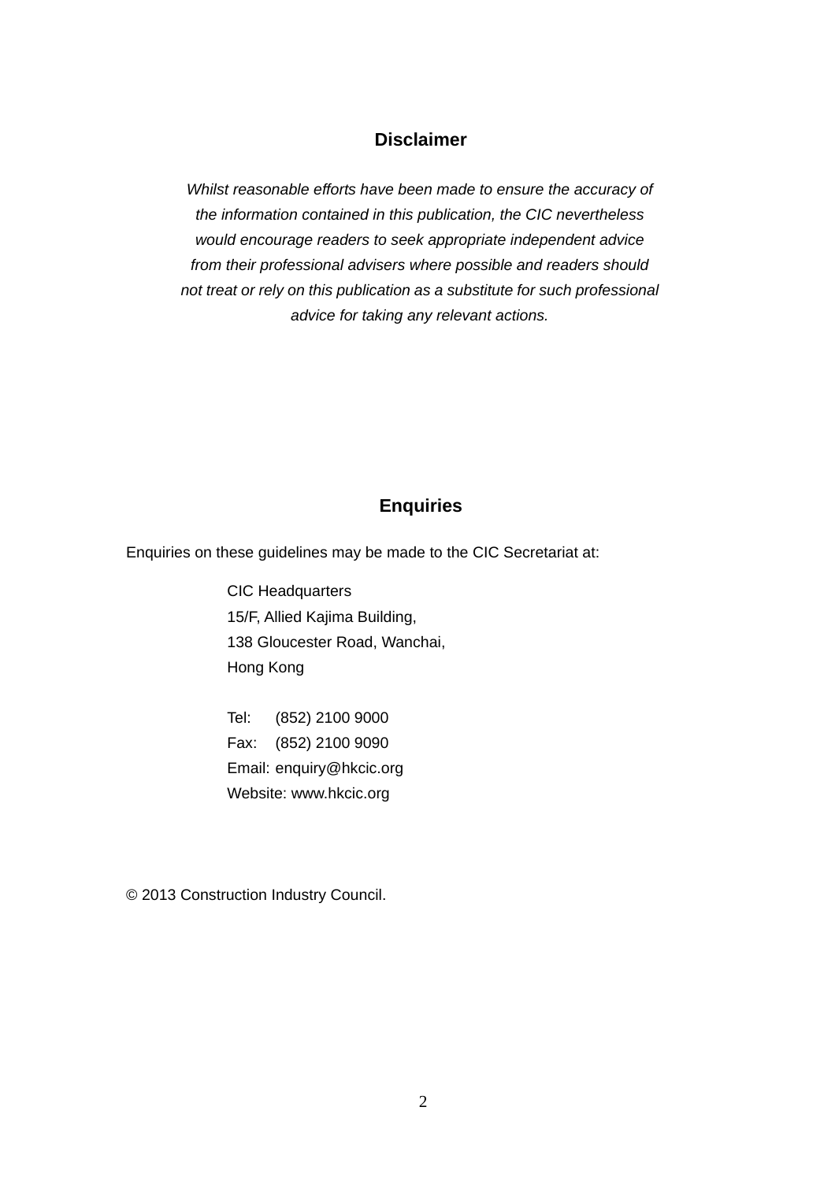## Disclaimer

*Whilst reasonable efforts have been made to ensure the accuracy of the information contained in this publication, the CIC nevertheless would encourage readers to seek appropriate independent advice from their professional advisers where possible and readers should not treat or rely on this publication as a substitute for such professional advice for taking any relevant actions.*

## Enquiries

Enquiries on these guidelines may be made to the CIC Secretariat at:

CIC Headquarters
15/F, Allied Kajima Building,
138 Gloucester Road, Wanchai,
Hong Kong

Tel: (852) 2100 9000
Fax: (852) 2100 9090
Email: enquiry@hkcic.org
Website: www.hkcic.org

© 2013 Construction Industry Council.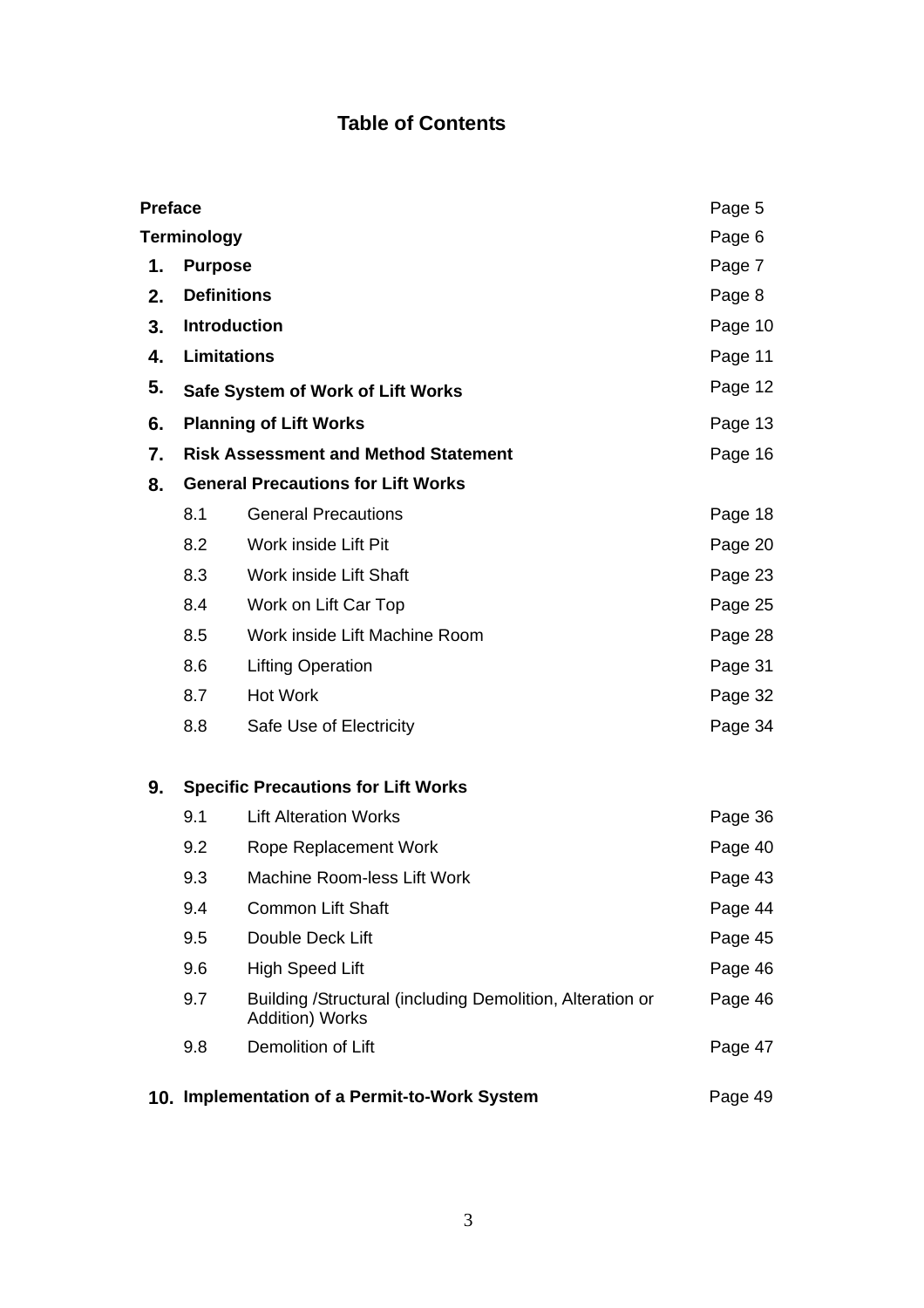# Table of Contents

| | | | |
|---|---|---|---|
| **Preface** | | | Page 5 |
| **Terminology** | | | Page 6 |
| **1.** | **Purpose** | | Page 7 |
| **2.** | **Definitions** | | Page 8 |
| **3.** | **Introduction** | | Page 10 |
| **4.** | **Limitations** | | Page 11 |
| **5.** | **Safe System of Work of Lift Works** | | Page 12 |
| **6.** | **Planning of Lift Works** | | Page 13 |
| **7.** | **Risk Assessment and Method Statement** | | Page 16 |
| **8.** | **General Precautions for Lift Works** | | |
| | 8.1 | General Precautions | Page 18 |
| | 8.2 | Work inside Lift Pit | Page 20 |
| | 8.3 | Work inside Lift Shaft | Page 23 |
| | 8.4 | Work on Lift Car Top | Page 25 |
| | 8.5 | Work inside Lift Machine Room | Page 28 |
| | 8.6 | Lifting Operation | Page 31 |
| | 8.7 | Hot Work | Page 32 |
| | 8.8 | Safe Use of Electricity | Page 34 |
| **9.** | **Specific Precautions for Lift Works** | | |
| | 9.1 | Lift Alteration Works | Page 36 |
| | 9.2 | Rope Replacement Work | Page 40 |
| | 9.3 | Machine Room-less Lift Work | Page 43 |
| | 9.4 | Common Lift Shaft | Page 44 |
| | 9.5 | Double Deck Lift | Page 45 |
| | 9.6 | High Speed Lift | Page 46 |
| | 9.7 | Building /Structural (including Demolition, Alteration or Addition) Works | Page 46 |
| | 9.8 | Demolition of Lift | Page 47 |
| **10.** | **Implementation of a Permit-to-Work System** | | Page 49 |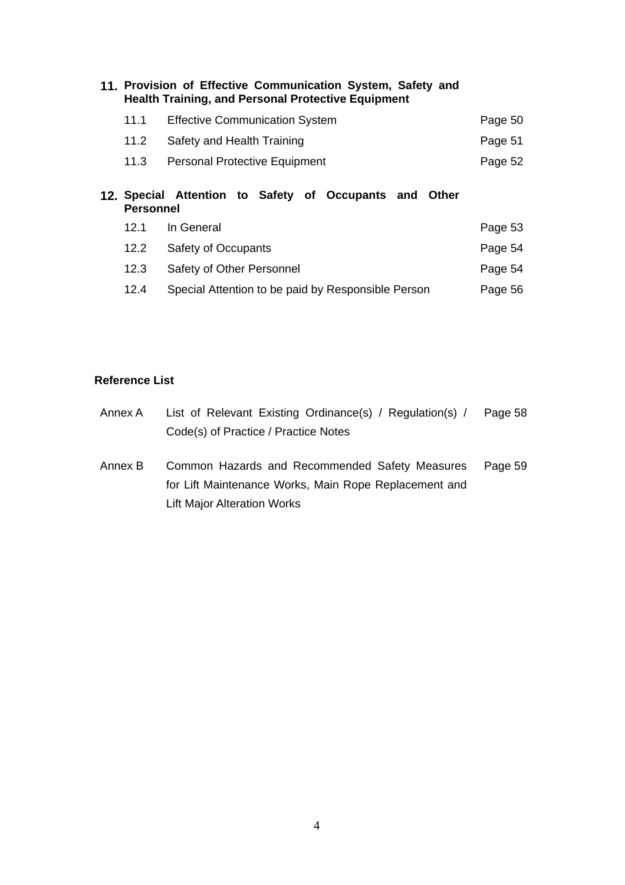**11. Provision of Effective Communication System, Safety and Health Training, and Personal Protective Equipment**

| | | |
|---|---|---|
| 11.1 | Effective Communication System | Page 50 |
| 11.2 | Safety and Health Training | Page 51 |
| 11.3 | Personal Protective Equipment | Page 52 |

**12. Special Attention to Safety of Occupants and Other Personnel**

| | | |
|---|---|---|
| 12.1 | In General | Page 53 |
| 12.2 | Safety of Occupants | Page 54 |
| 12.3 | Safety of Other Personnel | Page 54 |
| 12.4 | Special Attention to be paid by Responsible Person | Page 56 |

**Reference List**

| | | |
|---|---|---|
| Annex A | List of Relevant Existing Ordinance(s) / Regulation(s) / Code(s) of Practice / Practice Notes | Page 58 |
| Annex B | Common Hazards and Recommended Safety Measures for Lift Maintenance Works, Main Rope Replacement and Lift Major Alteration Works | Page 59 |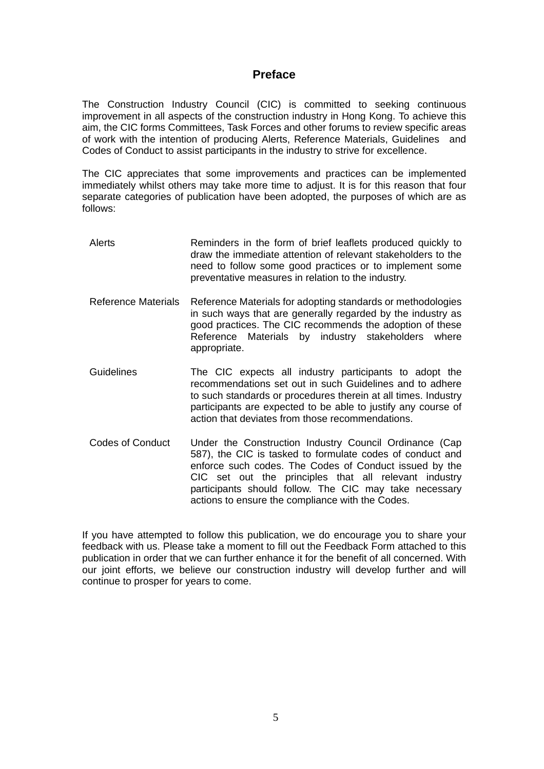# Preface

The Construction Industry Council (CIC) is committed to seeking continuous improvement in all aspects of the construction industry in Hong Kong. To achieve this aim, the CIC forms Committees, Task Forces and other forums to review specific areas of work with the intention of producing Alerts, Reference Materials, Guidelines and Codes of Conduct to assist participants in the industry to strive for excellence.

The CIC appreciates that some improvements and practices can be implemented immediately whilst others may take more time to adjust. It is for this reason that four separate categories of publication have been adopted, the purposes of which are as follows:

| | |
|---|---|
| Alerts | Reminders in the form of brief leaflets produced quickly to draw the immediate attention of relevant stakeholders to the need to follow some good practices or to implement some preventative measures in relation to the industry. |
| Reference Materials | Reference Materials for adopting standards or methodologies in such ways that are generally regarded by the industry as good practices. The CIC recommends the adoption of these Reference Materials by industry stakeholders where appropriate. |
| Guidelines | The CIC expects all industry participants to adopt the recommendations set out in such Guidelines and to adhere to such standards or procedures therein at all times. Industry participants are expected to be able to justify any course of action that deviates from those recommendations. |
| Codes of Conduct | Under the Construction Industry Council Ordinance (Cap 587), the CIC is tasked to formulate codes of conduct and enforce such codes. The Codes of Conduct issued by the CIC set out the principles that all relevant industry participants should follow. The CIC may take necessary actions to ensure the compliance with the Codes. |

If you have attempted to follow this publication, we do encourage you to share your feedback with us. Please take a moment to fill out the Feedback Form attached to this publication in order that we can further enhance it for the benefit of all concerned. With our joint efforts, we believe our construction industry will develop further and will continue to prosper for years to come.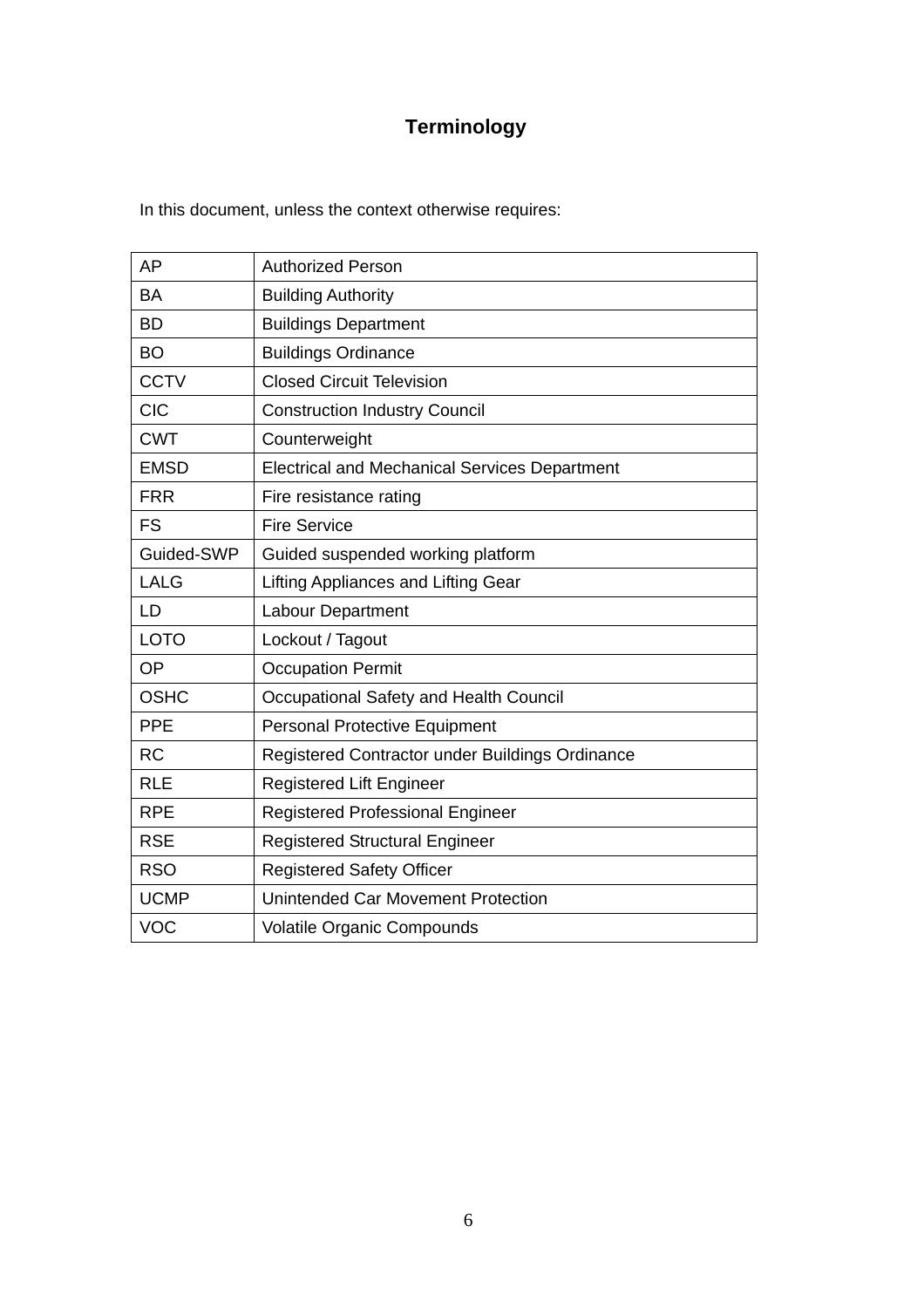# Terminology

In this document, unless the context otherwise requires:

| | |
|---|---|
| AP | Authorized Person |
| BA | Building Authority |
| BD | Buildings Department |
| BO | Buildings Ordinance |
| CCTV | Closed Circuit Television |
| CIC | Construction Industry Council |
| CWT | Counterweight |
| EMSD | Electrical and Mechanical Services Department |
| FRR | Fire resistance rating |
| FS | Fire Service |
| Guided-SWP | Guided suspended working platform |
| LALG | Lifting Appliances and Lifting Gear |
| LD | Labour Department |
| LOTO | Lockout / Tagout |
| OP | Occupation Permit |
| OSHC | Occupational Safety and Health Council |
| PPE | Personal Protective Equipment |
| RC | Registered Contractor under Buildings Ordinance |
| RLE | Registered Lift Engineer |
| RPE | Registered Professional Engineer |
| RSE | Registered Structural Engineer |
| RSO | Registered Safety Officer |
| UCMP | Unintended Car Movement Protection |
| VOC | Volatile Organic Compounds |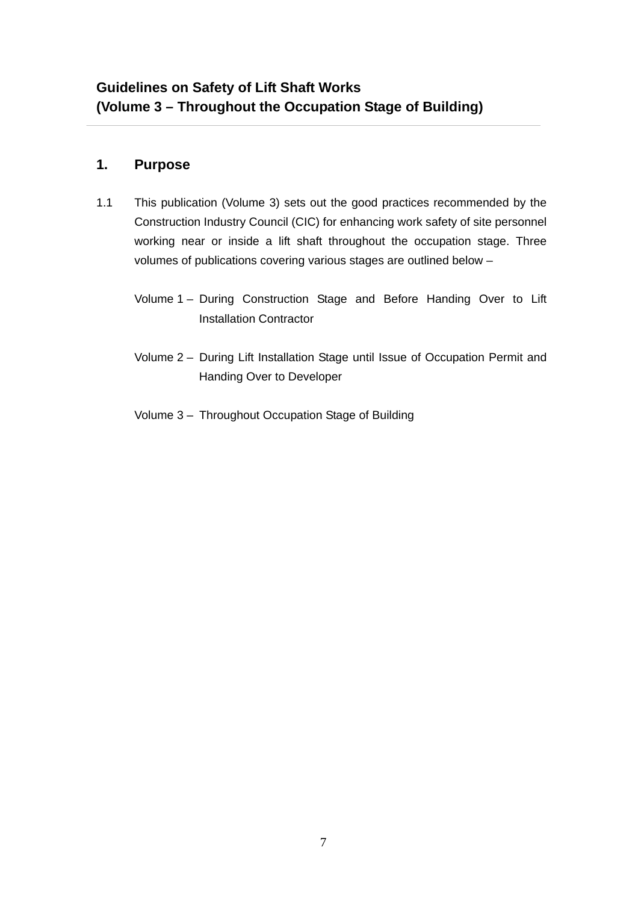**Guidelines on Safety of Lift Shaft Works**
**(Volume 3 – Throughout the Occupation Stage of Building)**

## 1. Purpose

1.1 This publication (Volume 3) sets out the good practices recommended by the Construction Industry Council (CIC) for enhancing work safety of site personnel working near or inside a lift shaft throughout the occupation stage. Three volumes of publications covering various stages are outlined below –

Volume 1 – During Construction Stage and Before Handing Over to Lift Installation Contractor

Volume 2 – During Lift Installation Stage until Issue of Occupation Permit and Handing Over to Developer

Volume 3 – Throughout Occupation Stage of Building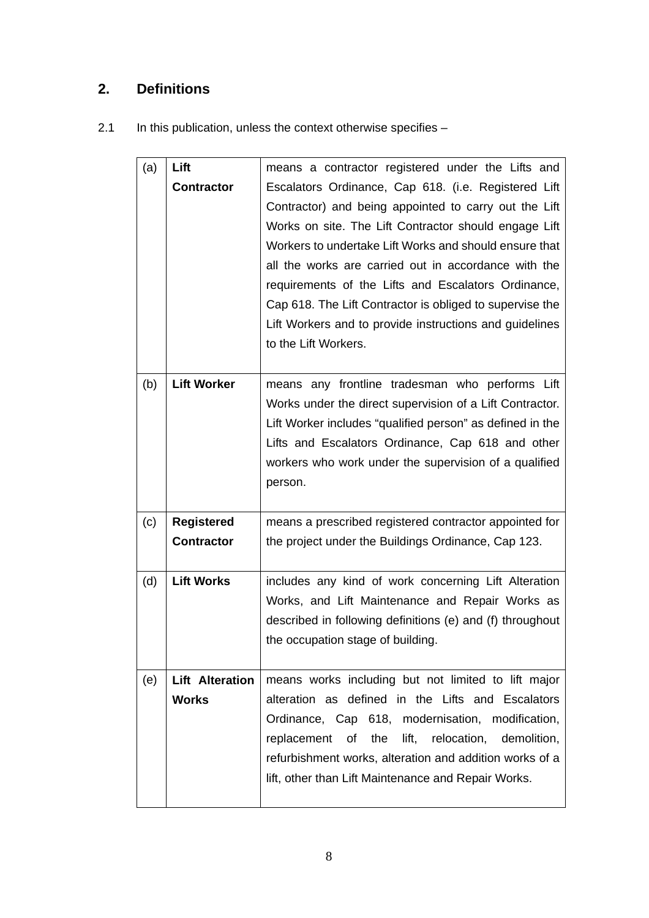## 2. Definitions

2.1 In this publication, unless the context otherwise specifies –

| | | |
|---|---|---|
| (a) | **Lift Contractor** | means a contractor registered under the Lifts and Escalators Ordinance, Cap 618. (i.e. Registered Lift Contractor) and being appointed to carry out the Lift Works on site. The Lift Contractor should engage Lift Workers to undertake Lift Works and should ensure that all the works are carried out in accordance with the requirements of the Lifts and Escalators Ordinance, Cap 618. The Lift Contractor is obliged to supervise the Lift Workers and to provide instructions and guidelines to the Lift Workers. |
| (b) | **Lift Worker** | means any frontline tradesman who performs Lift Works under the direct supervision of a Lift Contractor. Lift Worker includes "qualified person" as defined in the Lifts and Escalators Ordinance, Cap 618 and other workers who work under the supervision of a qualified person. |
| (c) | **Registered Contractor** | means a prescribed registered contractor appointed for the project under the Buildings Ordinance, Cap 123. |
| (d) | **Lift Works** | includes any kind of work concerning Lift Alteration Works, and Lift Maintenance and Repair Works as described in following definitions (e) and (f) throughout the occupation stage of building. |
| (e) | **Lift Alteration Works** | means works including but not limited to lift major alteration as defined in the Lifts and Escalators Ordinance, Cap 618, modernisation, modification, replacement of the lift, relocation, demolition, refurbishment works, alteration and addition works of a lift, other than Lift Maintenance and Repair Works. |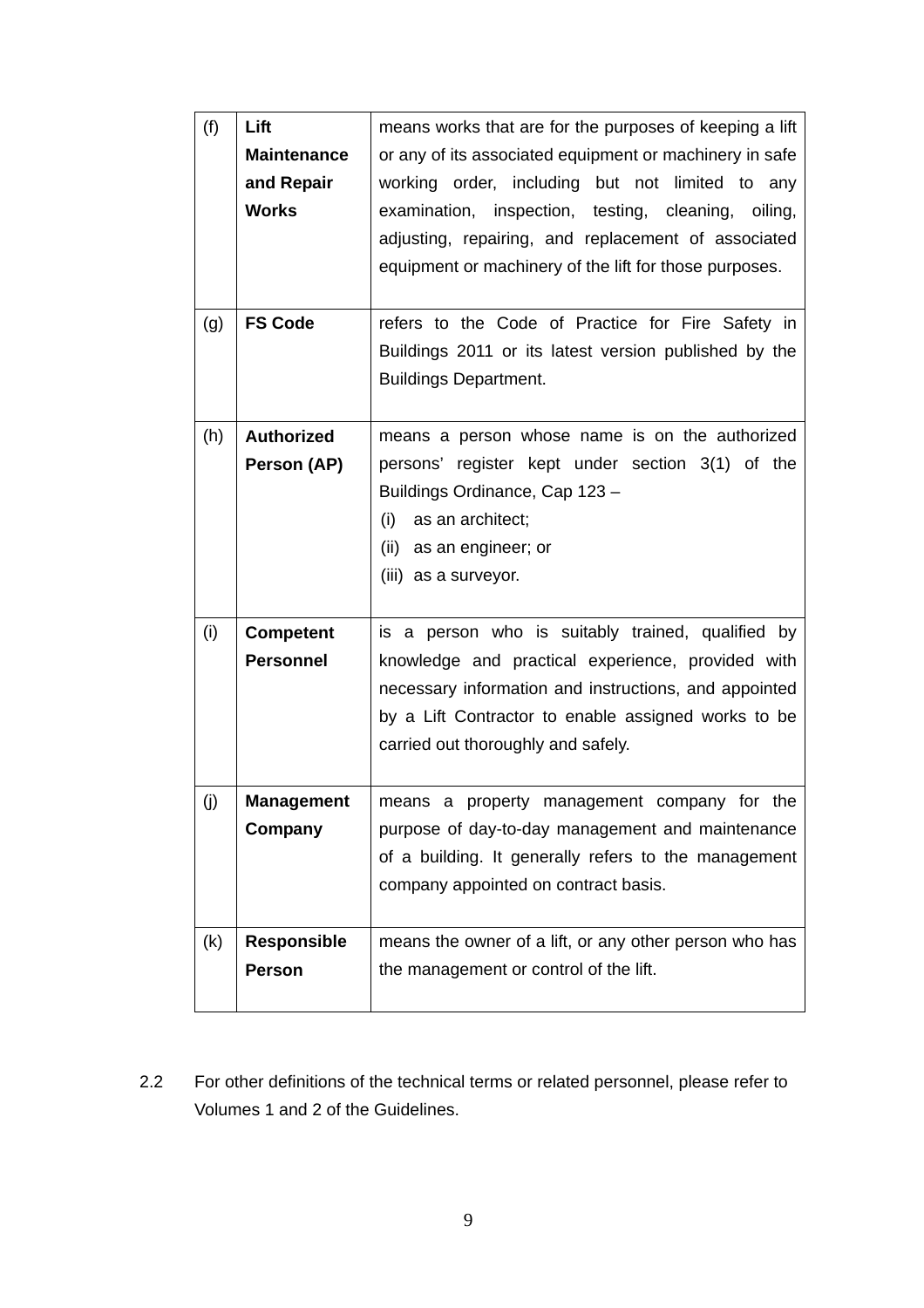| | | |
|---|---|---|
| (f) | **Lift Maintenance and Repair Works** | means works that are for the purposes of keeping a lift or any of its associated equipment or machinery in safe working order, including but not limited to any examination, inspection, testing, cleaning, oiling, adjusting, repairing, and replacement of associated equipment or machinery of the lift for those purposes. |
| (g) | **FS Code** | refers to the Code of Practice for Fire Safety in Buildings 2011 or its latest version published by the Buildings Department. |
| (h) | **Authorized Person (AP)** | means a person whose name is on the authorized persons' register kept under section 3(1) of the Buildings Ordinance, Cap 123 – <br>(i) as an architect; <br>(ii) as an engineer; or <br>(iii) as a surveyor. |
| (i) | **Competent Personnel** | is a person who is suitably trained, qualified by knowledge and practical experience, provided with necessary information and instructions, and appointed by a Lift Contractor to enable assigned works to be carried out thoroughly and safely. |
| (j) | **Management Company** | means a property management company for the purpose of day-to-day management and maintenance of a building. It generally refers to the management company appointed on contract basis. |
| (k) | **Responsible Person** | means the owner of a lift, or any other person who has the management or control of the lift. |

2.2 For other definitions of the technical terms or related personnel, please refer to Volumes 1 and 2 of the Guidelines.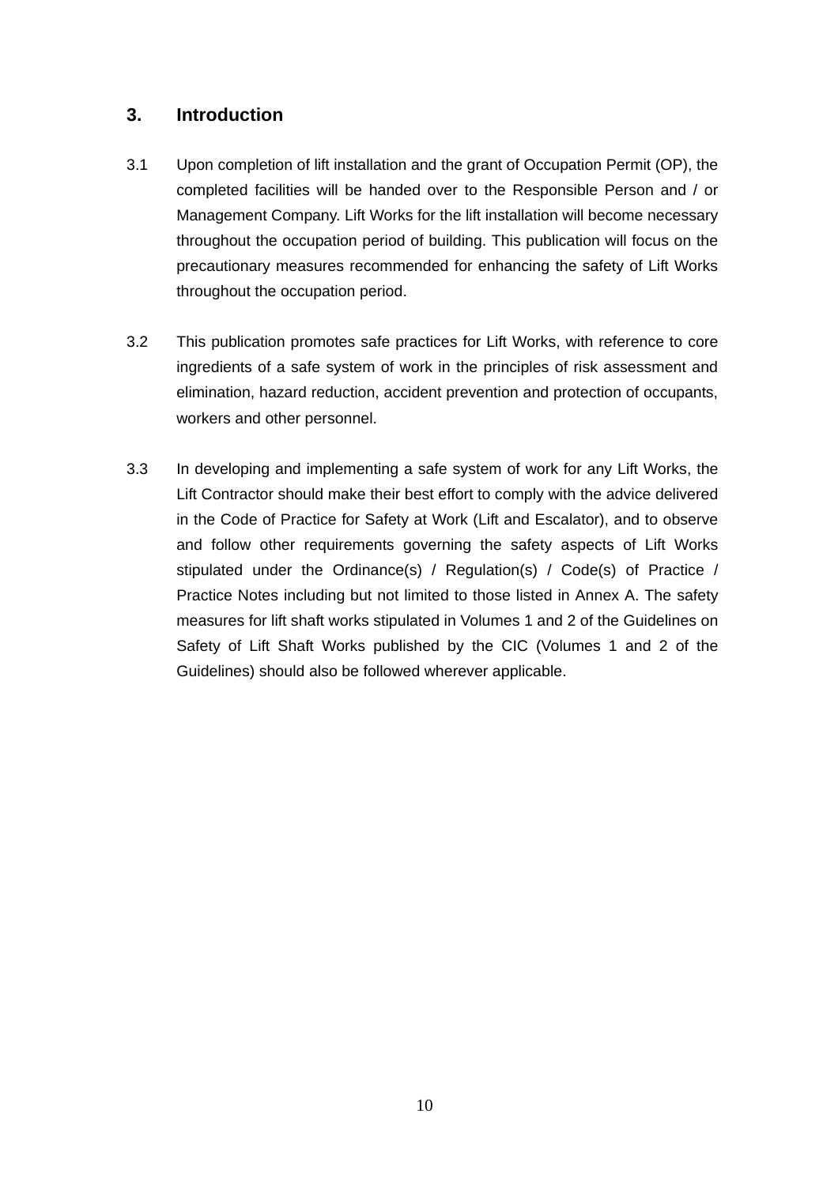## 3. Introduction

3.1 Upon completion of lift installation and the grant of Occupation Permit (OP), the completed facilities will be handed over to the Responsible Person and / or Management Company. Lift Works for the lift installation will become necessary throughout the occupation period of building. This publication will focus on the precautionary measures recommended for enhancing the safety of Lift Works throughout the occupation period.

3.2 This publication promotes safe practices for Lift Works, with reference to core ingredients of a safe system of work in the principles of risk assessment and elimination, hazard reduction, accident prevention and protection of occupants, workers and other personnel.

3.3 In developing and implementing a safe system of work for any Lift Works, the Lift Contractor should make their best effort to comply with the advice delivered in the Code of Practice for Safety at Work (Lift and Escalator), and to observe and follow other requirements governing the safety aspects of Lift Works stipulated under the Ordinance(s) / Regulation(s) / Code(s) of Practice / Practice Notes including but not limited to those listed in Annex A. The safety measures for lift shaft works stipulated in Volumes 1 and 2 of the Guidelines on Safety of Lift Shaft Works published by the CIC (Volumes 1 and 2 of the Guidelines) should also be followed wherever applicable.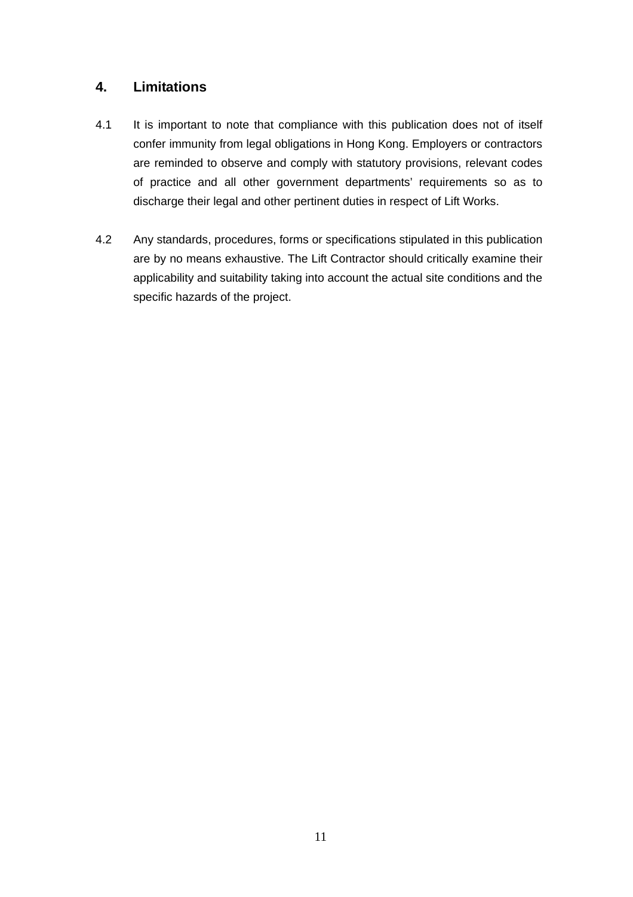## 4. Limitations

4.1 It is important to note that compliance with this publication does not of itself confer immunity from legal obligations in Hong Kong. Employers or contractors are reminded to observe and comply with statutory provisions, relevant codes of practice and all other government departments' requirements so as to discharge their legal and other pertinent duties in respect of Lift Works.

4.2 Any standards, procedures, forms or specifications stipulated in this publication are by no means exhaustive. The Lift Contractor should critically examine their applicability and suitability taking into account the actual site conditions and the specific hazards of the project.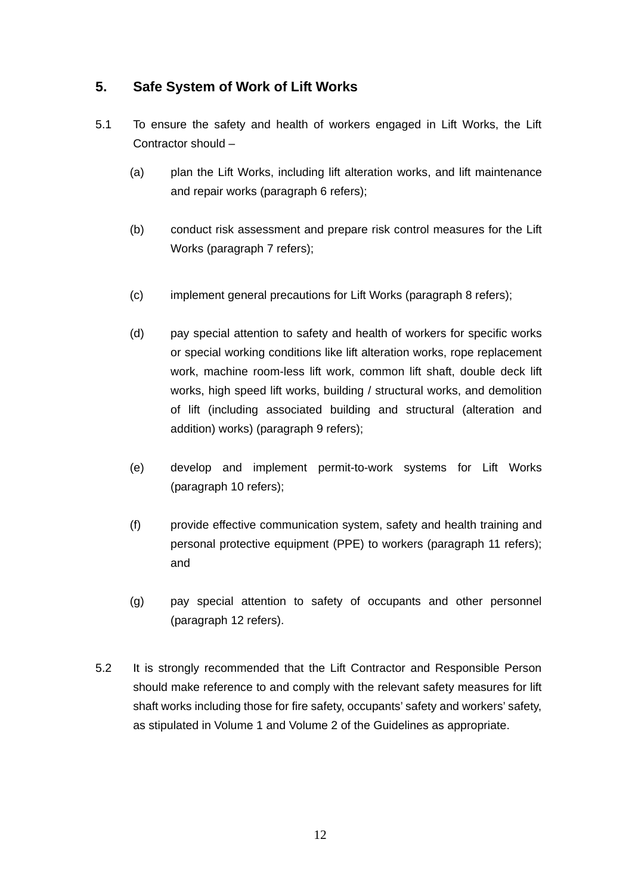## 5. Safe System of Work of Lift Works

5.1 To ensure the safety and health of workers engaged in Lift Works, the Lift Contractor should –

(a) plan the Lift Works, including lift alteration works, and lift maintenance and repair works (paragraph 6 refers);

(b) conduct risk assessment and prepare risk control measures for the Lift Works (paragraph 7 refers);

(c) implement general precautions for Lift Works (paragraph 8 refers);

(d) pay special attention to safety and health of workers for specific works or special working conditions like lift alteration works, rope replacement work, machine room-less lift work, common lift shaft, double deck lift works, high speed lift works, building / structural works, and demolition of lift (including associated building and structural (alteration and addition) works) (paragraph 9 refers);

(e) develop and implement permit-to-work systems for Lift Works (paragraph 10 refers);

(f) provide effective communication system, safety and health training and personal protective equipment (PPE) to workers (paragraph 11 refers); and

(g) pay special attention to safety of occupants and other personnel (paragraph 12 refers).

5.2 It is strongly recommended that the Lift Contractor and Responsible Person should make reference to and comply with the relevant safety measures for lift shaft works including those for fire safety, occupants' safety and workers' safety, as stipulated in Volume 1 and Volume 2 of the Guidelines as appropriate.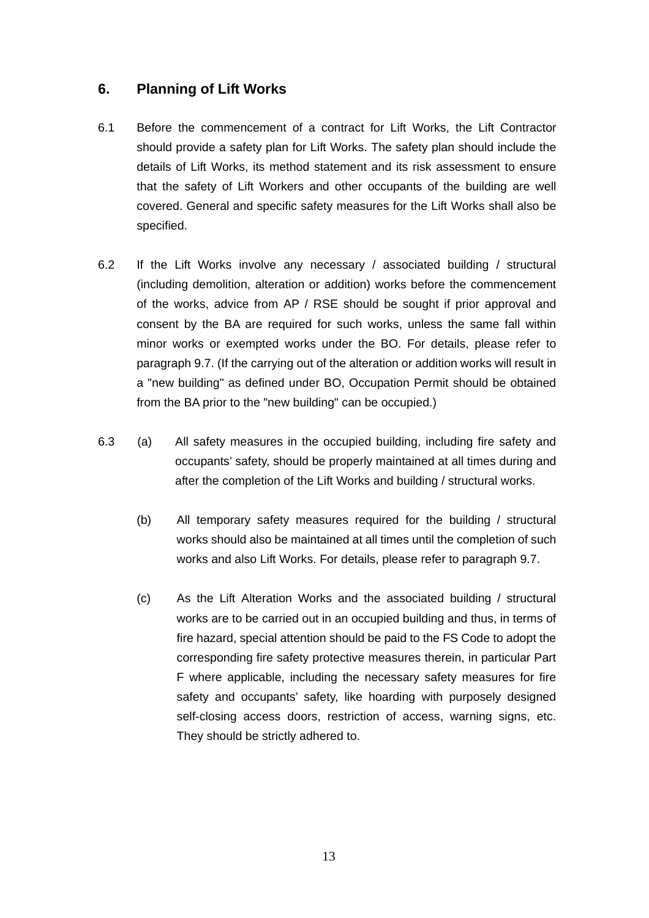## 6. Planning of Lift Works

6.1 Before the commencement of a contract for Lift Works, the Lift Contractor should provide a safety plan for Lift Works. The safety plan should include the details of Lift Works, its method statement and its risk assessment to ensure that the safety of Lift Workers and other occupants of the building are well covered. General and specific safety measures for the Lift Works shall also be specified.

6.2 If the Lift Works involve any necessary / associated building / structural (including demolition, alteration or addition) works before the commencement of the works, advice from AP / RSE should be sought if prior approval and consent by the BA are required for such works, unless the same fall within minor works or exempted works under the BO. For details, please refer to paragraph 9.7. (If the carrying out of the alteration or addition works will result in a "new building" as defined under BO, Occupation Permit should be obtained from the BA prior to the "new building" can be occupied.)

6.3 (a) All safety measures in the occupied building, including fire safety and occupants' safety, should be properly maintained at all times during and after the completion of the Lift Works and building / structural works.

(b) All temporary safety measures required for the building / structural works should also be maintained at all times until the completion of such works and also Lift Works. For details, please refer to paragraph 9.7.

(c) As the Lift Alteration Works and the associated building / structural works are to be carried out in an occupied building and thus, in terms of fire hazard, special attention should be paid to the FS Code to adopt the corresponding fire safety protective measures therein, in particular Part F where applicable, including the necessary safety measures for fire safety and occupants' safety, like hoarding with purposely designed self-closing access doors, restriction of access, warning signs, etc. They should be strictly adhered to.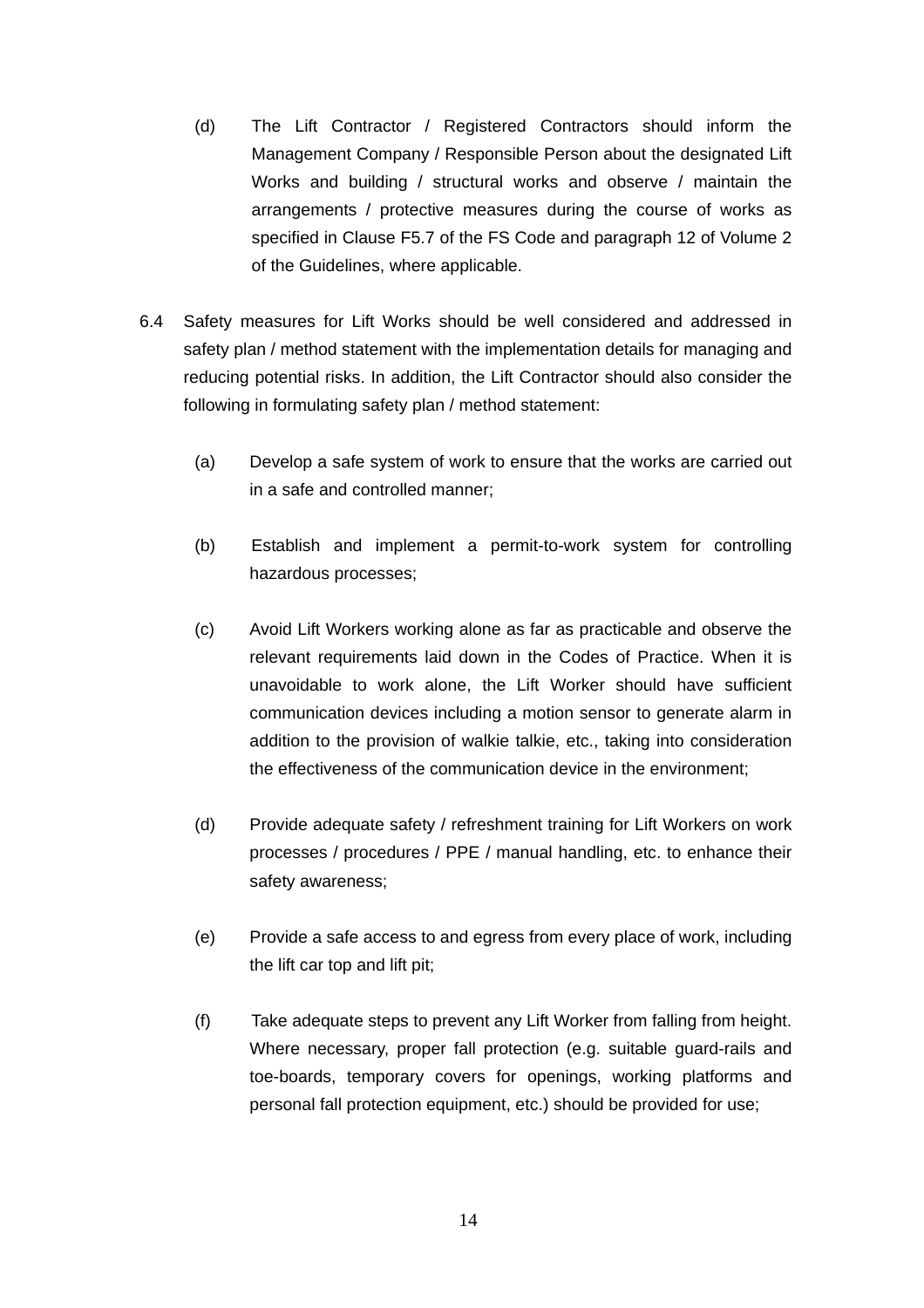(d) The Lift Contractor / Registered Contractors should inform the Management Company / Responsible Person about the designated Lift Works and building / structural works and observe / maintain the arrangements / protective measures during the course of works as specified in Clause F5.7 of the FS Code and paragraph 12 of Volume 2 of the Guidelines, where applicable.

6.4 Safety measures for Lift Works should be well considered and addressed in safety plan / method statement with the implementation details for managing and reducing potential risks. In addition, the Lift Contractor should also consider the following in formulating safety plan / method statement:

(a) Develop a safe system of work to ensure that the works are carried out in a safe and controlled manner;

(b) Establish and implement a permit-to-work system for controlling hazardous processes;

(c) Avoid Lift Workers working alone as far as practicable and observe the relevant requirements laid down in the Codes of Practice. When it is unavoidable to work alone, the Lift Worker should have sufficient communication devices including a motion sensor to generate alarm in addition to the provision of walkie talkie, etc., taking into consideration the effectiveness of the communication device in the environment;

(d) Provide adequate safety / refreshment training for Lift Workers on work processes / procedures / PPE / manual handling, etc. to enhance their safety awareness;

(e) Provide a safe access to and egress from every place of work, including the lift car top and lift pit;

(f) Take adequate steps to prevent any Lift Worker from falling from height. Where necessary, proper fall protection (e.g. suitable guard-rails and toe-boards, temporary covers for openings, working platforms and personal fall protection equipment, etc.) should be provided for use;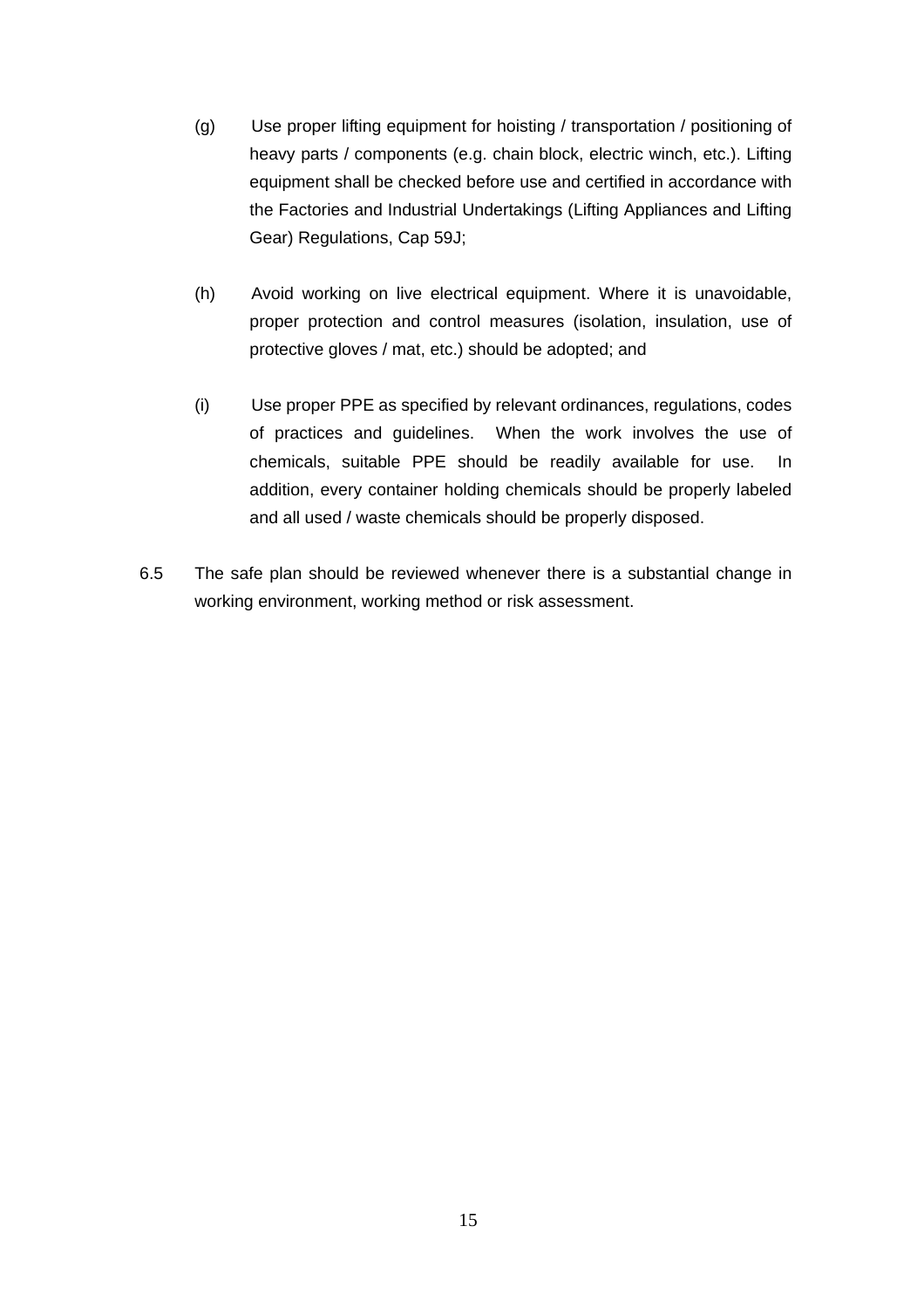(g) Use proper lifting equipment for hoisting / transportation / positioning of heavy parts / components (e.g. chain block, electric winch, etc.). Lifting equipment shall be checked before use and certified in accordance with the Factories and Industrial Undertakings (Lifting Appliances and Lifting Gear) Regulations, Cap 59J;

(h) Avoid working on live electrical equipment. Where it is unavoidable, proper protection and control measures (isolation, insulation, use of protective gloves / mat, etc.) should be adopted; and

(i) Use proper PPE as specified by relevant ordinances, regulations, codes of practices and guidelines. When the work involves the use of chemicals, suitable PPE should be readily available for use. In addition, every container holding chemicals should be properly labeled and all used / waste chemicals should be properly disposed.

6.5 The safe plan should be reviewed whenever there is a substantial change in working environment, working method or risk assessment.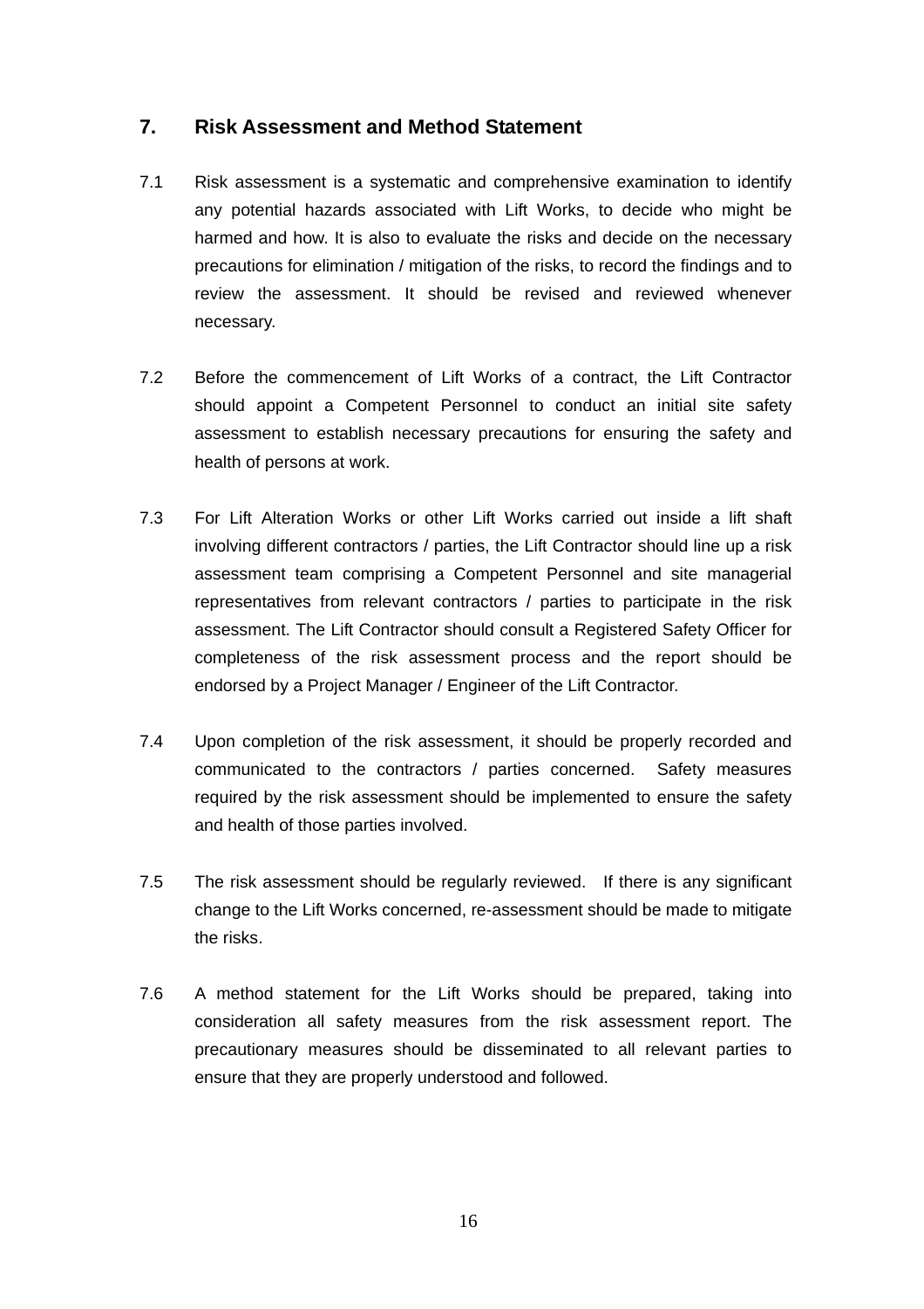## 7. Risk Assessment and Method Statement

7.1 Risk assessment is a systematic and comprehensive examination to identify any potential hazards associated with Lift Works, to decide who might be harmed and how. It is also to evaluate the risks and decide on the necessary precautions for elimination / mitigation of the risks, to record the findings and to review the assessment. It should be revised and reviewed whenever necessary.

7.2 Before the commencement of Lift Works of a contract, the Lift Contractor should appoint a Competent Personnel to conduct an initial site safety assessment to establish necessary precautions for ensuring the safety and health of persons at work.

7.3 For Lift Alteration Works or other Lift Works carried out inside a lift shaft involving different contractors / parties, the Lift Contractor should line up a risk assessment team comprising a Competent Personnel and site managerial representatives from relevant contractors / parties to participate in the risk assessment. The Lift Contractor should consult a Registered Safety Officer for completeness of the risk assessment process and the report should be endorsed by a Project Manager / Engineer of the Lift Contractor.

7.4 Upon completion of the risk assessment, it should be properly recorded and communicated to the contractors / parties concerned. Safety measures required by the risk assessment should be implemented to ensure the safety and health of those parties involved.

7.5 The risk assessment should be regularly reviewed. If there is any significant change to the Lift Works concerned, re-assessment should be made to mitigate the risks.

7.6 A method statement for the Lift Works should be prepared, taking into consideration all safety measures from the risk assessment report. The precautionary measures should be disseminated to all relevant parties to ensure that they are properly understood and followed.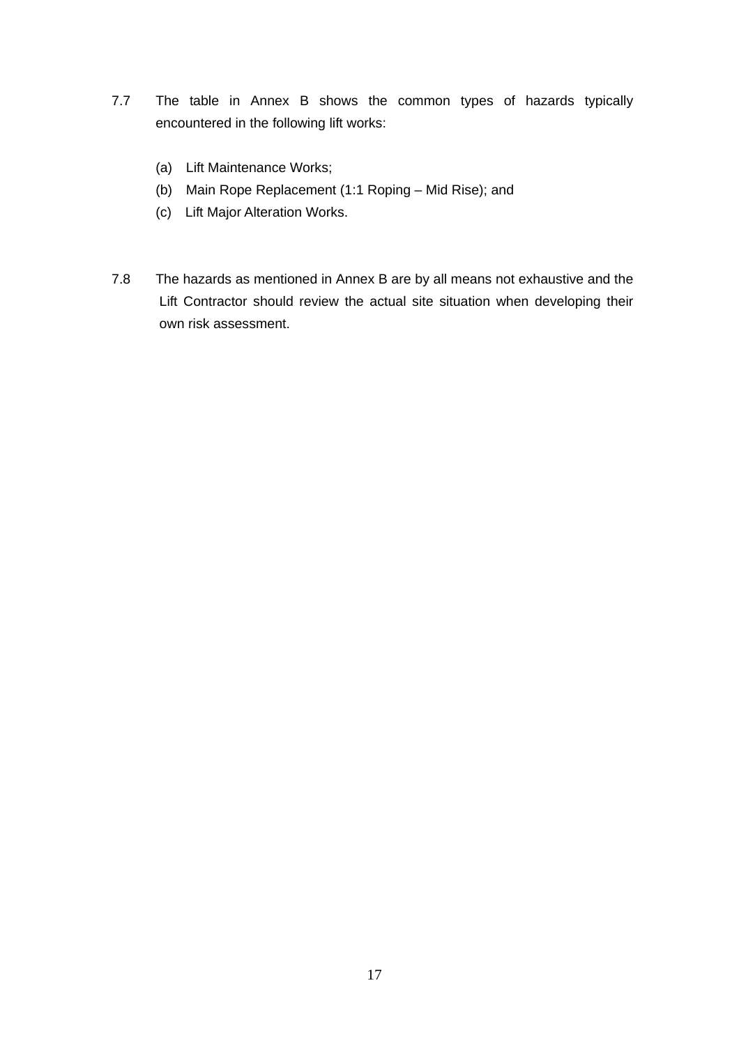7.7 The table in Annex B shows the common types of hazards typically encountered in the following lift works:

(a) Lift Maintenance Works;

(b) Main Rope Replacement (1:1 Roping – Mid Rise); and

(c) Lift Major Alteration Works.

7.8 The hazards as mentioned in Annex B are by all means not exhaustive and the Lift Contractor should review the actual site situation when developing their own risk assessment.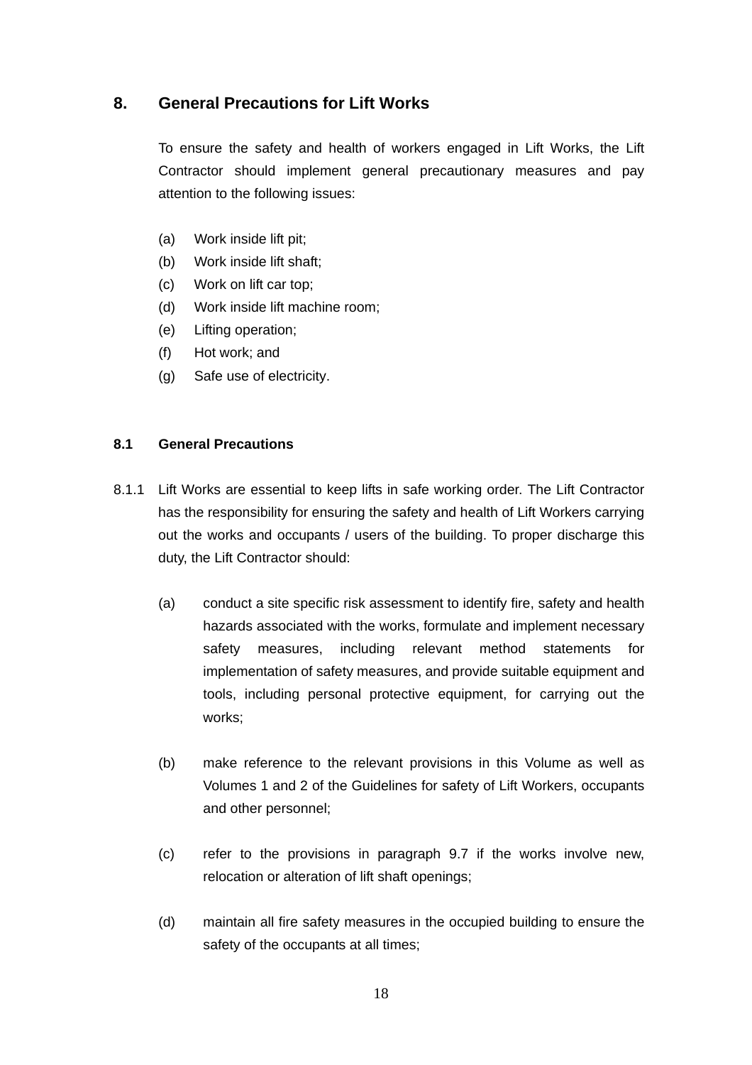## 8. General Precautions for Lift Works

To ensure the safety and health of workers engaged in Lift Works, the Lift Contractor should implement general precautionary measures and pay attention to the following issues:

(a) Work inside lift pit;
(b) Work inside lift shaft;
(c) Work on lift car top;
(d) Work inside lift machine room;
(e) Lifting operation;
(f) Hot work; and
(g) Safe use of electricity.

### 8.1 General Precautions

8.1.1 Lift Works are essential to keep lifts in safe working order. The Lift Contractor has the responsibility for ensuring the safety and health of Lift Workers carrying out the works and occupants / users of the building. To proper discharge this duty, the Lift Contractor should:

(a) conduct a site specific risk assessment to identify fire, safety and health hazards associated with the works, formulate and implement necessary safety measures, including relevant method statements for implementation of safety measures, and provide suitable equipment and tools, including personal protective equipment, for carrying out the works;

(b) make reference to the relevant provisions in this Volume as well as Volumes 1 and 2 of the Guidelines for safety of Lift Workers, occupants and other personnel;

(c) refer to the provisions in paragraph 9.7 if the works involve new, relocation or alteration of lift shaft openings;

(d) maintain all fire safety measures in the occupied building to ensure the safety of the occupants at all times;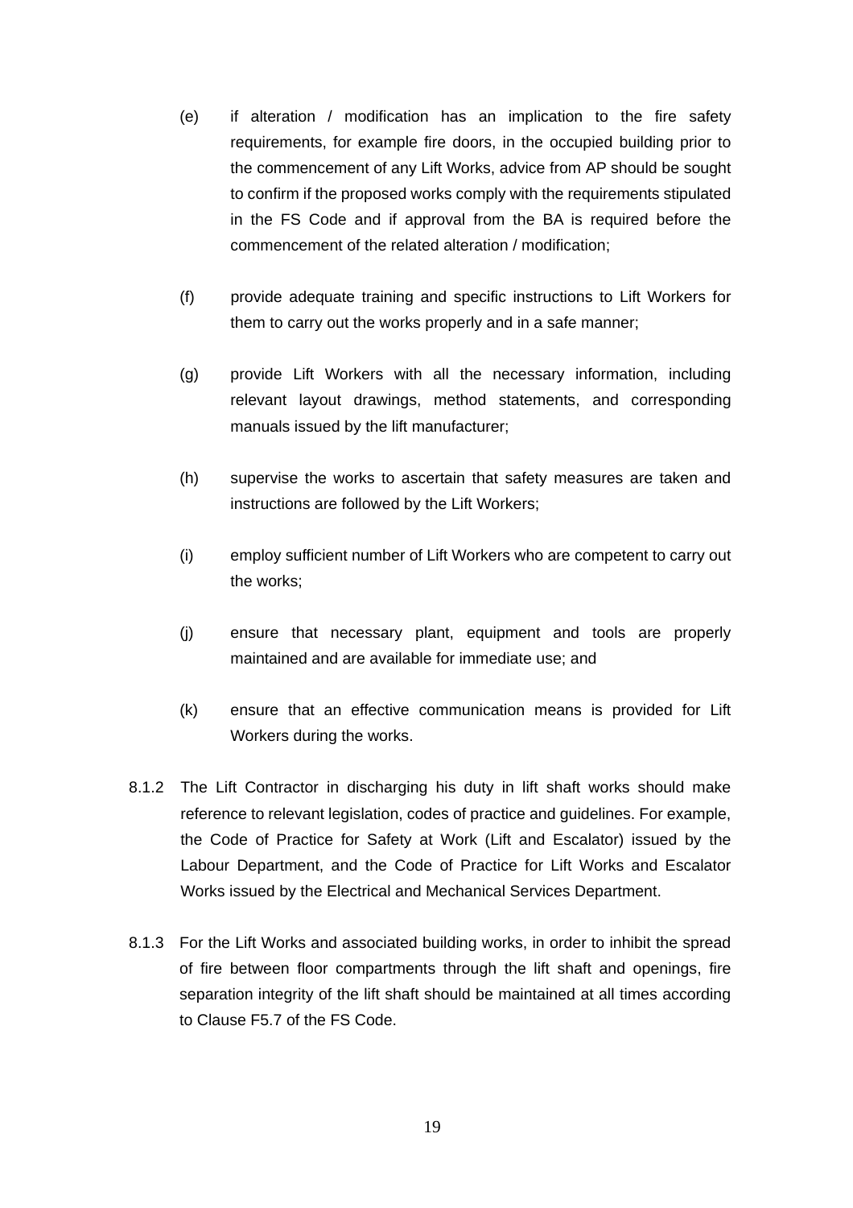(e) if alteration / modification has an implication to the fire safety requirements, for example fire doors, in the occupied building prior to the commencement of any Lift Works, advice from AP should be sought to confirm if the proposed works comply with the requirements stipulated in the FS Code and if approval from the BA is required before the commencement of the related alteration / modification;

(f) provide adequate training and specific instructions to Lift Workers for them to carry out the works properly and in a safe manner;

(g) provide Lift Workers with all the necessary information, including relevant layout drawings, method statements, and corresponding manuals issued by the lift manufacturer;

(h) supervise the works to ascertain that safety measures are taken and instructions are followed by the Lift Workers;

(i) employ sufficient number of Lift Workers who are competent to carry out the works;

(j) ensure that necessary plant, equipment and tools are properly maintained and are available for immediate use; and

(k) ensure that an effective communication means is provided for Lift Workers during the works.

8.1.2 The Lift Contractor in discharging his duty in lift shaft works should make reference to relevant legislation, codes of practice and guidelines. For example, the Code of Practice for Safety at Work (Lift and Escalator) issued by the Labour Department, and the Code of Practice for Lift Works and Escalator Works issued by the Electrical and Mechanical Services Department.

8.1.3 For the Lift Works and associated building works, in order to inhibit the spread of fire between floor compartments through the lift shaft and openings, fire separation integrity of the lift shaft should be maintained at all times according to Clause F5.7 of the FS Code.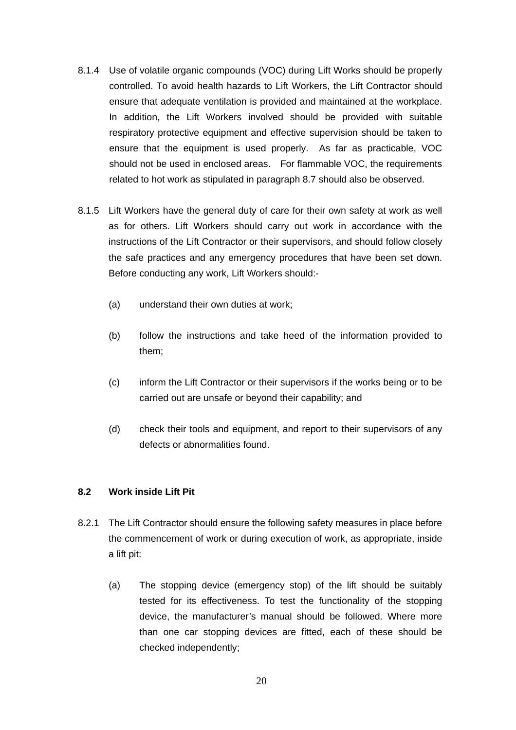8.1.4 Use of volatile organic compounds (VOC) during Lift Works should be properly controlled. To avoid health hazards to Lift Workers, the Lift Contractor should ensure that adequate ventilation is provided and maintained at the workplace. In addition, the Lift Workers involved should be provided with suitable respiratory protective equipment and effective supervision should be taken to ensure that the equipment is used properly. As far as practicable, VOC should not be used in enclosed areas. For flammable VOC, the requirements related to hot work as stipulated in paragraph 8.7 should also be observed.

8.1.5 Lift Workers have the general duty of care for their own safety at work as well as for others. Lift Workers should carry out work in accordance with the instructions of the Lift Contractor or their supervisors, and should follow closely the safe practices and any emergency procedures that have been set down. Before conducting any work, Lift Workers should:-

(a) understand their own duties at work;

(b) follow the instructions and take heed of the information provided to them;

(c) inform the Lift Contractor or their supervisors if the works being or to be carried out are unsafe or beyond their capability; and

(d) check their tools and equipment, and report to their supervisors of any defects or abnormalities found.

## 8.2 Work inside Lift Pit

8.2.1 The Lift Contractor should ensure the following safety measures in place before the commencement of work or during execution of work, as appropriate, inside a lift pit:

(a) The stopping device (emergency stop) of the lift should be suitably tested for its effectiveness. To test the functionality of the stopping device, the manufacturer's manual should be followed. Where more than one car stopping devices are fitted, each of these should be checked independently;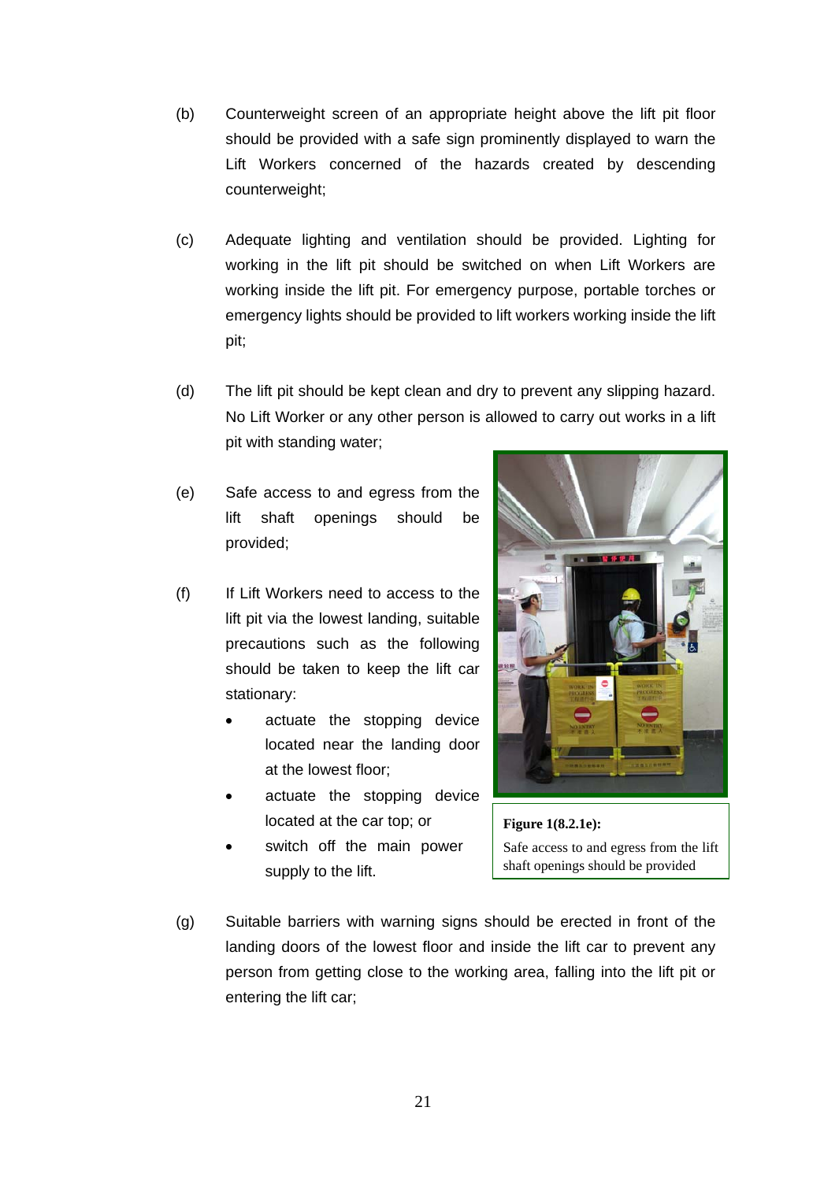(b) Counterweight screen of an appropriate height above the lift pit floor should be provided with a safe sign prominently displayed to warn the Lift Workers concerned of the hazards created by descending counterweight;

(c) Adequate lighting and ventilation should be provided. Lighting for working in the lift pit should be switched on when Lift Workers are working inside the lift pit. For emergency purpose, portable torches or emergency lights should be provided to lift workers working inside the lift pit;

(d) The lift pit should be kept clean and dry to prevent any slipping hazard. No Lift Worker or any other person is allowed to carry out works in a lift pit with standing water;

(e) Safe access to and egress from the lift shaft openings should be provided;

(f) If Lift Workers need to access to the lift pit via the lowest landing, suitable precautions such as the following should be taken to keep the lift car stationary:

- actuate the stopping device located near the landing door at the lowest floor;
- actuate the stopping device located at the car top; or
- switch off the main power supply to the lift.

**Figure 1(8.2.1e):**
Safe access to and egress from the lift shaft openings should be provided

(g) Suitable barriers with warning signs should be erected in front of the landing doors of the lowest floor and inside the lift car to prevent any person from getting close to the working area, falling into the lift pit or entering the lift car;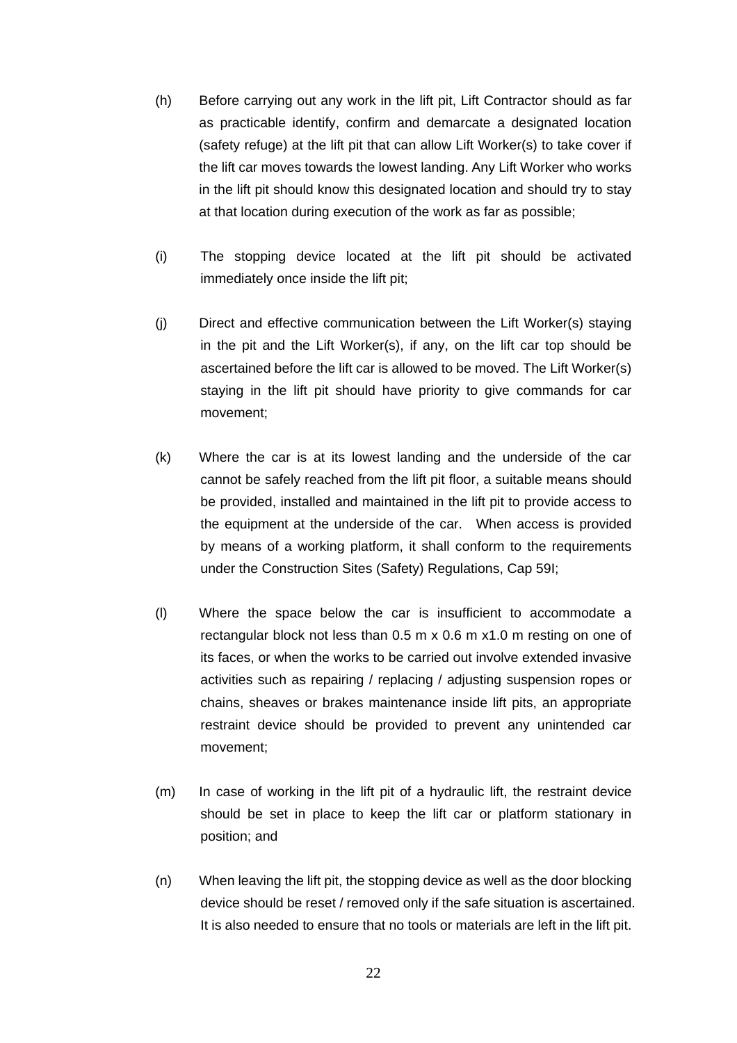(h) Before carrying out any work in the lift pit, Lift Contractor should as far as practicable identify, confirm and demarcate a designated location (safety refuge) at the lift pit that can allow Lift Worker(s) to take cover if the lift car moves towards the lowest landing. Any Lift Worker who works in the lift pit should know this designated location and should try to stay at that location during execution of the work as far as possible;

(i) The stopping device located at the lift pit should be activated immediately once inside the lift pit;

(j) Direct and effective communication between the Lift Worker(s) staying in the pit and the Lift Worker(s), if any, on the lift car top should be ascertained before the lift car is allowed to be moved. The Lift Worker(s) staying in the lift pit should have priority to give commands for car movement;

(k) Where the car is at its lowest landing and the underside of the car cannot be safely reached from the lift pit floor, a suitable means should be provided, installed and maintained in the lift pit to provide access to the equipment at the underside of the car. When access is provided by means of a working platform, it shall conform to the requirements under the Construction Sites (Safety) Regulations, Cap 59I;

(l) Where the space below the car is insufficient to accommodate a rectangular block not less than 0.5 m x 0.6 m x1.0 m resting on one of its faces, or when the works to be carried out involve extended invasive activities such as repairing / replacing / adjusting suspension ropes or chains, sheaves or brakes maintenance inside lift pits, an appropriate restraint device should be provided to prevent any unintended car movement;

(m) In case of working in the lift pit of a hydraulic lift, the restraint device should be set in place to keep the lift car or platform stationary in position; and

(n) When leaving the lift pit, the stopping device as well as the door blocking device should be reset / removed only if the safe situation is ascertained. It is also needed to ensure that no tools or materials are left in the lift pit.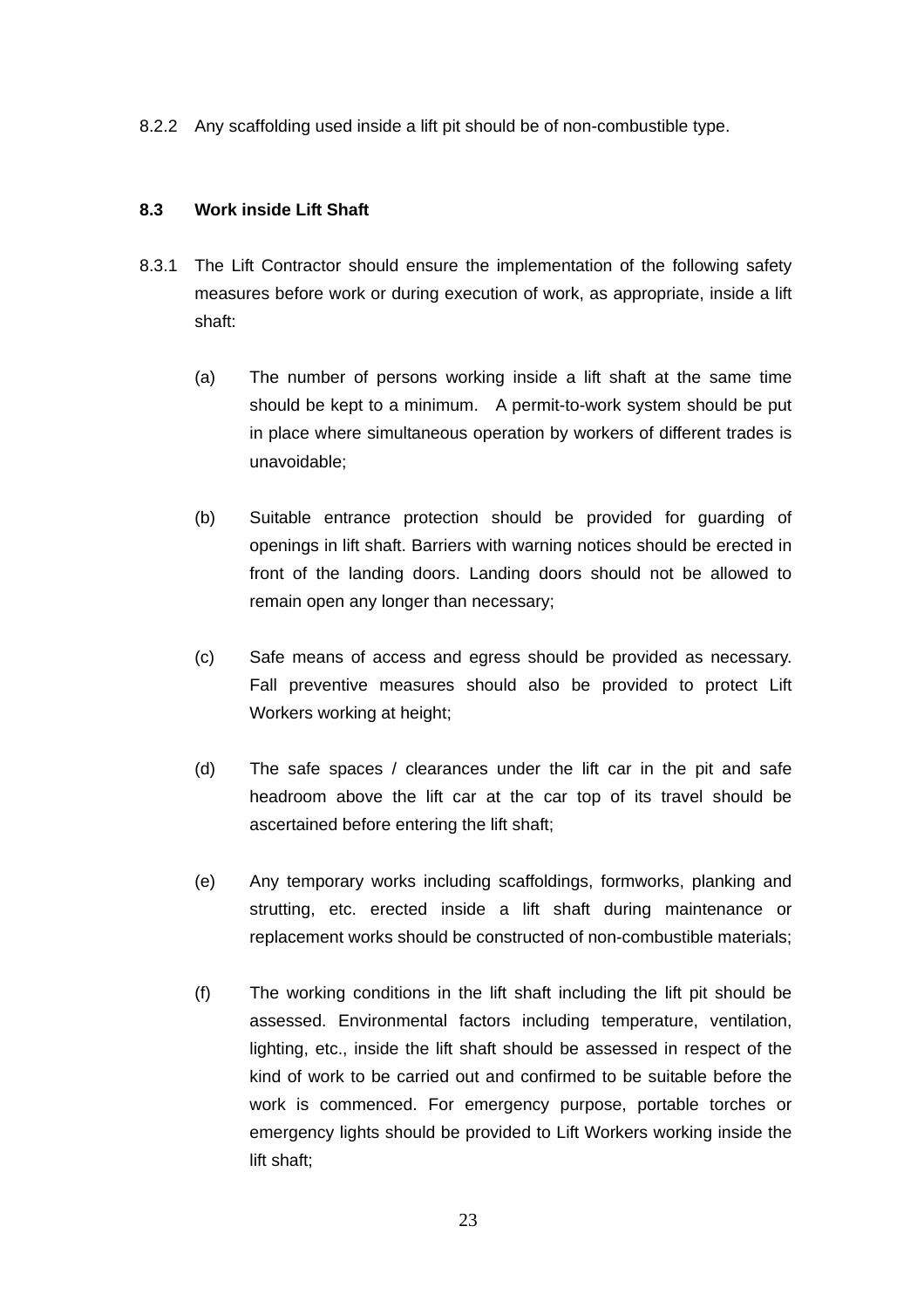8.2.2 Any scaffolding used inside a lift pit should be of non-combustible type.

### 8.3 Work inside Lift Shaft

8.3.1 The Lift Contractor should ensure the implementation of the following safety measures before work or during execution of work, as appropriate, inside a lift shaft:

(a) The number of persons working inside a lift shaft at the same time should be kept to a minimum. A permit-to-work system should be put in place where simultaneous operation by workers of different trades is unavoidable;

(b) Suitable entrance protection should be provided for guarding of openings in lift shaft. Barriers with warning notices should be erected in front of the landing doors. Landing doors should not be allowed to remain open any longer than necessary;

(c) Safe means of access and egress should be provided as necessary. Fall preventive measures should also be provided to protect Lift Workers working at height;

(d) The safe spaces / clearances under the lift car in the pit and safe headroom above the lift car at the car top of its travel should be ascertained before entering the lift shaft;

(e) Any temporary works including scaffoldings, formworks, planking and strutting, etc. erected inside a lift shaft during maintenance or replacement works should be constructed of non-combustible materials;

(f) The working conditions in the lift shaft including the lift pit should be assessed. Environmental factors including temperature, ventilation, lighting, etc., inside the lift shaft should be assessed in respect of the kind of work to be carried out and confirmed to be suitable before the work is commenced. For emergency purpose, portable torches or emergency lights should be provided to Lift Workers working inside the lift shaft;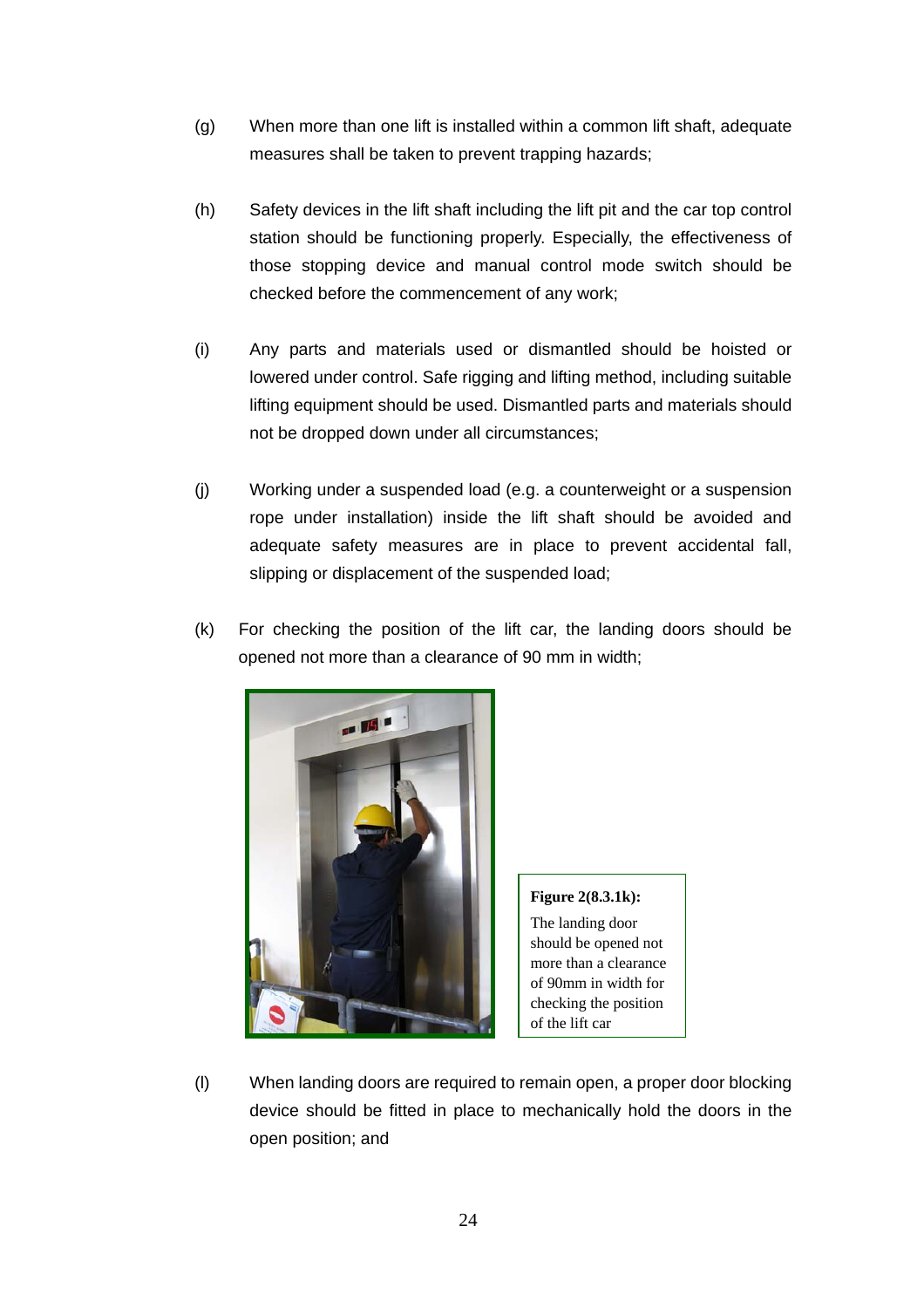(g) When more than one lift is installed within a common lift shaft, adequate measures shall be taken to prevent trapping hazards;

(h) Safety devices in the lift shaft including the lift pit and the car top control station should be functioning properly. Especially, the effectiveness of those stopping device and manual control mode switch should be checked before the commencement of any work;

(i) Any parts and materials used or dismantled should be hoisted or lowered under control. Safe rigging and lifting method, including suitable lifting equipment should be used. Dismantled parts and materials should not be dropped down under all circumstances;

(j) Working under a suspended load (e.g. a counterweight or a suspension rope under installation) inside the lift shaft should be avoided and adequate safety measures are in place to prevent accidental fall, slipping or displacement of the suspended load;

(k) For checking the position of the lift car, the landing doors should be opened not more than a clearance of 90 mm in width;

**Figure 2(8.3.1k):** The landing door should be opened not more than a clearance of 90mm in width for checking the position of the lift car

(l) When landing doors are required to remain open, a proper door blocking device should be fitted in place to mechanically hold the doors in the open position; and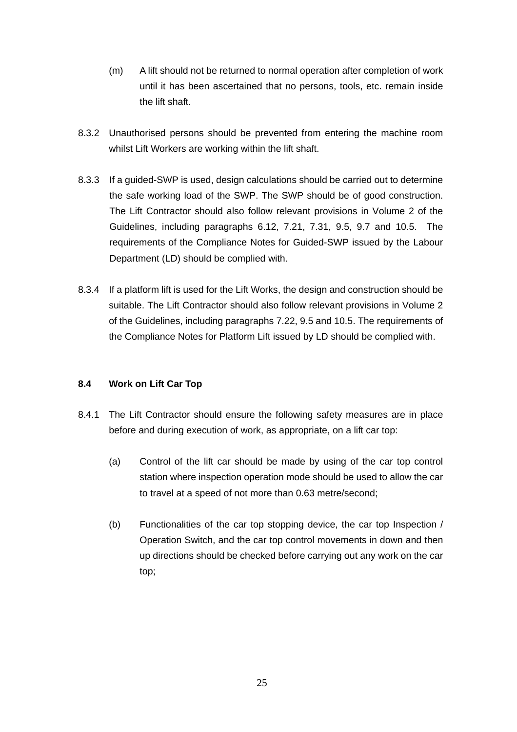(m) A lift should not be returned to normal operation after completion of work until it has been ascertained that no persons, tools, etc. remain inside the lift shaft.

8.3.2 Unauthorised persons should be prevented from entering the machine room whilst Lift Workers are working within the lift shaft.

8.3.3 If a guided-SWP is used, design calculations should be carried out to determine the safe working load of the SWP. The SWP should be of good construction. The Lift Contractor should also follow relevant provisions in Volume 2 of the Guidelines, including paragraphs 6.12, 7.21, 7.31, 9.5, 9.7 and 10.5. The requirements of the Compliance Notes for Guided-SWP issued by the Labour Department (LD) should be complied with.

8.3.4 If a platform lift is used for the Lift Works, the design and construction should be suitable. The Lift Contractor should also follow relevant provisions in Volume 2 of the Guidelines, including paragraphs 7.22, 9.5 and 10.5. The requirements of the Compliance Notes for Platform Lift issued by LD should be complied with.

### 8.4 Work on Lift Car Top

8.4.1 The Lift Contractor should ensure the following safety measures are in place before and during execution of work, as appropriate, on a lift car top:

(a) Control of the lift car should be made by using of the car top control station where inspection operation mode should be used to allow the car to travel at a speed of not more than 0.63 metre/second;

(b) Functionalities of the car top stopping device, the car top Inspection / Operation Switch, and the car top control movements in down and then up directions should be checked before carrying out any work on the car top;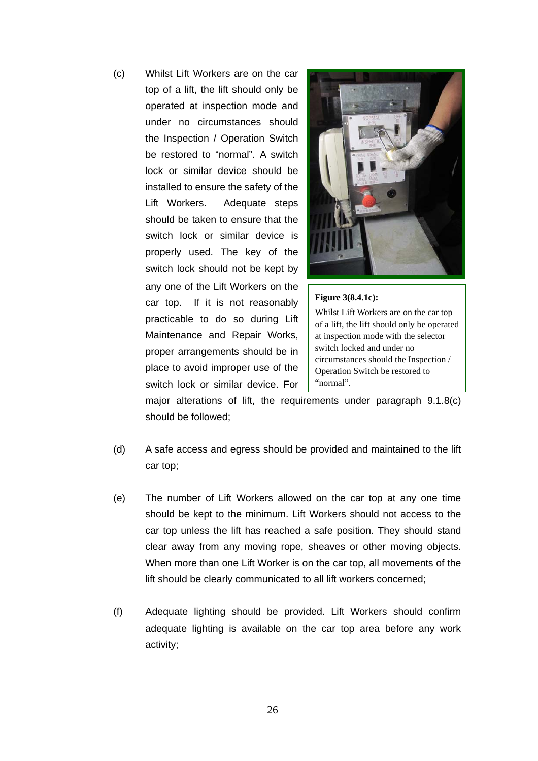(c) Whilst Lift Workers are on the car top of a lift, the lift should only be operated at inspection mode and under no circumstances should the Inspection / Operation Switch be restored to "normal". A switch lock or similar device should be installed to ensure the safety of the Lift Workers. Adequate steps should be taken to ensure that the switch lock or similar device is properly used. The key of the switch lock should not be kept by any one of the Lift Workers on the car top. If it is not reasonably practicable to do so during Lift Maintenance and Repair Works, proper arrangements should be in place to avoid improper use of the switch lock or similar device. For major alterations of lift, the requirements under paragraph 9.1.8(c) should be followed;

**Figure 3(8.4.1c):**
Whilst Lift Workers are on the car top of a lift, the lift should only be operated at inspection mode with the selector switch locked and under no circumstances should the Inspection / Operation Switch be restored to "normal".

(d) A safe access and egress should be provided and maintained to the lift car top;

(e) The number of Lift Workers allowed on the car top at any one time should be kept to the minimum. Lift Workers should not access to the car top unless the lift has reached a safe position. They should stand clear away from any moving rope, sheaves or other moving objects. When more than one Lift Worker is on the car top, all movements of the lift should be clearly communicated to all lift workers concerned;

(f) Adequate lighting should be provided. Lift Workers should confirm adequate lighting is available on the car top area before any work activity;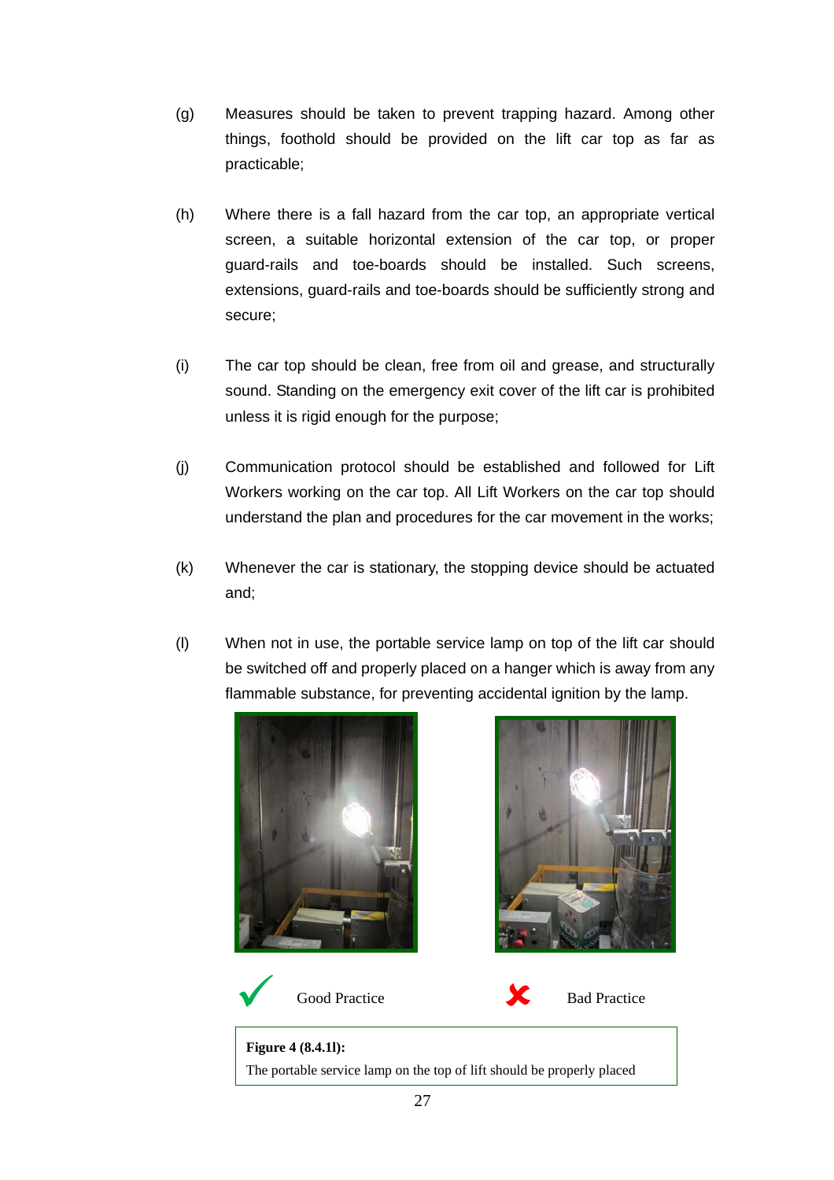(g) Measures should be taken to prevent trapping hazard. Among other things, foothold should be provided on the lift car top as far as practicable;

(h) Where there is a fall hazard from the car top, an appropriate vertical screen, a suitable horizontal extension of the car top, or proper guard-rails and toe-boards should be installed. Such screens, extensions, guard-rails and toe-boards should be sufficiently strong and secure;

(i) The car top should be clean, free from oil and grease, and structurally sound. Standing on the emergency exit cover of the lift car is prohibited unless it is rigid enough for the purpose;

(j) Communication protocol should be established and followed for Lift Workers working on the car top. All Lift Workers on the car top should understand the plan and procedures for the car movement in the works;

(k) Whenever the car is stationary, the stopping device should be actuated and;

(l) When not in use, the portable service lamp on top of the lift car should be switched off and properly placed on a hanger which is away from any flammable substance, for preventing accidental ignition by the lamp.

✓ Good Practice ✗ Bad Practice

**Figure 4 (8.4.1l):**
The portable service lamp on the top of lift should be properly placed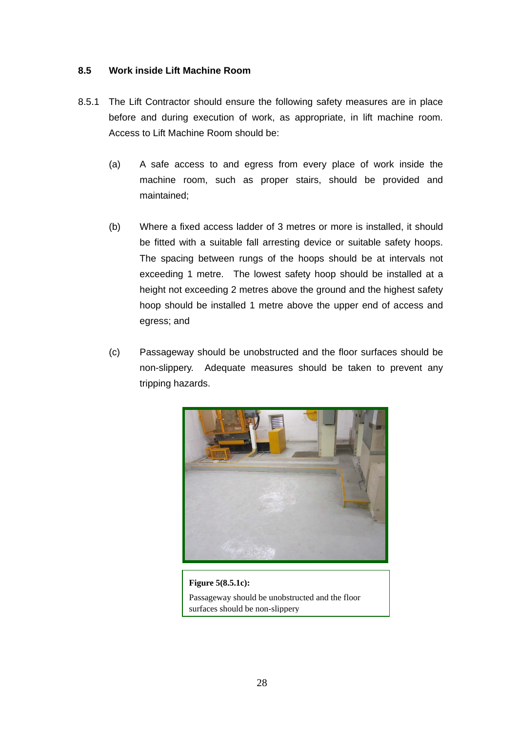## 8.5 Work inside Lift Machine Room

8.5.1 The Lift Contractor should ensure the following safety measures are in place before and during execution of work, as appropriate, in lift machine room. Access to Lift Machine Room should be:

(a) A safe access to and egress from every place of work inside the machine room, such as proper stairs, should be provided and maintained;

(b) Where a fixed access ladder of 3 metres or more is installed, it should be fitted with a suitable fall arresting device or suitable safety hoops. The spacing between rungs of the hoops should be at intervals not exceeding 1 metre. The lowest safety hoop should be installed at a height not exceeding 2 metres above the ground and the highest safety hoop should be installed 1 metre above the upper end of access and egress; and

(c) Passageway should be unobstructed and the floor surfaces should be non-slippery. Adequate measures should be taken to prevent any tripping hazards.

**Figure 5(8.5.1c):**
Passageway should be unobstructed and the floor surfaces should be non-slippery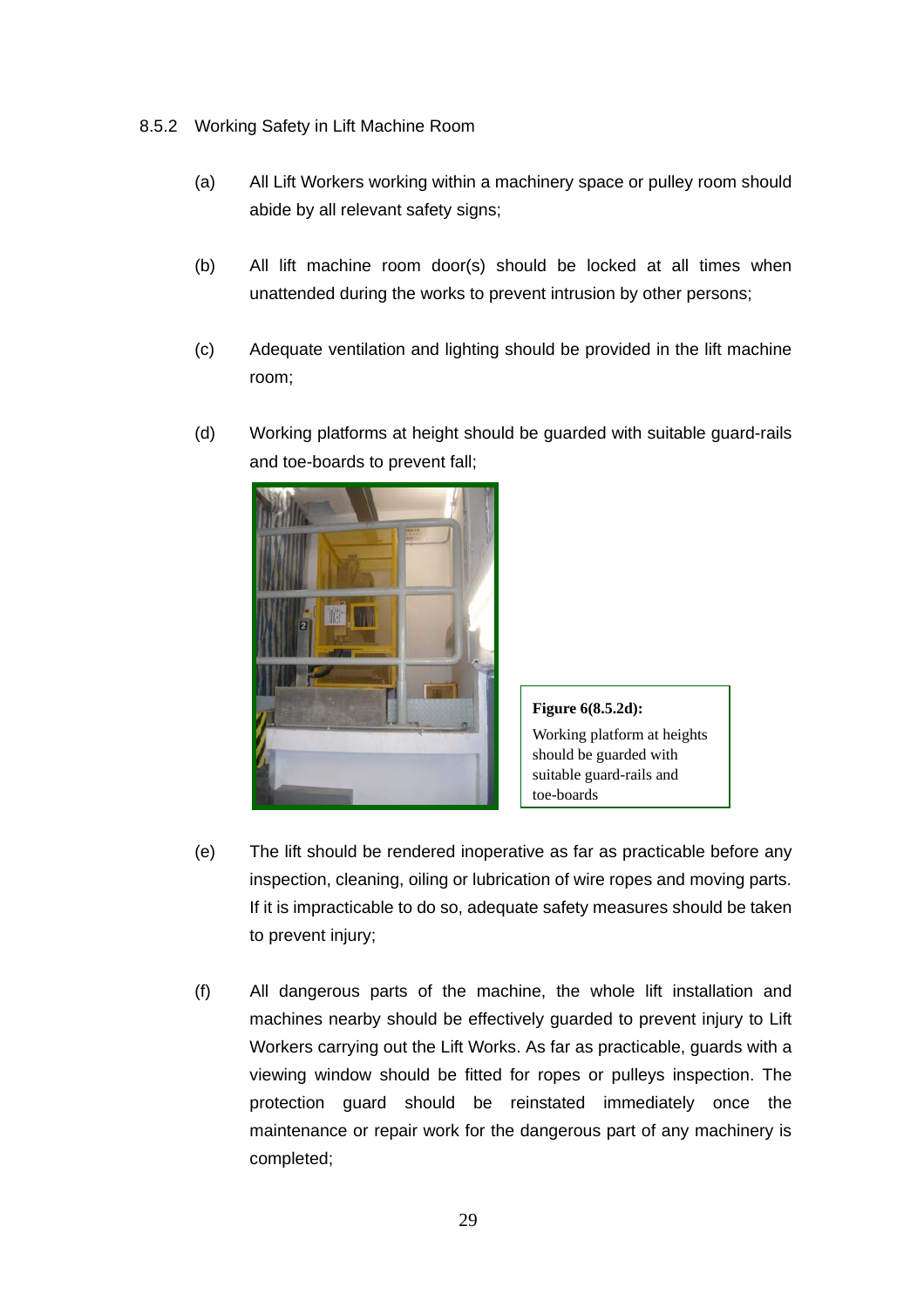### 8.5.2 Working Safety in Lift Machine Room

(a) All Lift Workers working within a machinery space or pulley room should abide by all relevant safety signs;

(b) All lift machine room door(s) should be locked at all times when unattended during the works to prevent intrusion by other persons;

(c) Adequate ventilation and lighting should be provided in the lift machine room;

(d) Working platforms at height should be guarded with suitable guard-rails and toe-boards to prevent fall;

**Figure 6(8.5.2d):** Working platform at heights should be guarded with suitable guard-rails and toe-boards

(e) The lift should be rendered inoperative as far as practicable before any inspection, cleaning, oiling or lubrication of wire ropes and moving parts. If it is impracticable to do so, adequate safety measures should be taken to prevent injury;

(f) All dangerous parts of the machine, the whole lift installation and machines nearby should be effectively guarded to prevent injury to Lift Workers carrying out the Lift Works. As far as practicable, guards with a viewing window should be fitted for ropes or pulleys inspection. The protection guard should be reinstated immediately once the maintenance or repair work for the dangerous part of any machinery is completed;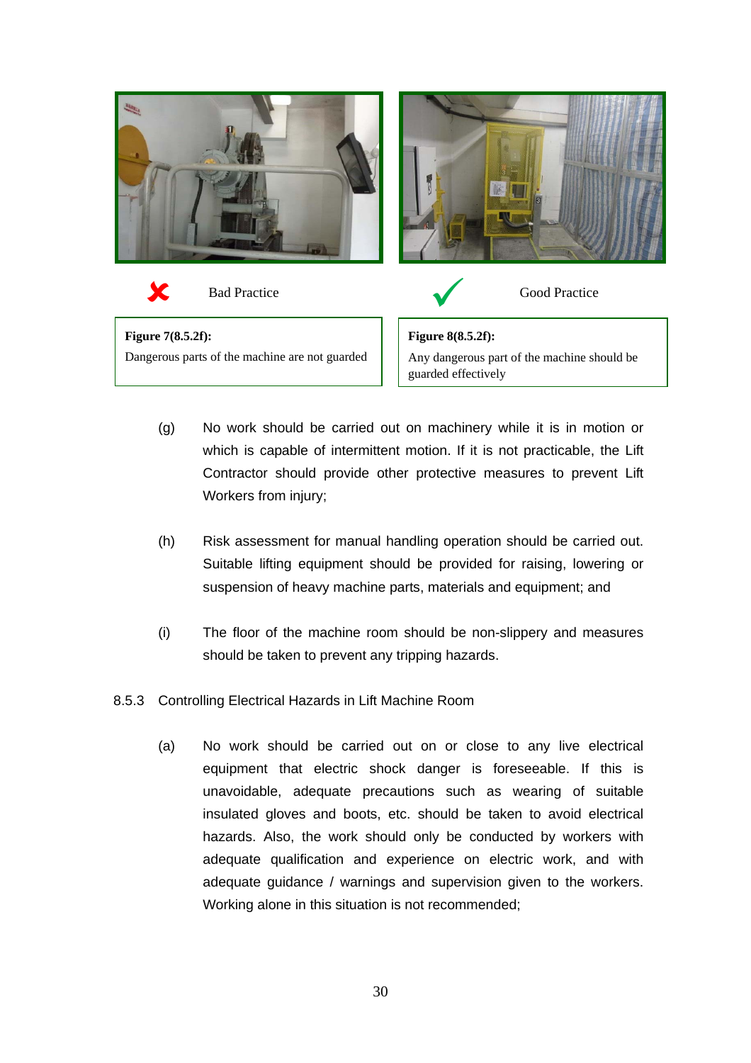✗ Bad Practice

**Figure 7(8.5.2f):**
Dangerous parts of the machine are not guarded

✓ Good Practice

**Figure 8(8.5.2f):**
Any dangerous part of the machine should be guarded effectively

(g) No work should be carried out on machinery while it is in motion or which is capable of intermittent motion. If it is not practicable, the Lift Contractor should provide other protective measures to prevent Lift Workers from injury;

(h) Risk assessment for manual handling operation should be carried out. Suitable lifting equipment should be provided for raising, lowering or suspension of heavy machine parts, materials and equipment; and

(i) The floor of the machine room should be non-slippery and measures should be taken to prevent any tripping hazards.

8.5.3 Controlling Electrical Hazards in Lift Machine Room

(a) No work should be carried out on or close to any live electrical equipment that electric shock danger is foreseeable. If this is unavoidable, adequate precautions such as wearing of suitable insulated gloves and boots, etc. should be taken to avoid electrical hazards. Also, the work should only be conducted by workers with adequate qualification and experience on electric work, and with adequate guidance / warnings and supervision given to the workers. Working alone in this situation is not recommended;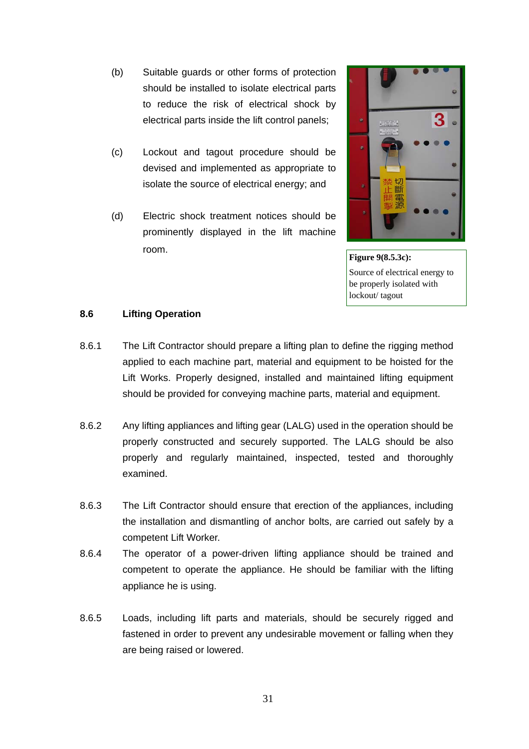(b) Suitable guards or other forms of protection should be installed to isolate electrical parts to reduce the risk of electrical shock by electrical parts inside the lift control panels;

(c) Lockout and tagout procedure should be devised and implemented as appropriate to isolate the source of electrical energy; and

(d) Electric shock treatment notices should be prominently displayed in the lift machine room.

**Figure 9(8.5.3c):**
Source of electrical energy to be properly isolated with lockout/ tagout

## 8.6 Lifting Operation

8.6.1 The Lift Contractor should prepare a lifting plan to define the rigging method applied to each machine part, material and equipment to be hoisted for the Lift Works. Properly designed, installed and maintained lifting equipment should be provided for conveying machine parts, material and equipment.

8.6.2 Any lifting appliances and lifting gear (LALG) used in the operation should be properly constructed and securely supported. The LALG should be also properly and regularly maintained, inspected, tested and thoroughly examined.

8.6.3 The Lift Contractor should ensure that erection of the appliances, including the installation and dismantling of anchor bolts, are carried out safely by a competent Lift Worker.

8.6.4 The operator of a power-driven lifting appliance should be trained and competent to operate the appliance. He should be familiar with the lifting appliance he is using.

8.6.5 Loads, including lift parts and materials, should be securely rigged and fastened in order to prevent any undesirable movement or falling when they are being raised or lowered.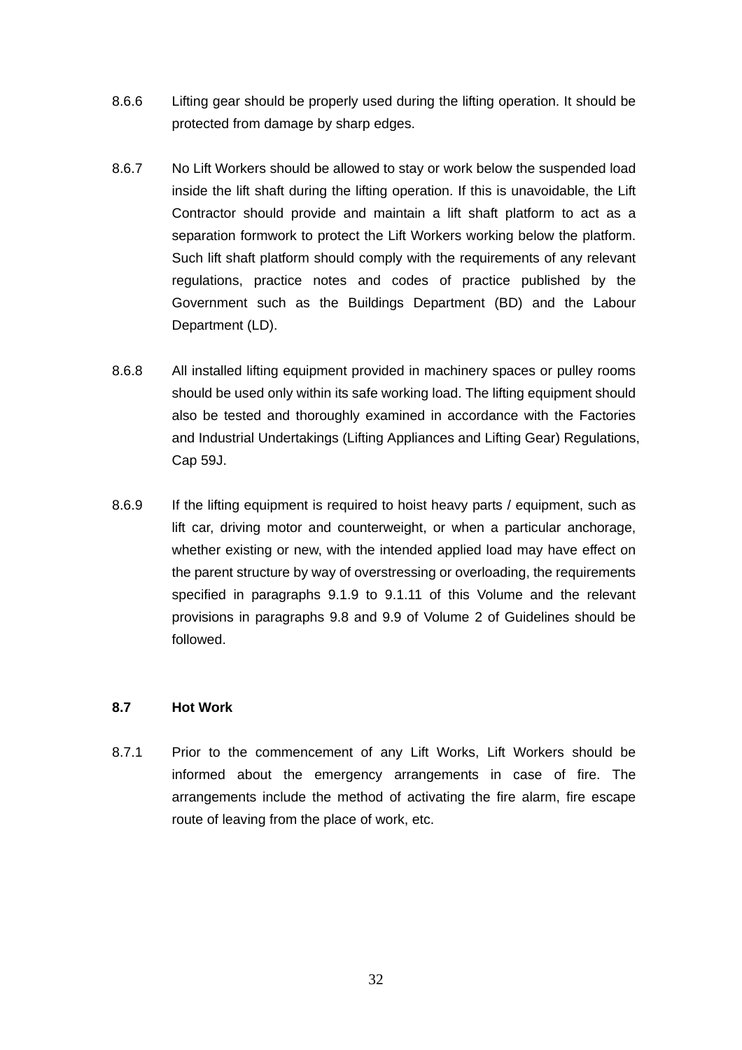8.6.6 Lifting gear should be properly used during the lifting operation. It should be protected from damage by sharp edges.

8.6.7 No Lift Workers should be allowed to stay or work below the suspended load inside the lift shaft during the lifting operation. If this is unavoidable, the Lift Contractor should provide and maintain a lift shaft platform to act as a separation formwork to protect the Lift Workers working below the platform. Such lift shaft platform should comply with the requirements of any relevant regulations, practice notes and codes of practice published by the Government such as the Buildings Department (BD) and the Labour Department (LD).

8.6.8 All installed lifting equipment provided in machinery spaces or pulley rooms should be used only within its safe working load. The lifting equipment should also be tested and thoroughly examined in accordance with the Factories and Industrial Undertakings (Lifting Appliances and Lifting Gear) Regulations, Cap 59J.

8.6.9 If the lifting equipment is required to hoist heavy parts / equipment, such as lift car, driving motor and counterweight, or when a particular anchorage, whether existing or new, with the intended applied load may have effect on the parent structure by way of overstressing or overloading, the requirements specified in paragraphs 9.1.9 to 9.1.11 of this Volume and the relevant provisions in paragraphs 9.8 and 9.9 of Volume 2 of Guidelines should be followed.

### 8.7 Hot Work

8.7.1 Prior to the commencement of any Lift Works, Lift Workers should be informed about the emergency arrangements in case of fire. The arrangements include the method of activating the fire alarm, fire escape route of leaving from the place of work, etc.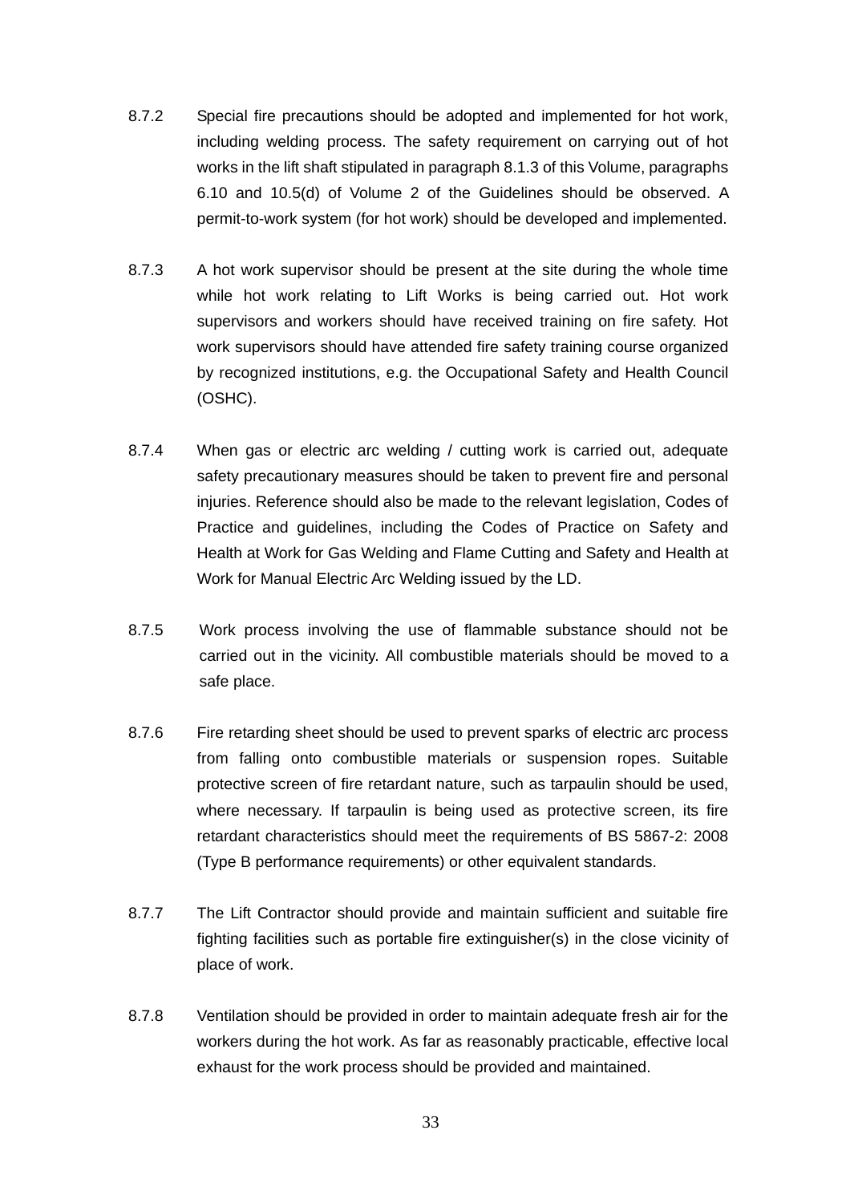8.7.2 Special fire precautions should be adopted and implemented for hot work, including welding process. The safety requirement on carrying out of hot works in the lift shaft stipulated in paragraph 8.1.3 of this Volume, paragraphs 6.10 and 10.5(d) of Volume 2 of the Guidelines should be observed. A permit-to-work system (for hot work) should be developed and implemented.

8.7.3 A hot work supervisor should be present at the site during the whole time while hot work relating to Lift Works is being carried out. Hot work supervisors and workers should have received training on fire safety. Hot work supervisors should have attended fire safety training course organized by recognized institutions, e.g. the Occupational Safety and Health Council (OSHC).

8.7.4 When gas or electric arc welding / cutting work is carried out, adequate safety precautionary measures should be taken to prevent fire and personal injuries. Reference should also be made to the relevant legislation, Codes of Practice and guidelines, including the Codes of Practice on Safety and Health at Work for Gas Welding and Flame Cutting and Safety and Health at Work for Manual Electric Arc Welding issued by the LD.

8.7.5 Work process involving the use of flammable substance should not be carried out in the vicinity. All combustible materials should be moved to a safe place.

8.7.6 Fire retarding sheet should be used to prevent sparks of electric arc process from falling onto combustible materials or suspension ropes. Suitable protective screen of fire retardant nature, such as tarpaulin should be used, where necessary. If tarpaulin is being used as protective screen, its fire retardant characteristics should meet the requirements of BS 5867-2: 2008 (Type B performance requirements) or other equivalent standards.

8.7.7 The Lift Contractor should provide and maintain sufficient and suitable fire fighting facilities such as portable fire extinguisher(s) in the close vicinity of place of work.

8.7.8 Ventilation should be provided in order to maintain adequate fresh air for the workers during the hot work. As far as reasonably practicable, effective local exhaust for the work process should be provided and maintained.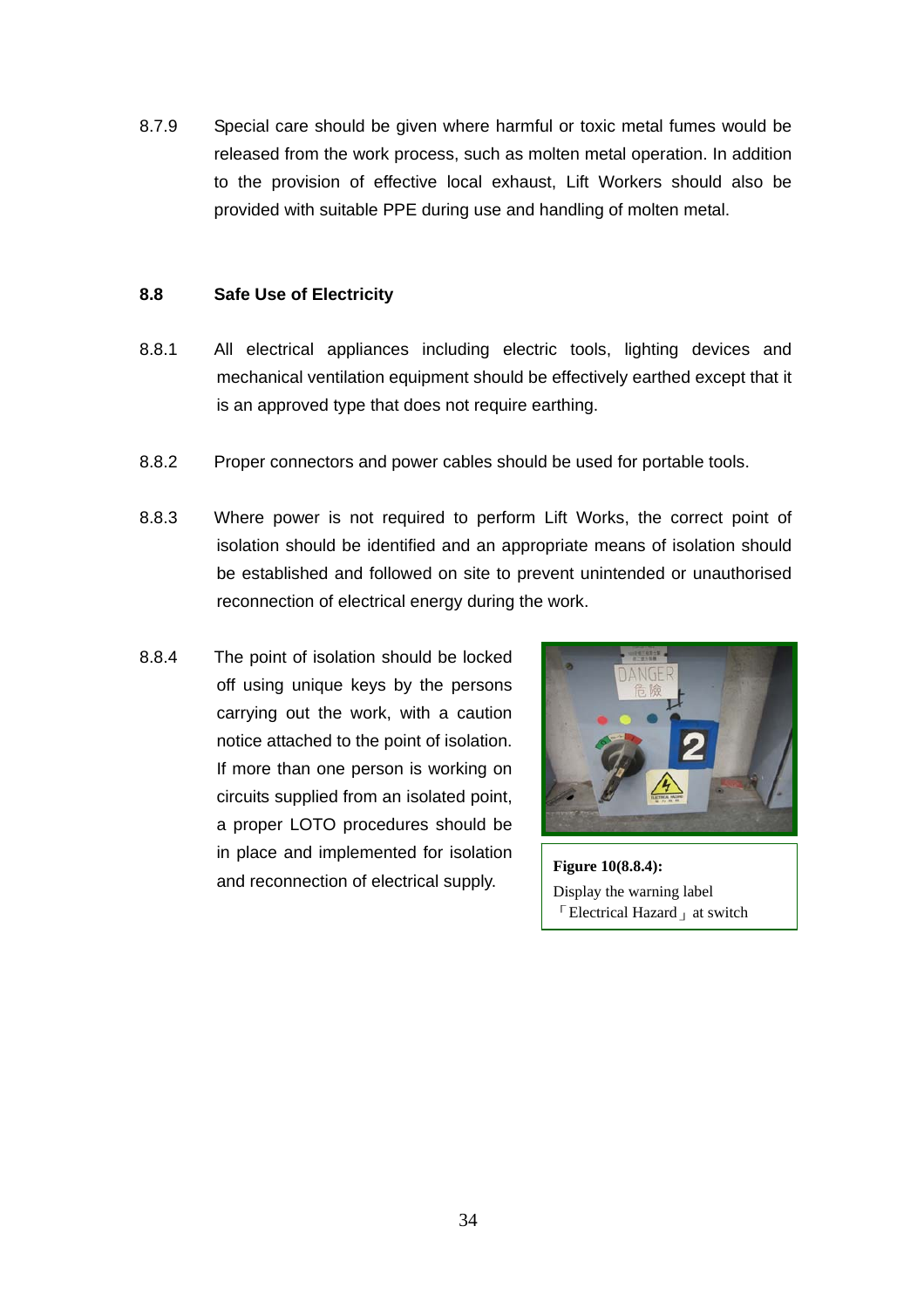8.7.9 Special care should be given where harmful or toxic metal fumes would be released from the work process, such as molten metal operation. In addition to the provision of effective local exhaust, Lift Workers should also be provided with suitable PPE during use and handling of molten metal.

## 8.8 Safe Use of Electricity

8.8.1 All electrical appliances including electric tools, lighting devices and mechanical ventilation equipment should be effectively earthed except that it is an approved type that does not require earthing.

8.8.2 Proper connectors and power cables should be used for portable tools.

8.8.3 Where power is not required to perform Lift Works, the correct point of isolation should be identified and an appropriate means of isolation should be established and followed on site to prevent unintended or unauthorised reconnection of electrical energy during the work.

8.8.4 The point of isolation should be locked off using unique keys by the persons carrying out the work, with a caution notice attached to the point of isolation. If more than one person is working on circuits supplied from an isolated point, a proper LOTO procedures should be in place and implemented for isolation and reconnection of electrical supply.

**Figure 10(8.8.4):**
Display the warning label 「Electrical Hazard」 at switch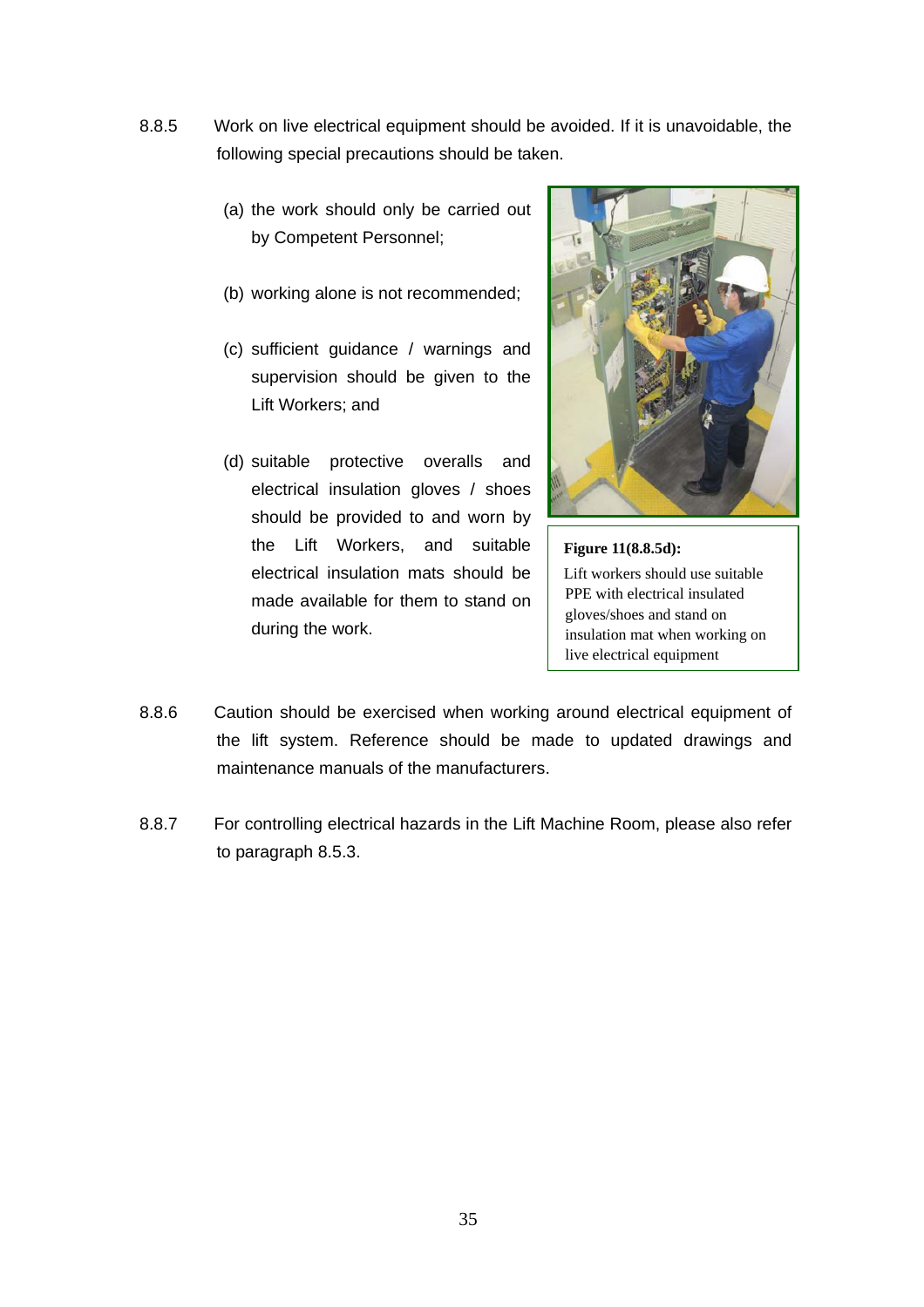8.8.5 Work on live electrical equipment should be avoided. If it is unavoidable, the following special precautions should be taken.

(a) the work should only be carried out by Competent Personnel;

(b) working alone is not recommended;

(c) sufficient guidance / warnings and supervision should be given to the Lift Workers; and

(d) suitable protective overalls and electrical insulation gloves / shoes should be provided to and worn by the Lift Workers, and suitable electrical insulation mats should be made available for them to stand on during the work.

**Figure 11(8.8.5d):**
Lift workers should use suitable PPE with electrical insulated gloves/shoes and stand on insulation mat when working on live electrical equipment

8.8.6 Caution should be exercised when working around electrical equipment of the lift system. Reference should be made to updated drawings and maintenance manuals of the manufacturers.

8.8.7 For controlling electrical hazards in the Lift Machine Room, please also refer to paragraph 8.5.3.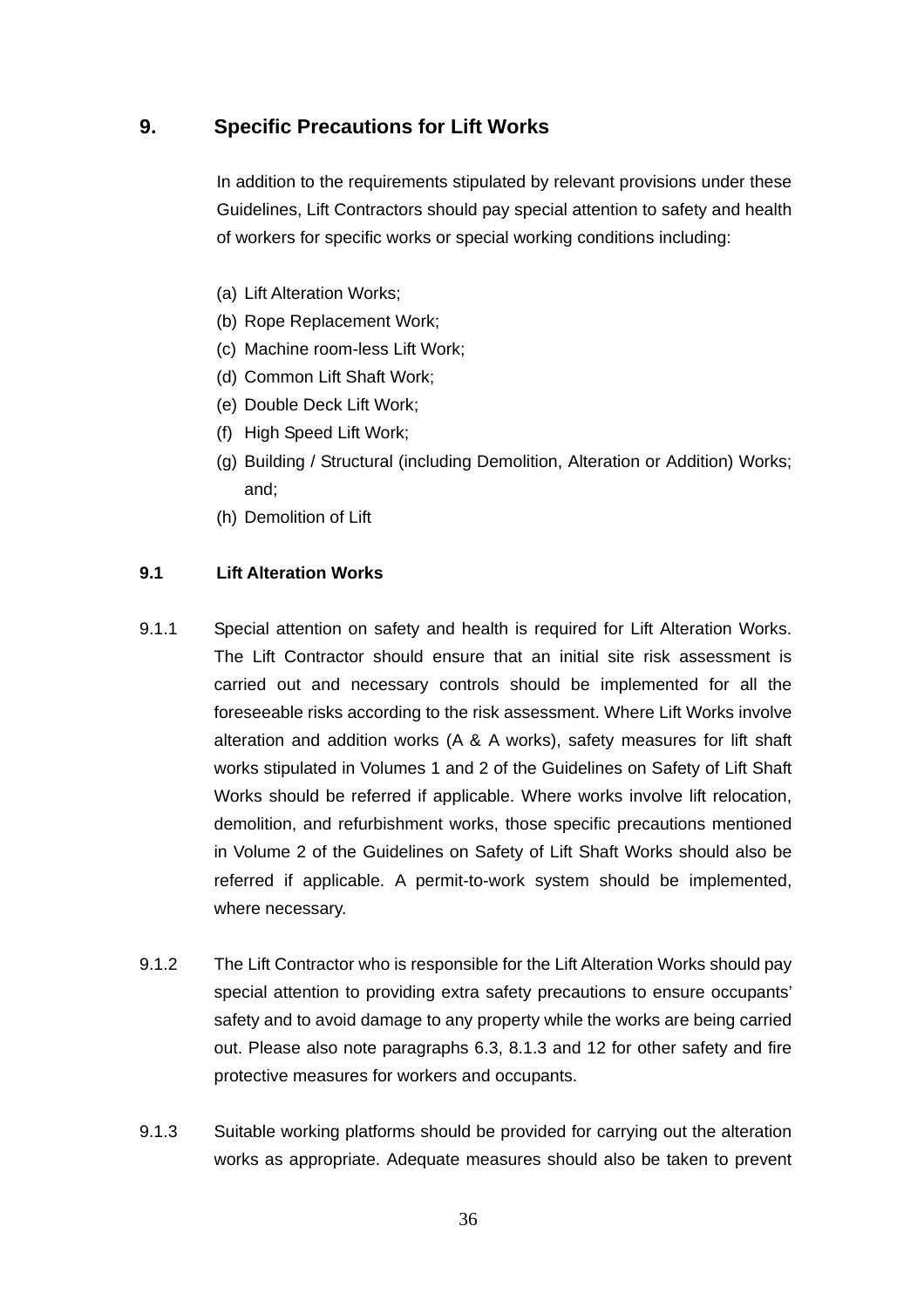## 9. Specific Precautions for Lift Works

In addition to the requirements stipulated by relevant provisions under these Guidelines, Lift Contractors should pay special attention to safety and health of workers for specific works or special working conditions including:

(a) Lift Alteration Works;
(b) Rope Replacement Work;
(c) Machine room-less Lift Work;
(d) Common Lift Shaft Work;
(e) Double Deck Lift Work;
(f) High Speed Lift Work;
(g) Building / Structural (including Demolition, Alteration or Addition) Works; and;
(h) Demolition of Lift

### 9.1 Lift Alteration Works

9.1.1 Special attention on safety and health is required for Lift Alteration Works. The Lift Contractor should ensure that an initial site risk assessment is carried out and necessary controls should be implemented for all the foreseeable risks according to the risk assessment. Where Lift Works involve alteration and addition works (A & A works), safety measures for lift shaft works stipulated in Volumes 1 and 2 of the Guidelines on Safety of Lift Shaft Works should be referred if applicable. Where works involve lift relocation, demolition, and refurbishment works, those specific precautions mentioned in Volume 2 of the Guidelines on Safety of Lift Shaft Works should also be referred if applicable. A permit-to-work system should be implemented, where necessary.

9.1.2 The Lift Contractor who is responsible for the Lift Alteration Works should pay special attention to providing extra safety precautions to ensure occupants' safety and to avoid damage to any property while the works are being carried out. Please also note paragraphs 6.3, 8.1.3 and 12 for other safety and fire protective measures for workers and occupants.

9.1.3 Suitable working platforms should be provided for carrying out the alteration works as appropriate. Adequate measures should also be taken to prevent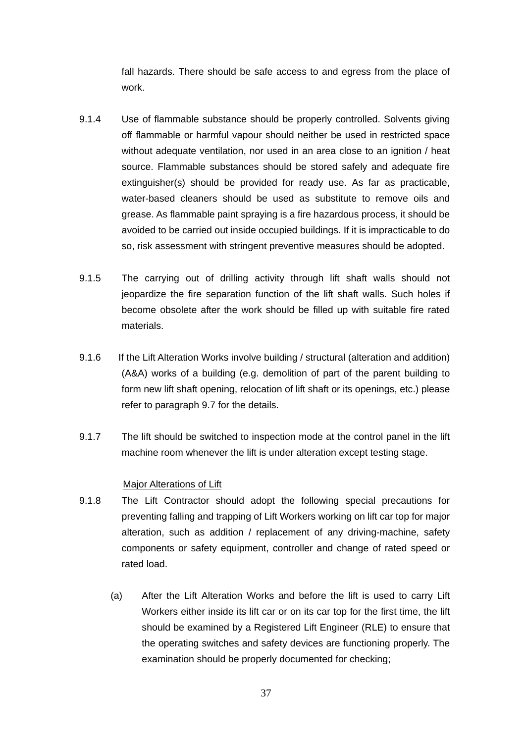fall hazards. There should be safe access to and egress from the place of work.

9.1.4 Use of flammable substance should be properly controlled. Solvents giving off flammable or harmful vapour should neither be used in restricted space without adequate ventilation, nor used in an area close to an ignition / heat source. Flammable substances should be stored safely and adequate fire extinguisher(s) should be provided for ready use. As far as practicable, water-based cleaners should be used as substitute to remove oils and grease. As flammable paint spraying is a fire hazardous process, it should be avoided to be carried out inside occupied buildings. If it is impracticable to do so, risk assessment with stringent preventive measures should be adopted.

9.1.5 The carrying out of drilling activity through lift shaft walls should not jeopardize the fire separation function of the lift shaft walls. Such holes if become obsolete after the work should be filled up with suitable fire rated materials.

9.1.6 If the Lift Alteration Works involve building / structural (alteration and addition) (A&A) works of a building (e.g. demolition of part of the parent building to form new lift shaft opening, relocation of lift shaft or its openings, etc.) please refer to paragraph 9.7 for the details.

9.1.7 The lift should be switched to inspection mode at the control panel in the lift machine room whenever the lift is under alteration except testing stage.

<u>Major Alterations of Lift</u>

9.1.8 The Lift Contractor should adopt the following special precautions for preventing falling and trapping of Lift Workers working on lift car top for major alteration, such as addition / replacement of any driving-machine, safety components or safety equipment, controller and change of rated speed or rated load.

(a) After the Lift Alteration Works and before the lift is used to carry Lift Workers either inside its lift car or on its car top for the first time, the lift should be examined by a Registered Lift Engineer (RLE) to ensure that the operating switches and safety devices are functioning properly. The examination should be properly documented for checking;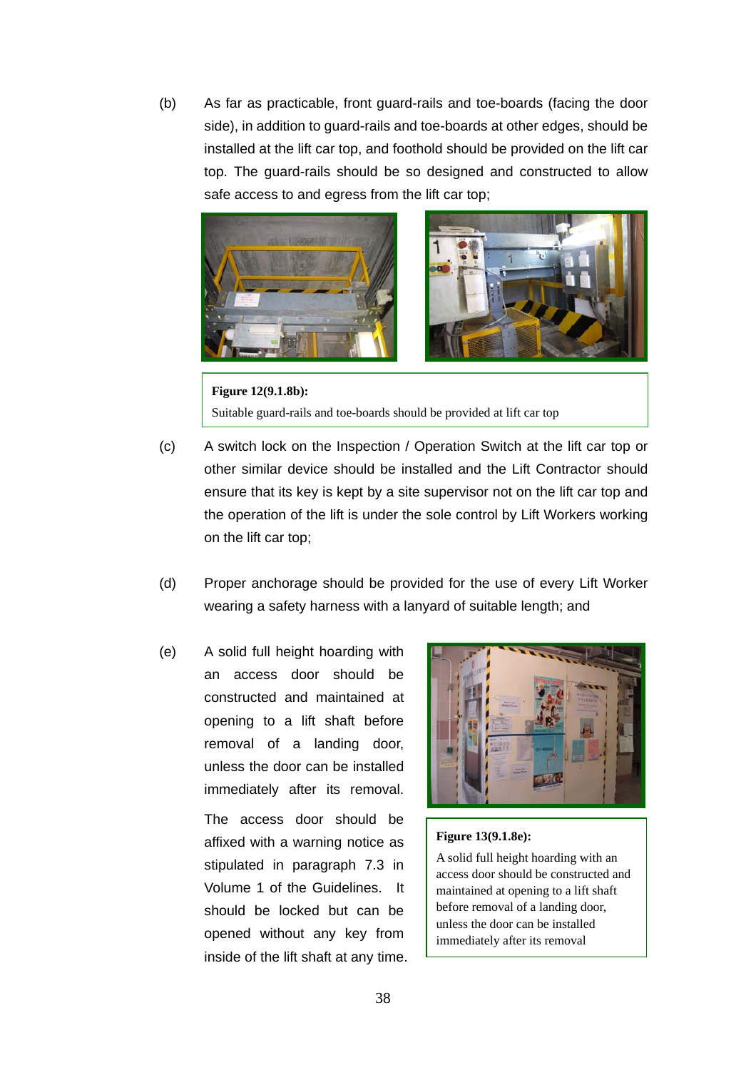(b) As far as practicable, front guard-rails and toe-boards (facing the door side), in addition to guard-rails and toe-boards at other edges, should be installed at the lift car top, and foothold should be provided on the lift car top. The guard-rails should be so designed and constructed to allow safe access to and egress from the lift car top;

**Figure 12(9.1.8b):**
Suitable guard-rails and toe-boards should be provided at lift car top

(c) A switch lock on the Inspection / Operation Switch at the lift car top or other similar device should be installed and the Lift Contractor should ensure that its key is kept by a site supervisor not on the lift car top and the operation of the lift is under the sole control by Lift Workers working on the lift car top;

(d) Proper anchorage should be provided for the use of every Lift Worker wearing a safety harness with a lanyard of suitable length; and

(e) A solid full height hoarding with an access door should be constructed and maintained at opening to a lift shaft before removal of a landing door, unless the door can be installed immediately after its removal. The access door should be affixed with a warning notice as stipulated in paragraph 7.3 in Volume 1 of the Guidelines. It should be locked but can be opened without any key from inside of the lift shaft at any time.

**Figure 13(9.1.8e):**
A solid full height hoarding with an access door should be constructed and maintained at opening to a lift shaft before removal of a landing door, unless the door can be installed immediately after its removal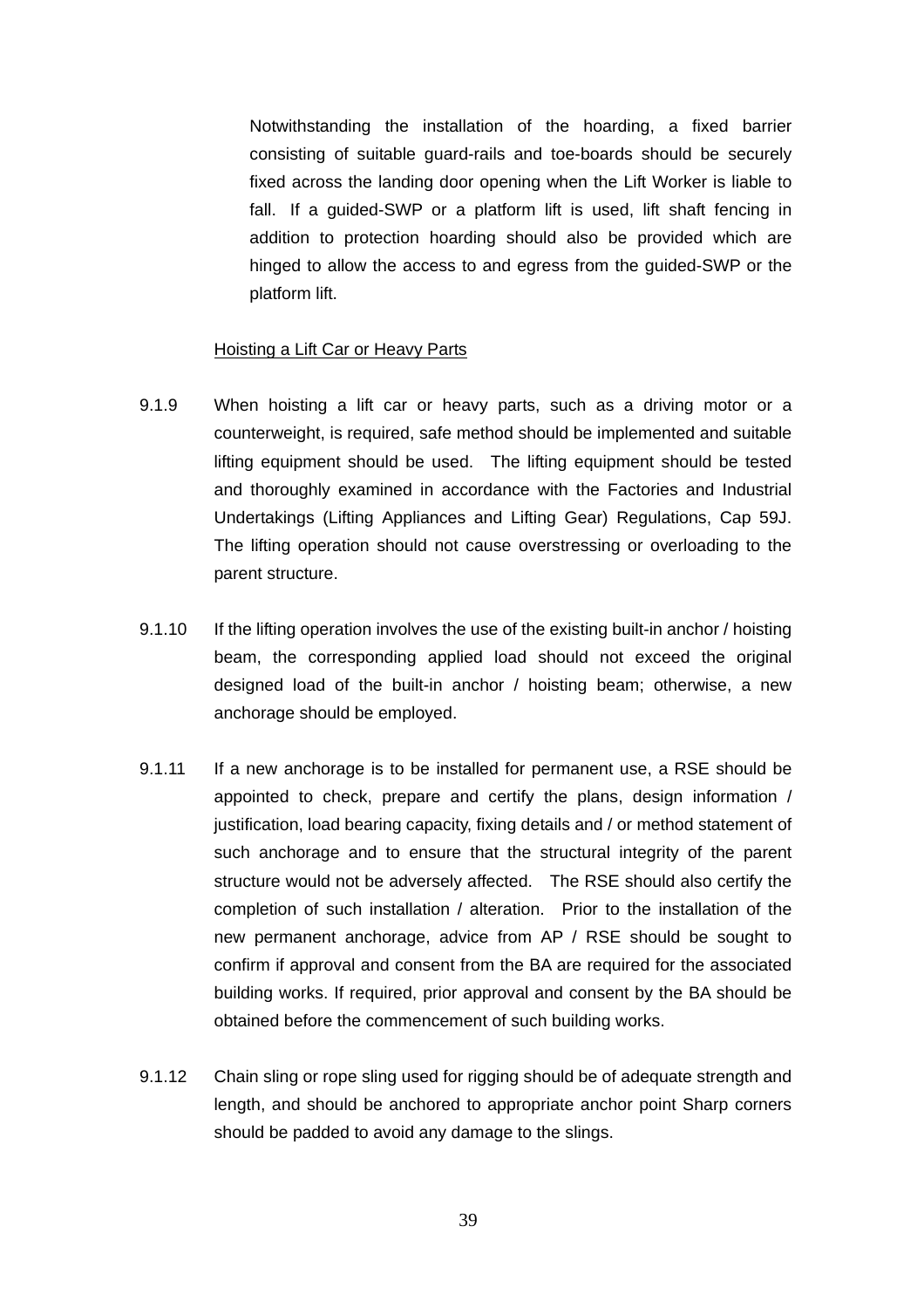Notwithstanding the installation of the hoarding, a fixed barrier consisting of suitable guard-rails and toe-boards should be securely fixed across the landing door opening when the Lift Worker is liable to fall. If a guided-SWP or a platform lift is used, lift shaft fencing in addition to protection hoarding should also be provided which are hinged to allow the access to and egress from the guided-SWP or the platform lift.

<u>Hoisting a Lift Car or Heavy Parts</u>

9.1.9 When hoisting a lift car or heavy parts, such as a driving motor or a counterweight, is required, safe method should be implemented and suitable lifting equipment should be used. The lifting equipment should be tested and thoroughly examined in accordance with the Factories and Industrial Undertakings (Lifting Appliances and Lifting Gear) Regulations, Cap 59J. The lifting operation should not cause overstressing or overloading to the parent structure.

9.1.10 If the lifting operation involves the use of the existing built-in anchor / hoisting beam, the corresponding applied load should not exceed the original designed load of the built-in anchor / hoisting beam; otherwise, a new anchorage should be employed.

9.1.11 If a new anchorage is to be installed for permanent use, a RSE should be appointed to check, prepare and certify the plans, design information / justification, load bearing capacity, fixing details and / or method statement of such anchorage and to ensure that the structural integrity of the parent structure would not be adversely affected. The RSE should also certify the completion of such installation / alteration. Prior to the installation of the new permanent anchorage, advice from AP / RSE should be sought to confirm if approval and consent from the BA are required for the associated building works. If required, prior approval and consent by the BA should be obtained before the commencement of such building works.

9.1.12 Chain sling or rope sling used for rigging should be of adequate strength and length, and should be anchored to appropriate anchor point Sharp corners should be padded to avoid any damage to the slings.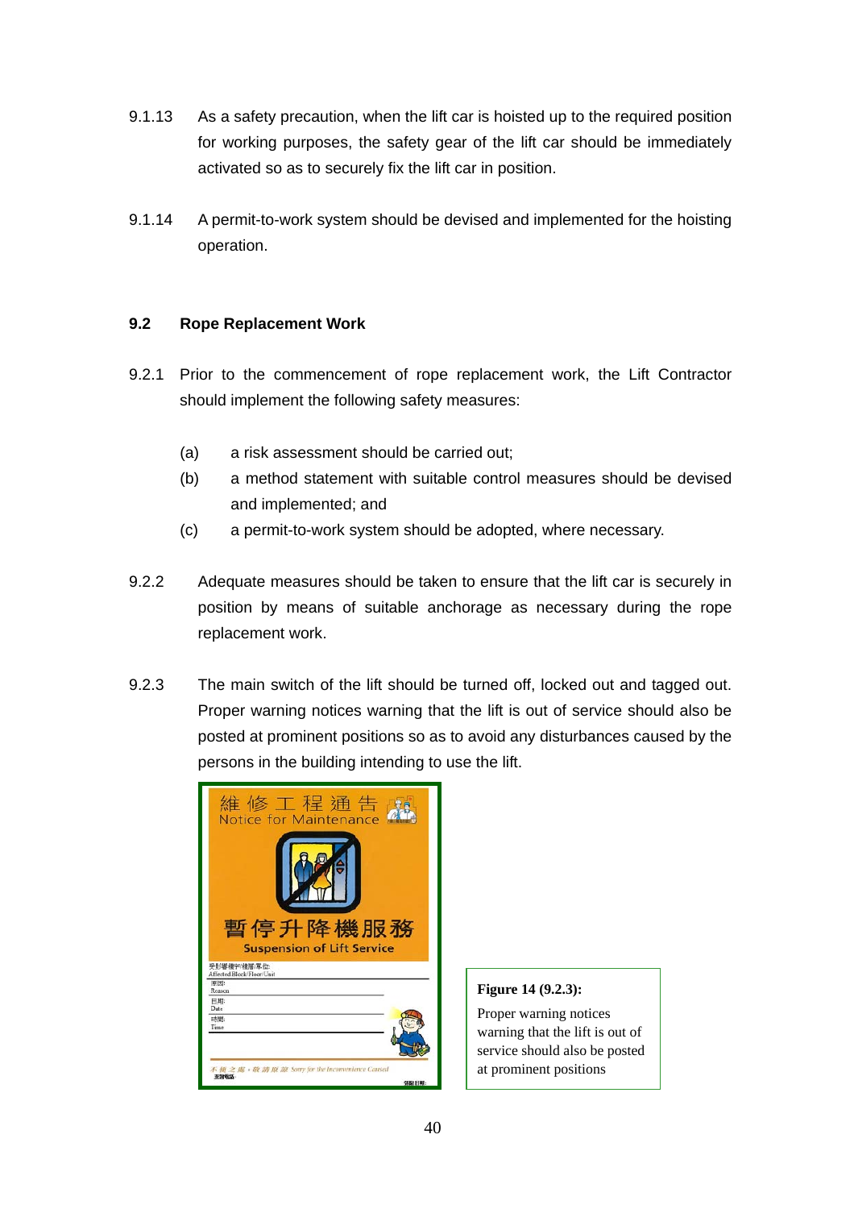9.1.13 As a safety precaution, when the lift car is hoisted up to the required position for working purposes, the safety gear of the lift car should be immediately activated so as to securely fix the lift car in position.

9.1.14 A permit-to-work system should be devised and implemented for the hoisting operation.

## 9.2 Rope Replacement Work

9.2.1 Prior to the commencement of rope replacement work, the Lift Contractor should implement the following safety measures:

(a) a risk assessment should be carried out;

(b) a method statement with suitable control measures should be devised and implemented; and

(c) a permit-to-work system should be adopted, where necessary.

9.2.2 Adequate measures should be taken to ensure that the lift car is securely in position by means of suitable anchorage as necessary during the rope replacement work.

9.2.3 The main switch of the lift should be turned off, locked out and tagged out. Proper warning notices warning that the lift is out of service should also be posted at prominent positions so as to avoid any disturbances caused by the persons in the building intending to use the lift.

**Figure 14 (9.2.3):**

Proper warning notices warning that the lift is out of service should also be posted at prominent positions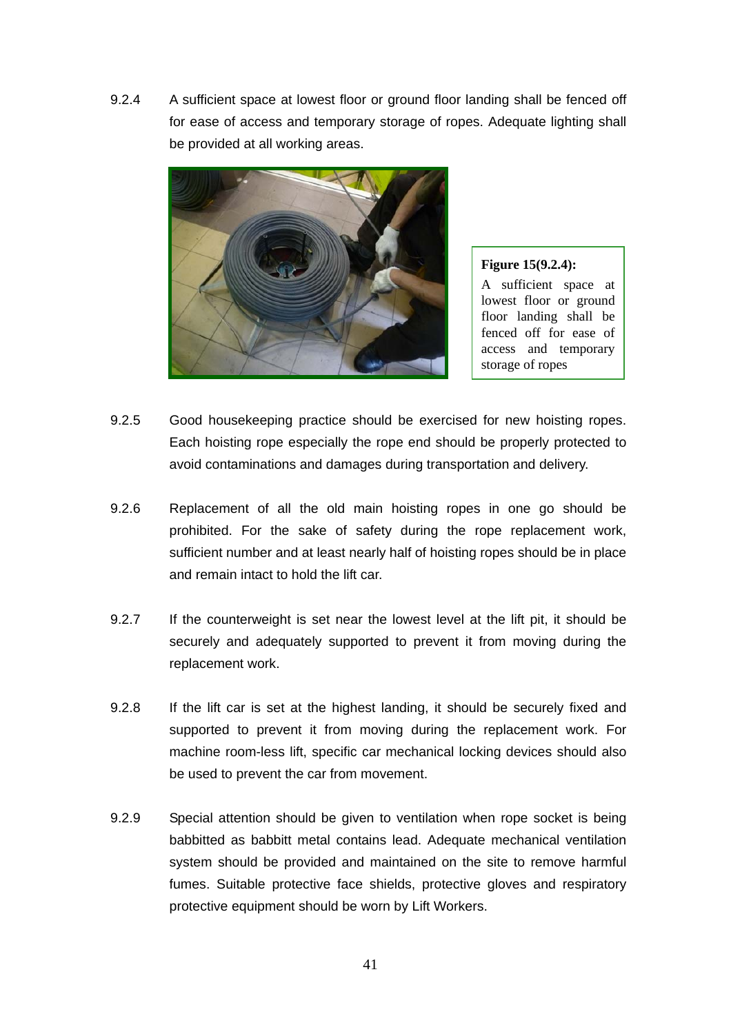9.2.4 A sufficient space at lowest floor or ground floor landing shall be fenced off for ease of access and temporary storage of ropes. Adequate lighting shall be provided at all working areas.

**Figure 15(9.2.4):**
A sufficient space at lowest floor or ground floor landing shall be fenced off for ease of access and temporary storage of ropes

9.2.5 Good housekeeping practice should be exercised for new hoisting ropes. Each hoisting rope especially the rope end should be properly protected to avoid contaminations and damages during transportation and delivery.

9.2.6 Replacement of all the old main hoisting ropes in one go should be prohibited. For the sake of safety during the rope replacement work, sufficient number and at least nearly half of hoisting ropes should be in place and remain intact to hold the lift car.

9.2.7 If the counterweight is set near the lowest level at the lift pit, it should be securely and adequately supported to prevent it from moving during the replacement work.

9.2.8 If the lift car is set at the highest landing, it should be securely fixed and supported to prevent it from moving during the replacement work. For machine room-less lift, specific car mechanical locking devices should also be used to prevent the car from movement.

9.2.9 Special attention should be given to ventilation when rope socket is being babbitted as babbitt metal contains lead. Adequate mechanical ventilation system should be provided and maintained on the site to remove harmful fumes. Suitable protective face shields, protective gloves and respiratory protective equipment should be worn by Lift Workers.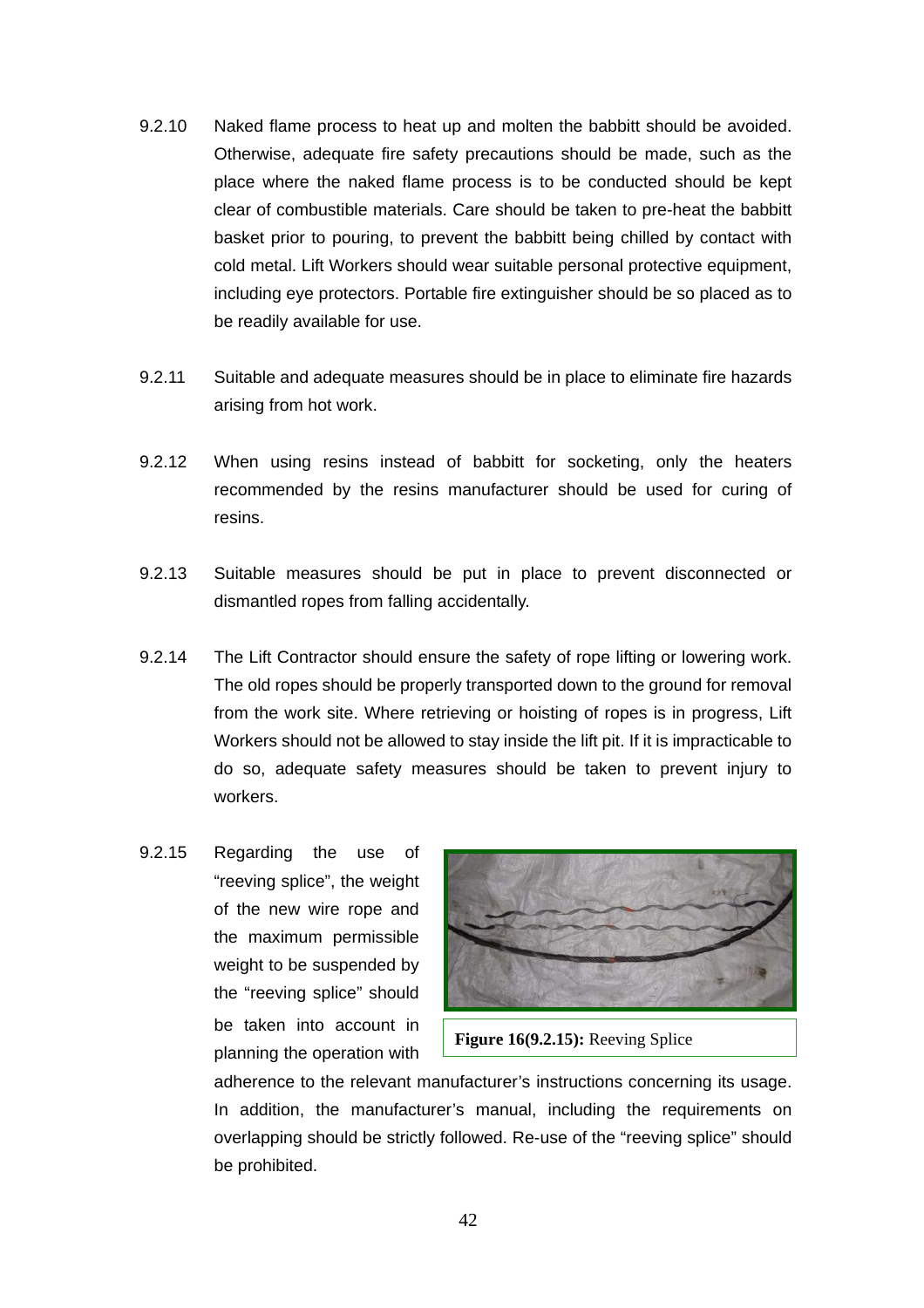9.2.10 Naked flame process to heat up and molten the babbitt should be avoided. Otherwise, adequate fire safety precautions should be made, such as the place where the naked flame process is to be conducted should be kept clear of combustible materials. Care should be taken to pre-heat the babbitt basket prior to pouring, to prevent the babbitt being chilled by contact with cold metal. Lift Workers should wear suitable personal protective equipment, including eye protectors. Portable fire extinguisher should be so placed as to be readily available for use.

9.2.11 Suitable and adequate measures should be in place to eliminate fire hazards arising from hot work.

9.2.12 When using resins instead of babbitt for socketing, only the heaters recommended by the resins manufacturer should be used for curing of resins.

9.2.13 Suitable measures should be put in place to prevent disconnected or dismantled ropes from falling accidentally.

9.2.14 The Lift Contractor should ensure the safety of rope lifting or lowering work. The old ropes should be properly transported down to the ground for removal from the work site. Where retrieving or hoisting of ropes is in progress, Lift Workers should not be allowed to stay inside the lift pit. If it is impracticable to do so, adequate safety measures should be taken to prevent injury to workers.

9.2.15 Regarding the use of "reeving splice", the weight of the new wire rope and the maximum permissible weight to be suspended by the "reeving splice" should be taken into account in planning the operation with adherence to the relevant manufacturer's instructions concerning its usage. In addition, the manufacturer's manual, including the requirements on overlapping should be strictly followed. Re-use of the "reeving splice" should be prohibited.

**Figure 16(9.2.15):** Reeving Splice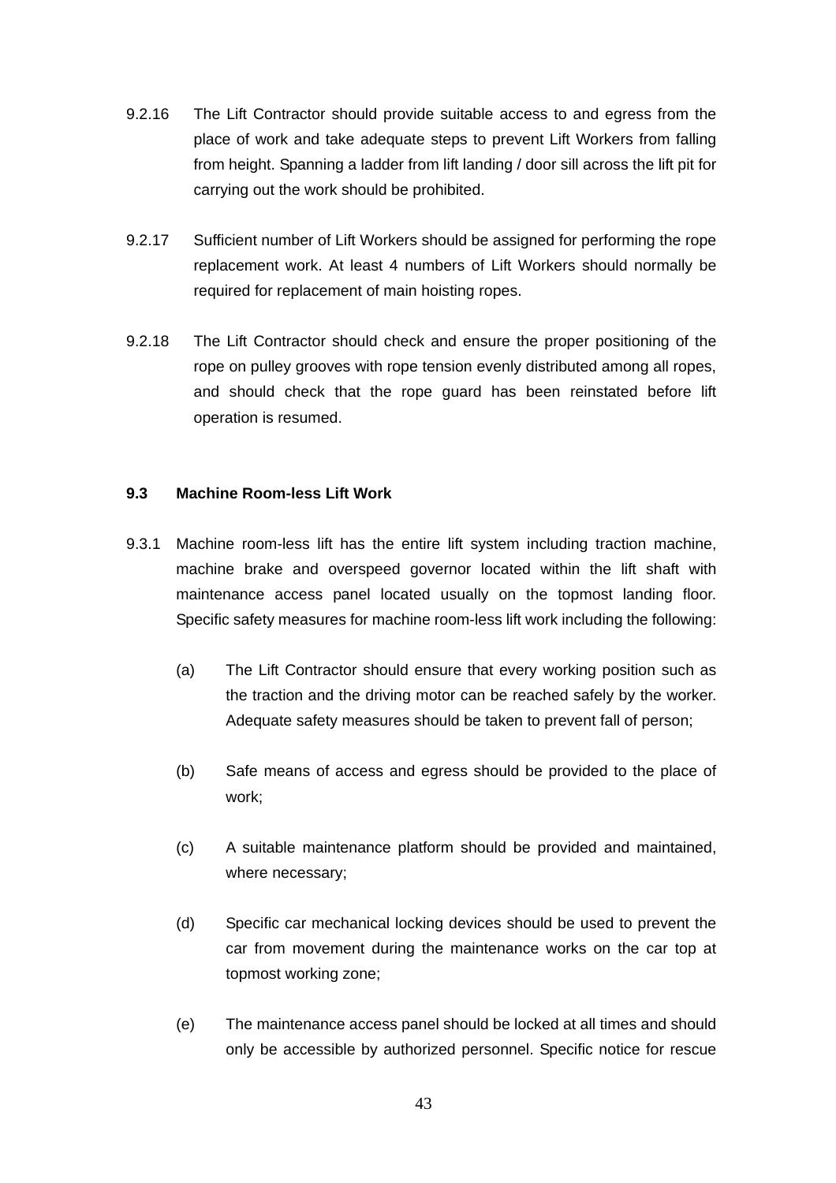9.2.16 The Lift Contractor should provide suitable access to and egress from the place of work and take adequate steps to prevent Lift Workers from falling from height. Spanning a ladder from lift landing / door sill across the lift pit for carrying out the work should be prohibited.

9.2.17 Sufficient number of Lift Workers should be assigned for performing the rope replacement work. At least 4 numbers of Lift Workers should normally be required for replacement of main hoisting ropes.

9.2.18 The Lift Contractor should check and ensure the proper positioning of the rope on pulley grooves with rope tension evenly distributed among all ropes, and should check that the rope guard has been reinstated before lift operation is resumed.

### 9.3 Machine Room-less Lift Work

9.3.1 Machine room-less lift has the entire lift system including traction machine, machine brake and overspeed governor located within the lift shaft with maintenance access panel located usually on the topmost landing floor. Specific safety measures for machine room-less lift work including the following:

(a) The Lift Contractor should ensure that every working position such as the traction and the driving motor can be reached safely by the worker. Adequate safety measures should be taken to prevent fall of person;

(b) Safe means of access and egress should be provided to the place of work;

(c) A suitable maintenance platform should be provided and maintained, where necessary;

(d) Specific car mechanical locking devices should be used to prevent the car from movement during the maintenance works on the car top at topmost working zone;

(e) The maintenance access panel should be locked at all times and should only be accessible by authorized personnel. Specific notice for rescue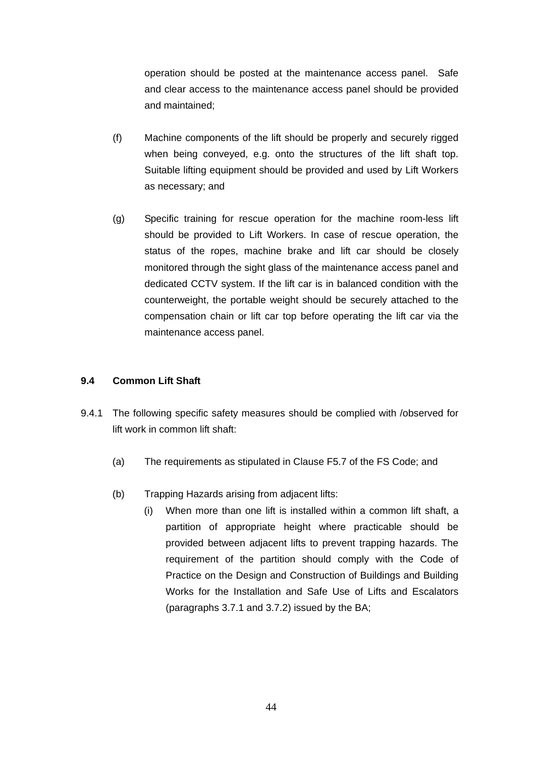operation should be posted at the maintenance access panel. Safe and clear access to the maintenance access panel should be provided and maintained;

(f) Machine components of the lift should be properly and securely rigged when being conveyed, e.g. onto the structures of the lift shaft top. Suitable lifting equipment should be provided and used by Lift Workers as necessary; and

(g) Specific training for rescue operation for the machine room-less lift should be provided to Lift Workers. In case of rescue operation, the status of the ropes, machine brake and lift car should be closely monitored through the sight glass of the maintenance access panel and dedicated CCTV system. If the lift car is in balanced condition with the counterweight, the portable weight should be securely attached to the compensation chain or lift car top before operating the lift car via the maintenance access panel.

### 9.4 Common Lift Shaft

9.4.1 The following specific safety measures should be complied with /observed for lift work in common lift shaft:

(a) The requirements as stipulated in Clause F5.7 of the FS Code; and

(b) Trapping Hazards arising from adjacent lifts:

(i) When more than one lift is installed within a common lift shaft, a partition of appropriate height where practicable should be provided between adjacent lifts to prevent trapping hazards. The requirement of the partition should comply with the Code of Practice on the Design and Construction of Buildings and Building Works for the Installation and Safe Use of Lifts and Escalators (paragraphs 3.7.1 and 3.7.2) issued by the BA;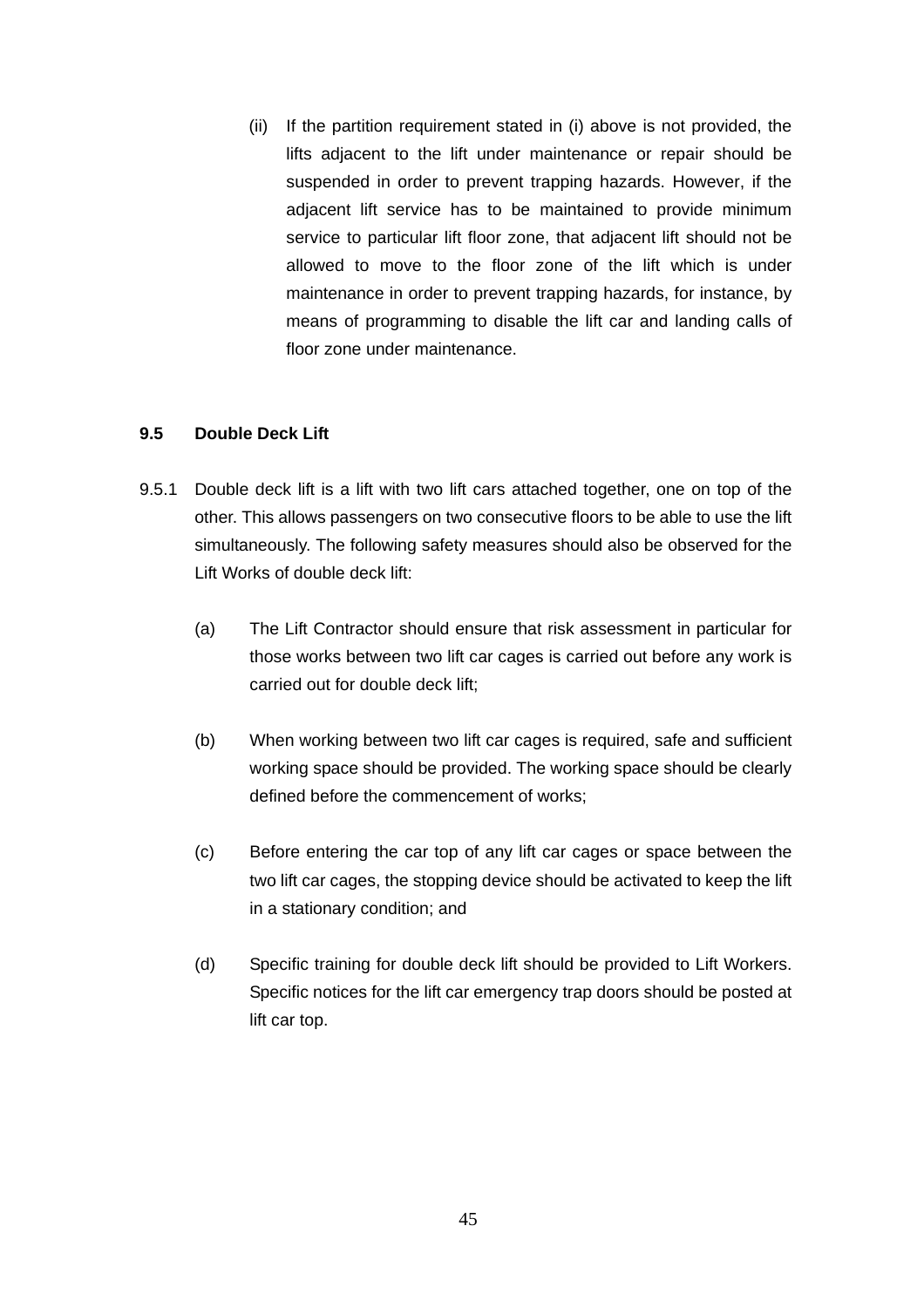(ii) If the partition requirement stated in (i) above is not provided, the lifts adjacent to the lift under maintenance or repair should be suspended in order to prevent trapping hazards. However, if the adjacent lift service has to be maintained to provide minimum service to particular lift floor zone, that adjacent lift should not be allowed to move to the floor zone of the lift which is under maintenance in order to prevent trapping hazards, for instance, by means of programming to disable the lift car and landing calls of floor zone under maintenance.

### 9.5 Double Deck Lift

9.5.1 Double deck lift is a lift with two lift cars attached together, one on top of the other. This allows passengers on two consecutive floors to be able to use the lift simultaneously. The following safety measures should also be observed for the Lift Works of double deck lift:

(a) The Lift Contractor should ensure that risk assessment in particular for those works between two lift car cages is carried out before any work is carried out for double deck lift;

(b) When working between two lift car cages is required, safe and sufficient working space should be provided. The working space should be clearly defined before the commencement of works;

(c) Before entering the car top of any lift car cages or space between the two lift car cages, the stopping device should be activated to keep the lift in a stationary condition; and

(d) Specific training for double deck lift should be provided to Lift Workers. Specific notices for the lift car emergency trap doors should be posted at lift car top.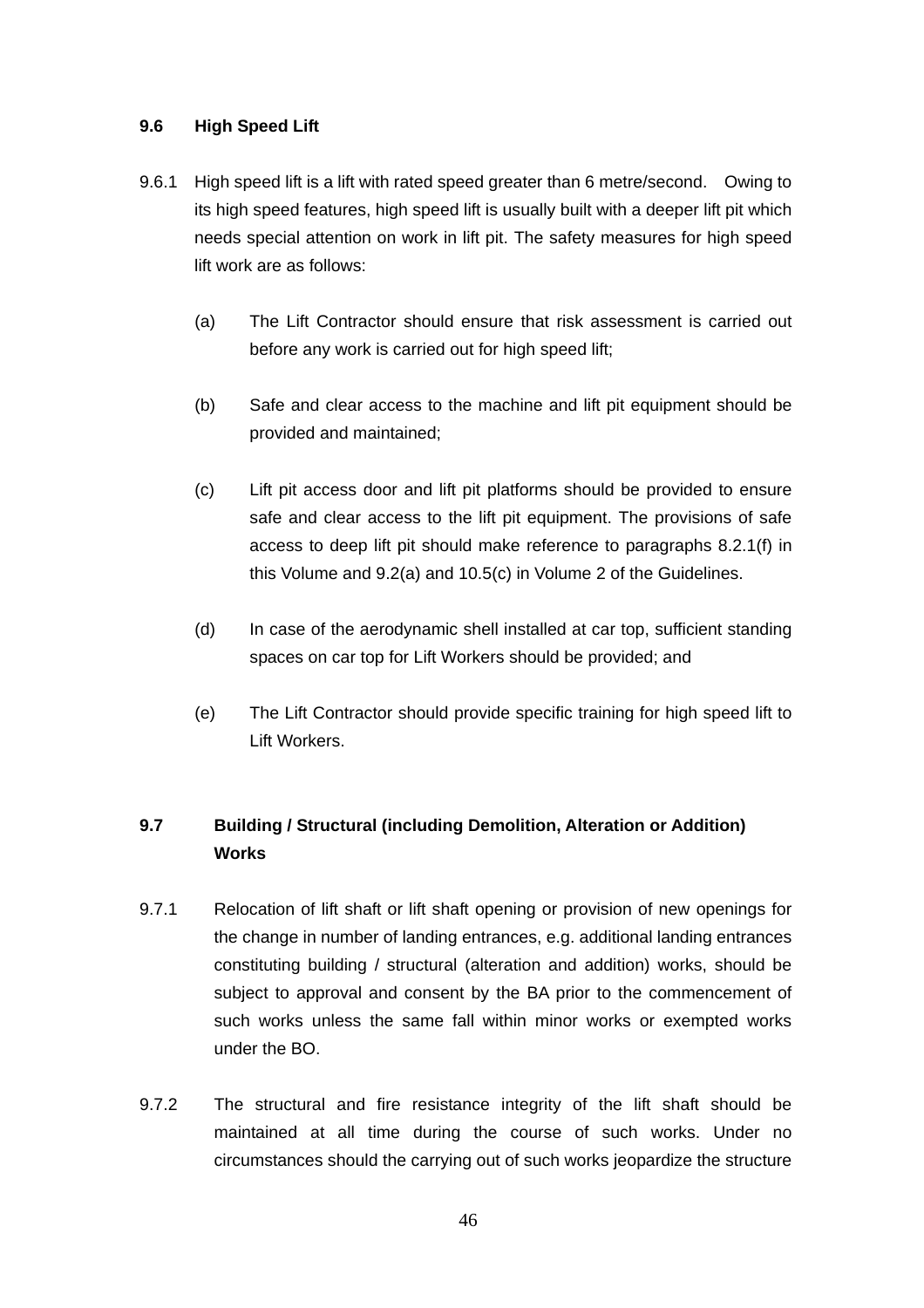### 9.6 High Speed Lift

9.6.1 High speed lift is a lift with rated speed greater than 6 metre/second. Owing to its high speed features, high speed lift is usually built with a deeper lift pit which needs special attention on work in lift pit. The safety measures for high speed lift work are as follows:

(a) The Lift Contractor should ensure that risk assessment is carried out before any work is carried out for high speed lift;

(b) Safe and clear access to the machine and lift pit equipment should be provided and maintained;

(c) Lift pit access door and lift pit platforms should be provided to ensure safe and clear access to the lift pit equipment. The provisions of safe access to deep lift pit should make reference to paragraphs 8.2.1(f) in this Volume and 9.2(a) and 10.5(c) in Volume 2 of the Guidelines.

(d) In case of the aerodynamic shell installed at car top, sufficient standing spaces on car top for Lift Workers should be provided; and

(e) The Lift Contractor should provide specific training for high speed lift to Lift Workers.

### 9.7 Building / Structural (including Demolition, Alteration or Addition) Works

9.7.1 Relocation of lift shaft or lift shaft opening or provision of new openings for the change in number of landing entrances, e.g. additional landing entrances constituting building / structural (alteration and addition) works, should be subject to approval and consent by the BA prior to the commencement of such works unless the same fall within minor works or exempted works under the BO.

9.7.2 The structural and fire resistance integrity of the lift shaft should be maintained at all time during the course of such works. Under no circumstances should the carrying out of such works jeopardize the structure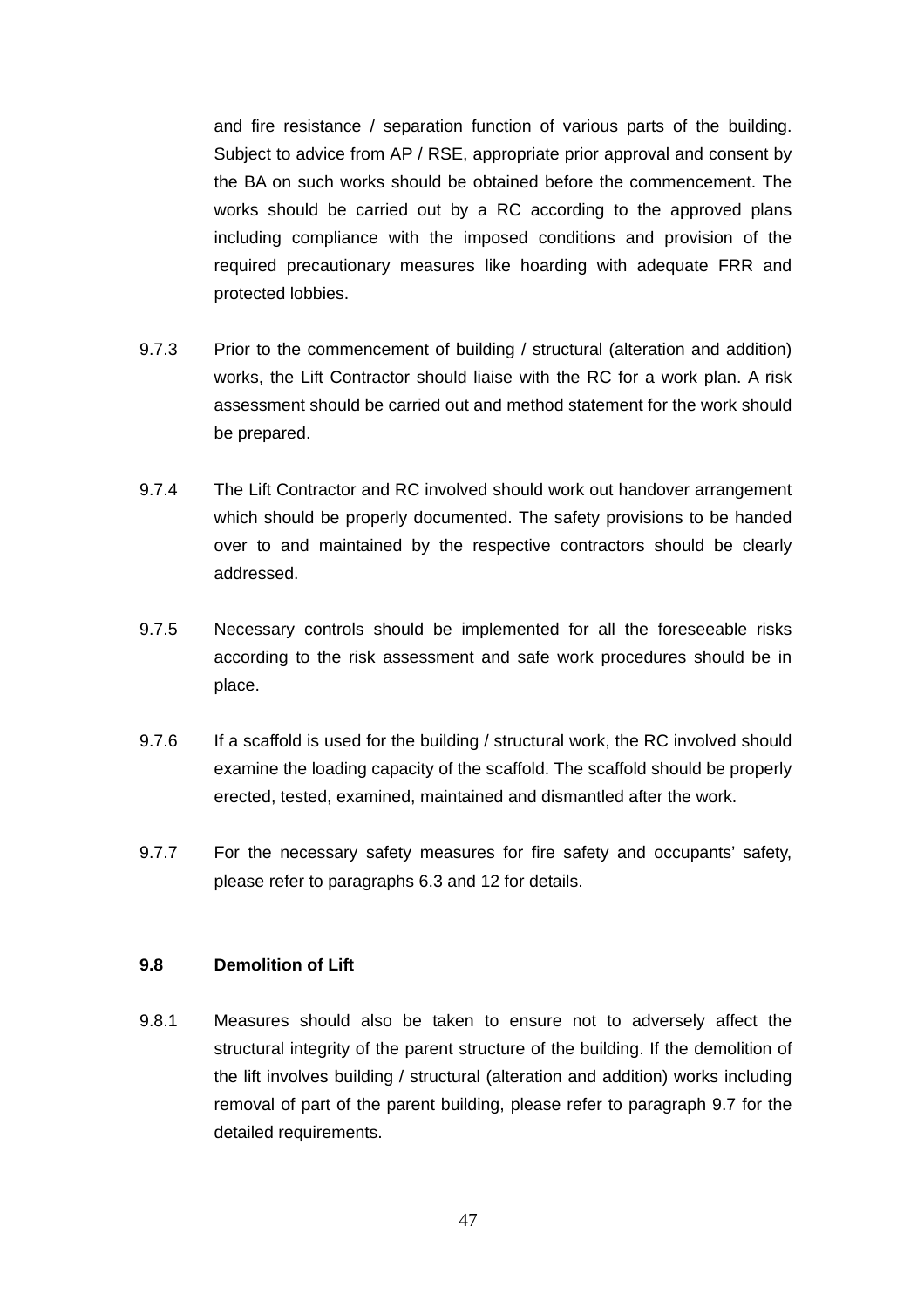and fire resistance / separation function of various parts of the building. Subject to advice from AP / RSE, appropriate prior approval and consent by the BA on such works should be obtained before the commencement. The works should be carried out by a RC according to the approved plans including compliance with the imposed conditions and provision of the required precautionary measures like hoarding with adequate FRR and protected lobbies.

9.7.3 Prior to the commencement of building / structural (alteration and addition) works, the Lift Contractor should liaise with the RC for a work plan. A risk assessment should be carried out and method statement for the work should be prepared.

9.7.4 The Lift Contractor and RC involved should work out handover arrangement which should be properly documented. The safety provisions to be handed over to and maintained by the respective contractors should be clearly addressed.

9.7.5 Necessary controls should be implemented for all the foreseeable risks according to the risk assessment and safe work procedures should be in place.

9.7.6 If a scaffold is used for the building / structural work, the RC involved should examine the loading capacity of the scaffold. The scaffold should be properly erected, tested, examined, maintained and dismantled after the work.

9.7.7 For the necessary safety measures for fire safety and occupants' safety, please refer to paragraphs 6.3 and 12 for details.

### 9.8 Demolition of Lift

9.8.1 Measures should also be taken to ensure not to adversely affect the structural integrity of the parent structure of the building. If the demolition of the lift involves building / structural (alteration and addition) works including removal of part of the parent building, please refer to paragraph 9.7 for the detailed requirements.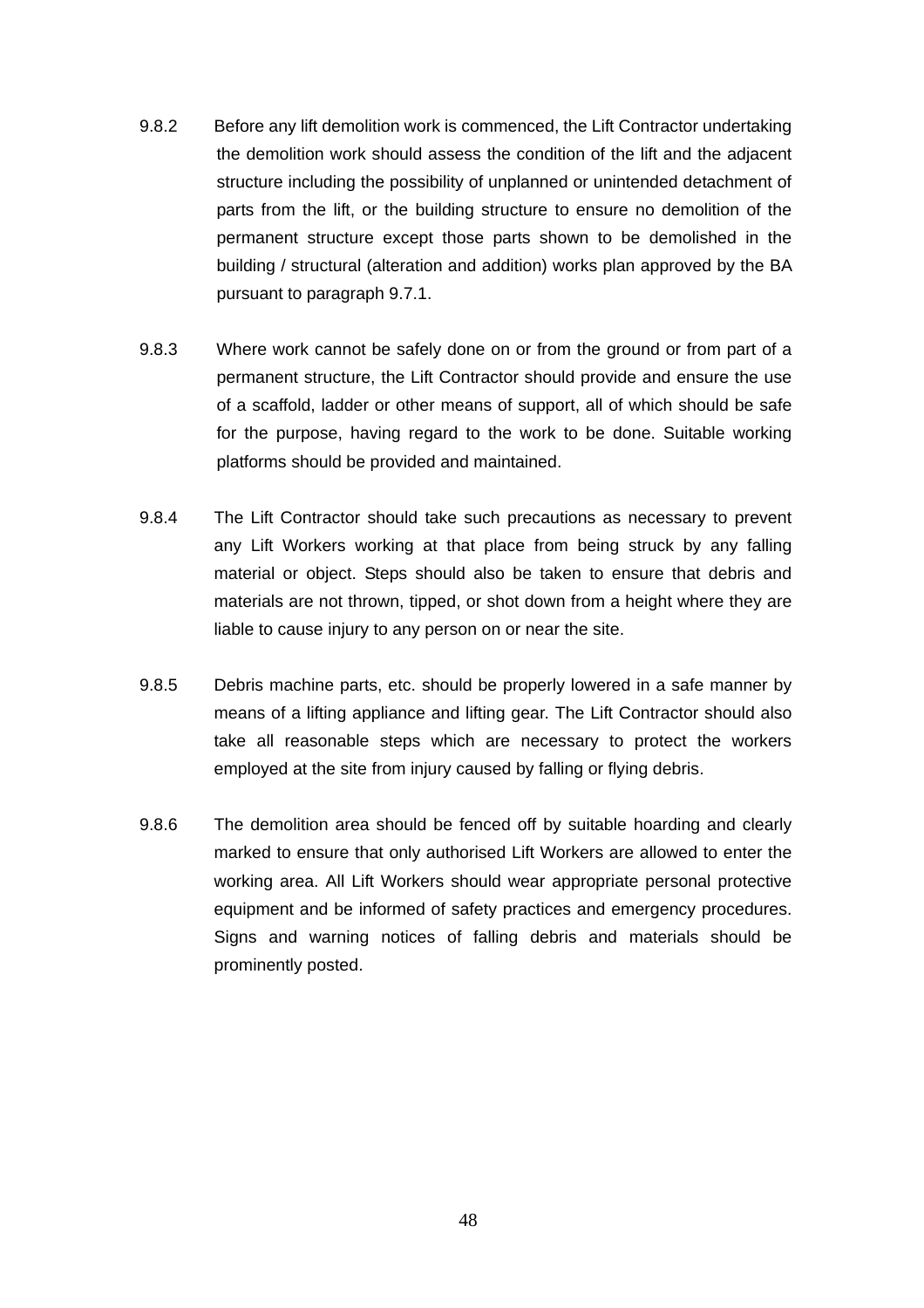9.8.2 Before any lift demolition work is commenced, the Lift Contractor undertaking the demolition work should assess the condition of the lift and the adjacent structure including the possibility of unplanned or unintended detachment of parts from the lift, or the building structure to ensure no demolition of the permanent structure except those parts shown to be demolished in the building / structural (alteration and addition) works plan approved by the BA pursuant to paragraph 9.7.1.

9.8.3 Where work cannot be safely done on or from the ground or from part of a permanent structure, the Lift Contractor should provide and ensure the use of a scaffold, ladder or other means of support, all of which should be safe for the purpose, having regard to the work to be done. Suitable working platforms should be provided and maintained.

9.8.4 The Lift Contractor should take such precautions as necessary to prevent any Lift Workers working at that place from being struck by any falling material or object. Steps should also be taken to ensure that debris and materials are not thrown, tipped, or shot down from a height where they are liable to cause injury to any person on or near the site.

9.8.5 Debris machine parts, etc. should be properly lowered in a safe manner by means of a lifting appliance and lifting gear. The Lift Contractor should also take all reasonable steps which are necessary to protect the workers employed at the site from injury caused by falling or flying debris.

9.8.6 The demolition area should be fenced off by suitable hoarding and clearly marked to ensure that only authorised Lift Workers are allowed to enter the working area. All Lift Workers should wear appropriate personal protective equipment and be informed of safety practices and emergency procedures. Signs and warning notices of falling debris and materials should be prominently posted.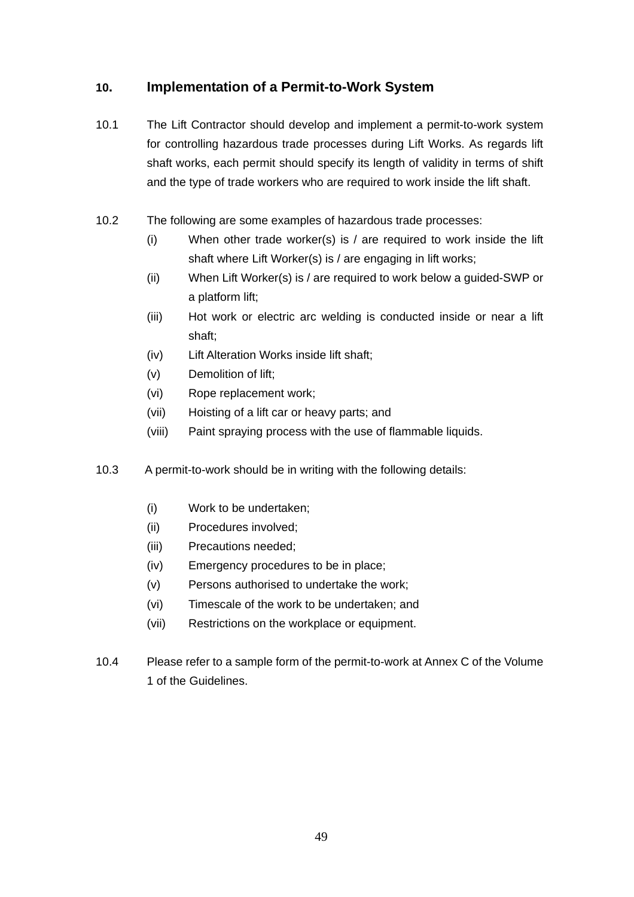## 10. Implementation of a Permit-to-Work System

10.1 The Lift Contractor should develop and implement a permit-to-work system for controlling hazardous trade processes during Lift Works. As regards lift shaft works, each permit should specify its length of validity in terms of shift and the type of trade workers who are required to work inside the lift shaft.

10.2 The following are some examples of hazardous trade processes:

- (i) When other trade worker(s) is / are required to work inside the lift shaft where Lift Worker(s) is / are engaging in lift works;
- (ii) When Lift Worker(s) is / are required to work below a guided-SWP or a platform lift;
- (iii) Hot work or electric arc welding is conducted inside or near a lift shaft;
- (iv) Lift Alteration Works inside lift shaft;
- (v) Demolition of lift;
- (vi) Rope replacement work;
- (vii) Hoisting of a lift car or heavy parts; and
- (viii) Paint spraying process with the use of flammable liquids.

10.3 A permit-to-work should be in writing with the following details:

- (i) Work to be undertaken;
- (ii) Procedures involved;
- (iii) Precautions needed;
- (iv) Emergency procedures to be in place;
- (v) Persons authorised to undertake the work;
- (vi) Timescale of the work to be undertaken; and
- (vii) Restrictions on the workplace or equipment.

10.4 Please refer to a sample form of the permit-to-work at Annex C of the Volume 1 of the Guidelines.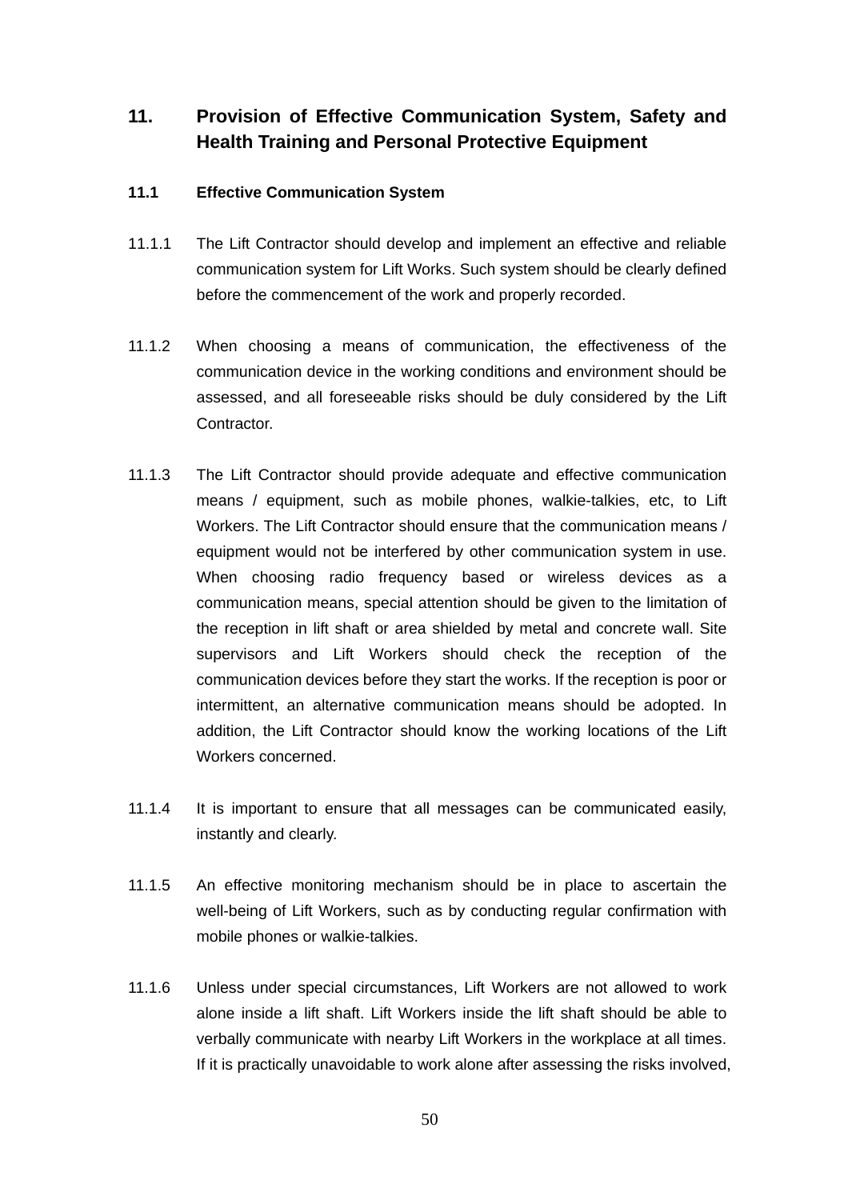## 11. Provision of Effective Communication System, Safety and Health Training and Personal Protective Equipment

### 11.1 Effective Communication System

11.1.1 The Lift Contractor should develop and implement an effective and reliable communication system for Lift Works. Such system should be clearly defined before the commencement of the work and properly recorded.

11.1.2 When choosing a means of communication, the effectiveness of the communication device in the working conditions and environment should be assessed, and all foreseeable risks should be duly considered by the Lift Contractor.

11.1.3 The Lift Contractor should provide adequate and effective communication means / equipment, such as mobile phones, walkie-talkies, etc, to Lift Workers. The Lift Contractor should ensure that the communication means / equipment would not be interfered by other communication system in use. When choosing radio frequency based or wireless devices as a communication means, special attention should be given to the limitation of the reception in lift shaft or area shielded by metal and concrete wall. Site supervisors and Lift Workers should check the reception of the communication devices before they start the works. If the reception is poor or intermittent, an alternative communication means should be adopted. In addition, the Lift Contractor should know the working locations of the Lift Workers concerned.

11.1.4 It is important to ensure that all messages can be communicated easily, instantly and clearly.

11.1.5 An effective monitoring mechanism should be in place to ascertain the well-being of Lift Workers, such as by conducting regular confirmation with mobile phones or walkie-talkies.

11.1.6 Unless under special circumstances, Lift Workers are not allowed to work alone inside a lift shaft. Lift Workers inside the lift shaft should be able to verbally communicate with nearby Lift Workers in the workplace at all times. If it is practically unavoidable to work alone after assessing the risks involved,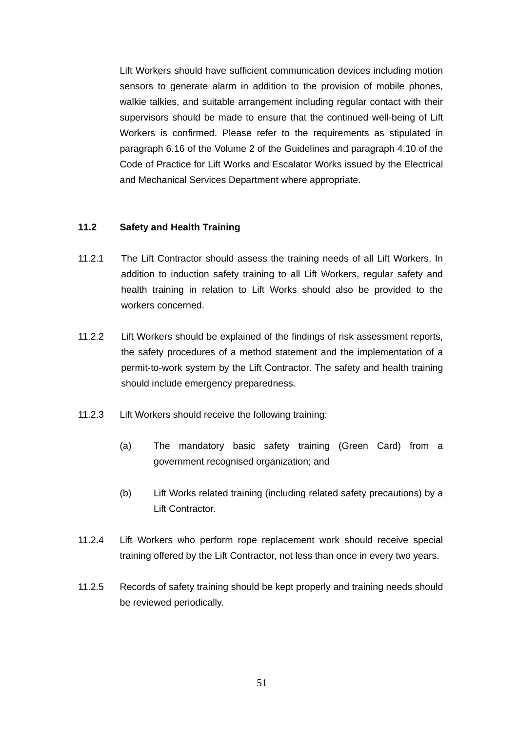Lift Workers should have sufficient communication devices including motion sensors to generate alarm in addition to the provision of mobile phones, walkie talkies, and suitable arrangement including regular contact with their supervisors should be made to ensure that the continued well-being of Lift Workers is confirmed. Please refer to the requirements as stipulated in paragraph 6.16 of the Volume 2 of the Guidelines and paragraph 4.10 of the Code of Practice for Lift Works and Escalator Works issued by the Electrical and Mechanical Services Department where appropriate.

### 11.2 Safety and Health Training

11.2.1 The Lift Contractor should assess the training needs of all Lift Workers. In addition to induction safety training to all Lift Workers, regular safety and health training in relation to Lift Works should also be provided to the workers concerned.

11.2.2 Lift Workers should be explained of the findings of risk assessment reports, the safety procedures of a method statement and the implementation of a permit-to-work system by the Lift Contractor. The safety and health training should include emergency preparedness.

11.2.3 Lift Workers should receive the following training:

(a) The mandatory basic safety training (Green Card) from a government recognised organization; and

(b) Lift Works related training (including related safety precautions) by a Lift Contractor.

11.2.4 Lift Workers who perform rope replacement work should receive special training offered by the Lift Contractor, not less than once in every two years.

11.2.5 Records of safety training should be kept properly and training needs should be reviewed periodically.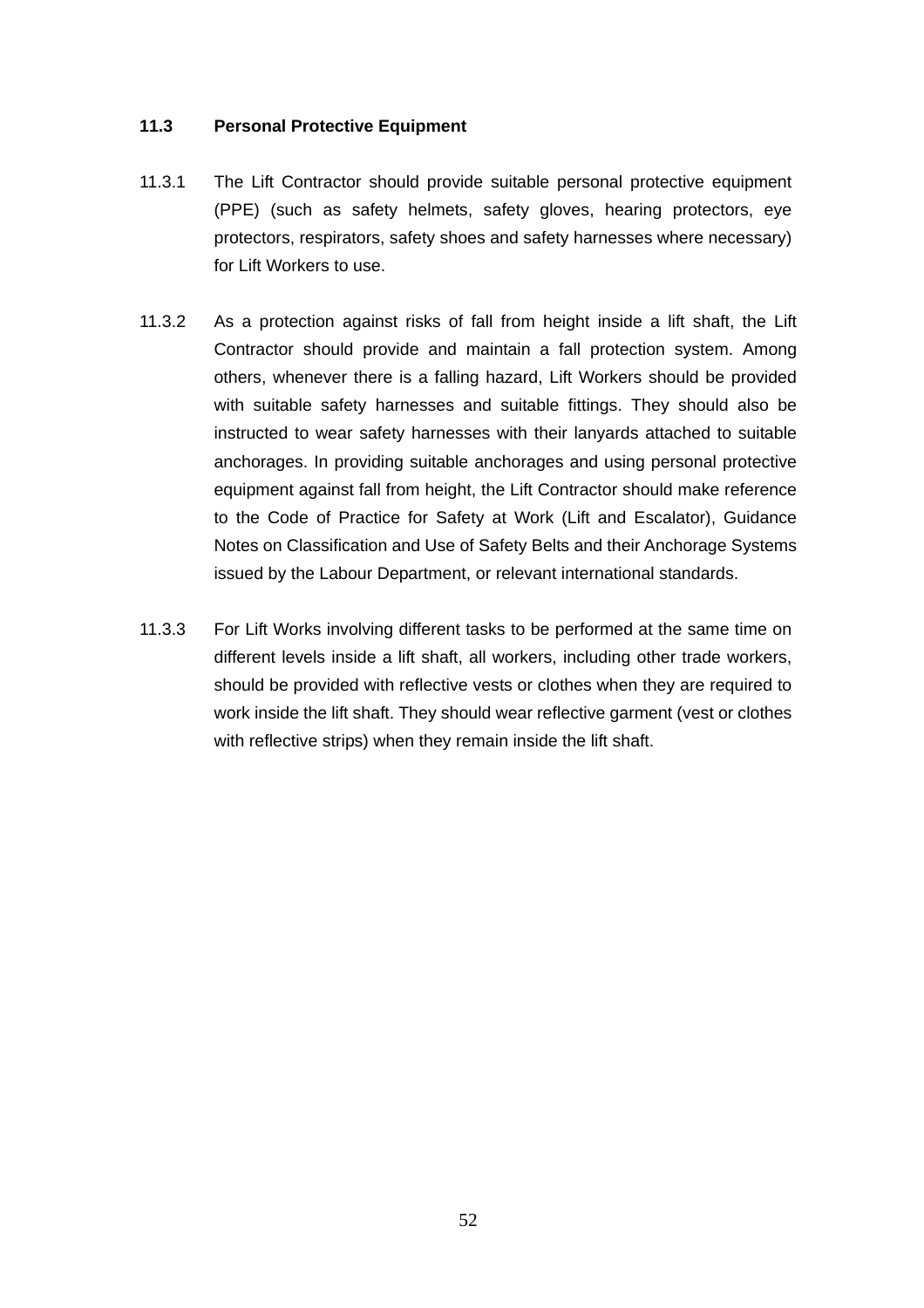### 11.3 Personal Protective Equipment

11.3.1 The Lift Contractor should provide suitable personal protective equipment (PPE) (such as safety helmets, safety gloves, hearing protectors, eye protectors, respirators, safety shoes and safety harnesses where necessary) for Lift Workers to use.

11.3.2 As a protection against risks of fall from height inside a lift shaft, the Lift Contractor should provide and maintain a fall protection system. Among others, whenever there is a falling hazard, Lift Workers should be provided with suitable safety harnesses and suitable fittings. They should also be instructed to wear safety harnesses with their lanyards attached to suitable anchorages. In providing suitable anchorages and using personal protective equipment against fall from height, the Lift Contractor should make reference to the Code of Practice for Safety at Work (Lift and Escalator), Guidance Notes on Classification and Use of Safety Belts and their Anchorage Systems issued by the Labour Department, or relevant international standards.

11.3.3 For Lift Works involving different tasks to be performed at the same time on different levels inside a lift shaft, all workers, including other trade workers, should be provided with reflective vests or clothes when they are required to work inside the lift shaft. They should wear reflective garment (vest or clothes with reflective strips) when they remain inside the lift shaft.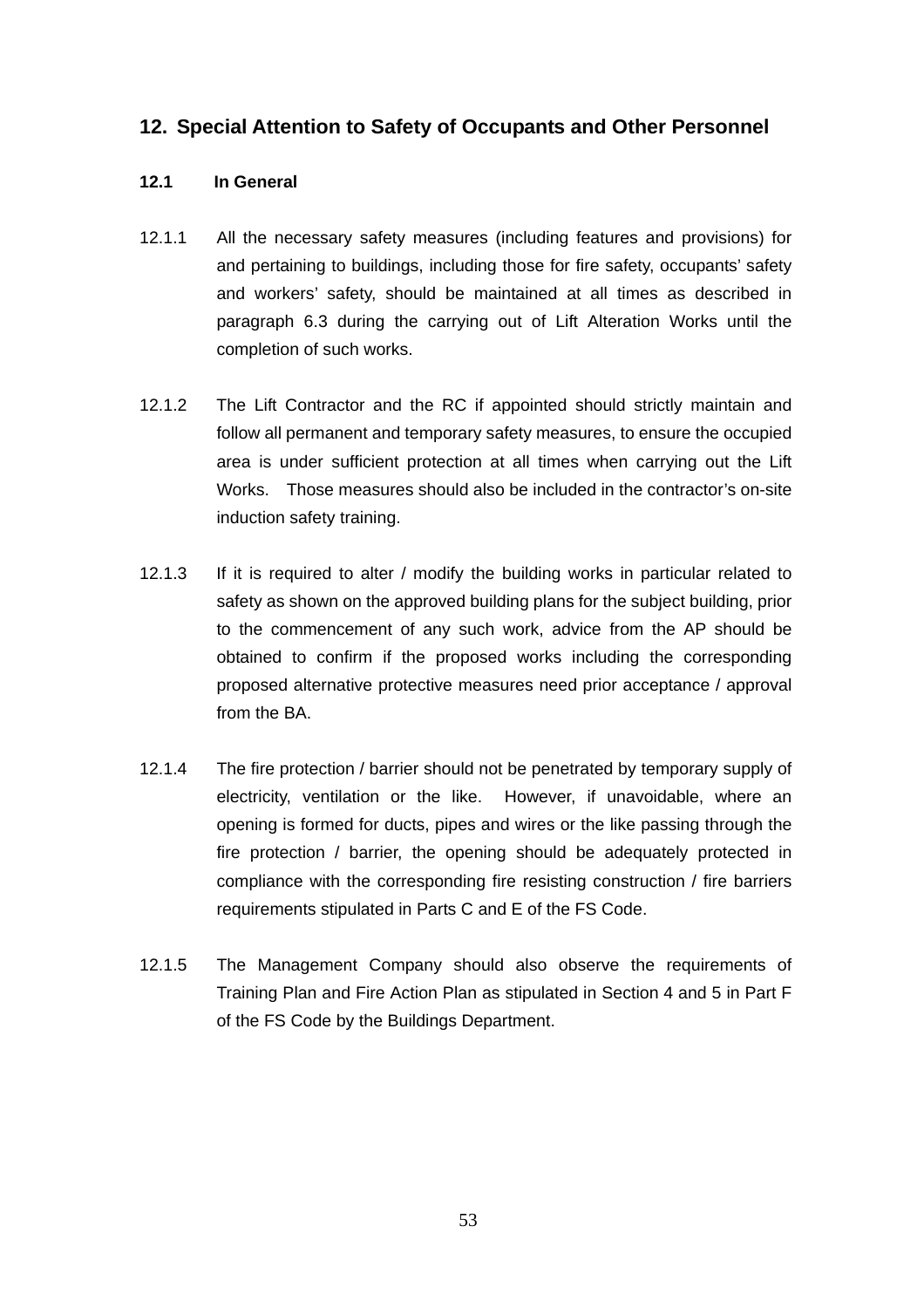## 12. Special Attention to Safety of Occupants and Other Personnel

### 12.1 In General

12.1.1 All the necessary safety measures (including features and provisions) for and pertaining to buildings, including those for fire safety, occupants' safety and workers' safety, should be maintained at all times as described in paragraph 6.3 during the carrying out of Lift Alteration Works until the completion of such works.

12.1.2 The Lift Contractor and the RC if appointed should strictly maintain and follow all permanent and temporary safety measures, to ensure the occupied area is under sufficient protection at all times when carrying out the Lift Works. Those measures should also be included in the contractor's on-site induction safety training.

12.1.3 If it is required to alter / modify the building works in particular related to safety as shown on the approved building plans for the subject building, prior to the commencement of any such work, advice from the AP should be obtained to confirm if the proposed works including the corresponding proposed alternative protective measures need prior acceptance / approval from the BA.

12.1.4 The fire protection / barrier should not be penetrated by temporary supply of electricity, ventilation or the like. However, if unavoidable, where an opening is formed for ducts, pipes and wires or the like passing through the fire protection / barrier, the opening should be adequately protected in compliance with the corresponding fire resisting construction / fire barriers requirements stipulated in Parts C and E of the FS Code.

12.1.5 The Management Company should also observe the requirements of Training Plan and Fire Action Plan as stipulated in Section 4 and 5 in Part F of the FS Code by the Buildings Department.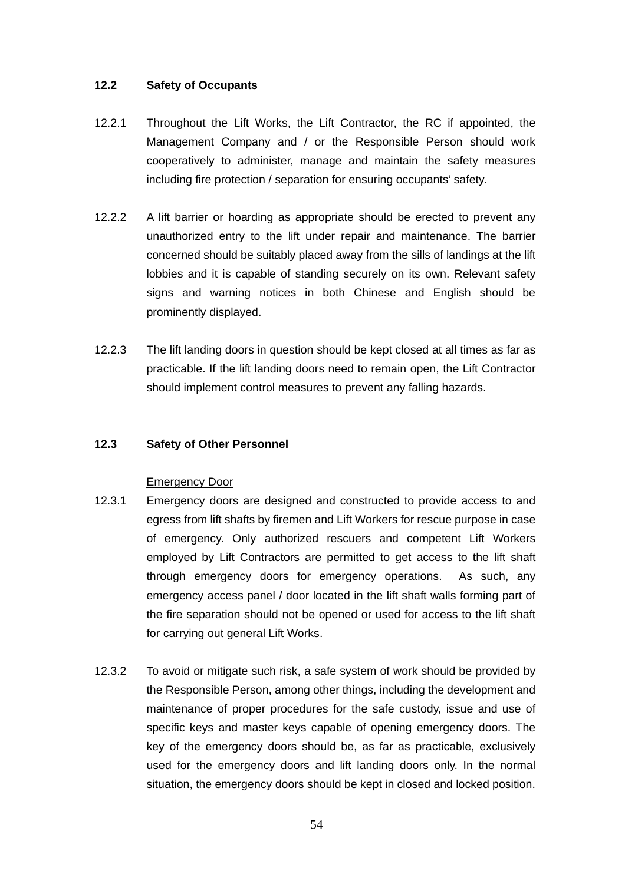### 12.2 Safety of Occupants

12.2.1 Throughout the Lift Works, the Lift Contractor, the RC if appointed, the Management Company and / or the Responsible Person should work cooperatively to administer, manage and maintain the safety measures including fire protection / separation for ensuring occupants' safety.

12.2.2 A lift barrier or hoarding as appropriate should be erected to prevent any unauthorized entry to the lift under repair and maintenance. The barrier concerned should be suitably placed away from the sills of landings at the lift lobbies and it is capable of standing securely on its own. Relevant safety signs and warning notices in both Chinese and English should be prominently displayed.

12.2.3 The lift landing doors in question should be kept closed at all times as far as practicable. If the lift landing doors need to remain open, the Lift Contractor should implement control measures to prevent any falling hazards.

### 12.3 Safety of Other Personnel

Emergency Door

12.3.1 Emergency doors are designed and constructed to provide access to and egress from lift shafts by firemen and Lift Workers for rescue purpose in case of emergency. Only authorized rescuers and competent Lift Workers employed by Lift Contractors are permitted to get access to the lift shaft through emergency doors for emergency operations. As such, any emergency access panel / door located in the lift shaft walls forming part of the fire separation should not be opened or used for access to the lift shaft for carrying out general Lift Works.

12.3.2 To avoid or mitigate such risk, a safe system of work should be provided by the Responsible Person, among other things, including the development and maintenance of proper procedures for the safe custody, issue and use of specific keys and master keys capable of opening emergency doors. The key of the emergency doors should be, as far as practicable, exclusively used for the emergency doors and lift landing doors only. In the normal situation, the emergency doors should be kept in closed and locked position.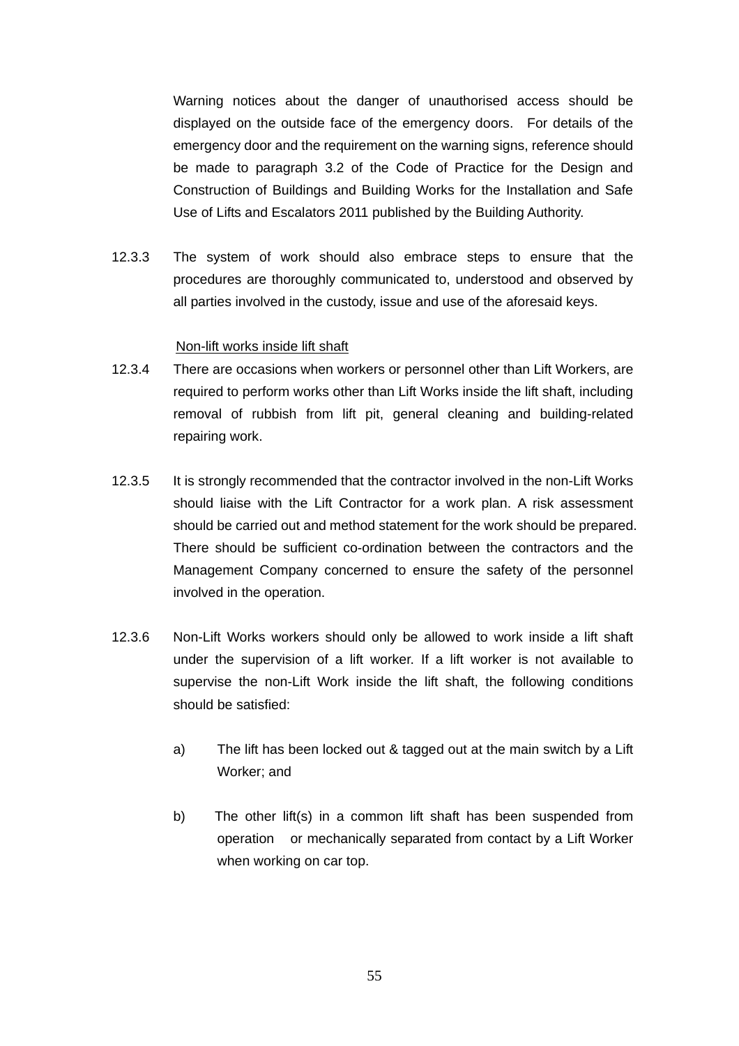Warning notices about the danger of unauthorised access should be displayed on the outside face of the emergency doors. For details of the emergency door and the requirement on the warning signs, reference should be made to paragraph 3.2 of the Code of Practice for the Design and Construction of Buildings and Building Works for the Installation and Safe Use of Lifts and Escalators 2011 published by the Building Authority.

12.3.3 The system of work should also embrace steps to ensure that the procedures are thoroughly communicated to, understood and observed by all parties involved in the custody, issue and use of the aforesaid keys.

<u>Non-lift works inside lift shaft</u>

12.3.4 There are occasions when workers or personnel other than Lift Workers, are required to perform works other than Lift Works inside the lift shaft, including removal of rubbish from lift pit, general cleaning and building-related repairing work.

12.3.5 It is strongly recommended that the contractor involved in the non-Lift Works should liaise with the Lift Contractor for a work plan. A risk assessment should be carried out and method statement for the work should be prepared. There should be sufficient co-ordination between the contractors and the Management Company concerned to ensure the safety of the personnel involved in the operation.

12.3.6 Non-Lift Works workers should only be allowed to work inside a lift shaft under the supervision of a lift worker. If a lift worker is not available to supervise the non-Lift Work inside the lift shaft, the following conditions should be satisfied:

a) The lift has been locked out & tagged out at the main switch by a Lift Worker; and

b) The other lift(s) in a common lift shaft has been suspended from operation or mechanically separated from contact by a Lift Worker when working on car top.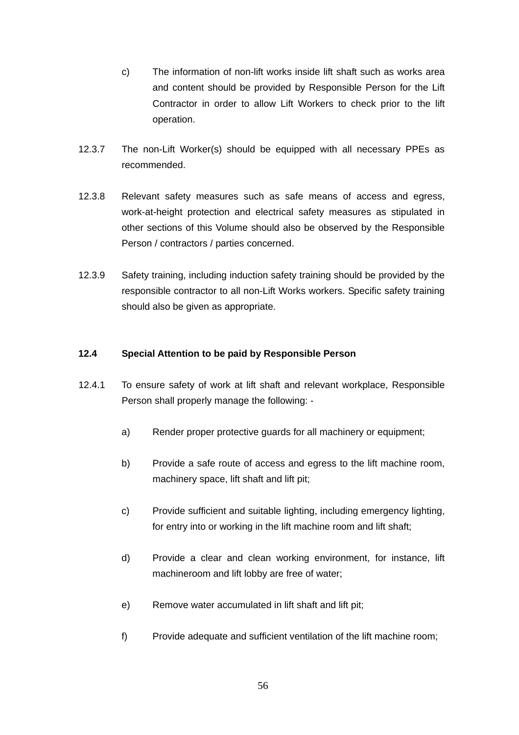c) The information of non-lift works inside lift shaft such as works area and content should be provided by Responsible Person for the Lift Contractor in order to allow Lift Workers to check prior to the lift operation.

12.3.7 The non-Lift Worker(s) should be equipped with all necessary PPEs as recommended.

12.3.8 Relevant safety measures such as safe means of access and egress, work-at-height protection and electrical safety measures as stipulated in other sections of this Volume should also be observed by the Responsible Person / contractors / parties concerned.

12.3.9 Safety training, including induction safety training should be provided by the responsible contractor to all non-Lift Works workers. Specific safety training should also be given as appropriate.

**12.4 Special Attention to be paid by Responsible Person**

12.4.1 To ensure safety of work at lift shaft and relevant workplace, Responsible Person shall properly manage the following: -

a) Render proper protective guards for all machinery or equipment;

b) Provide a safe route of access and egress to the lift machine room, machinery space, lift shaft and lift pit;

c) Provide sufficient and suitable lighting, including emergency lighting, for entry into or working in the lift machine room and lift shaft;

d) Provide a clear and clean working environment, for instance, lift machineroom and lift lobby are free of water;

e) Remove water accumulated in lift shaft and lift pit;

f) Provide adequate and sufficient ventilation of the lift machine room;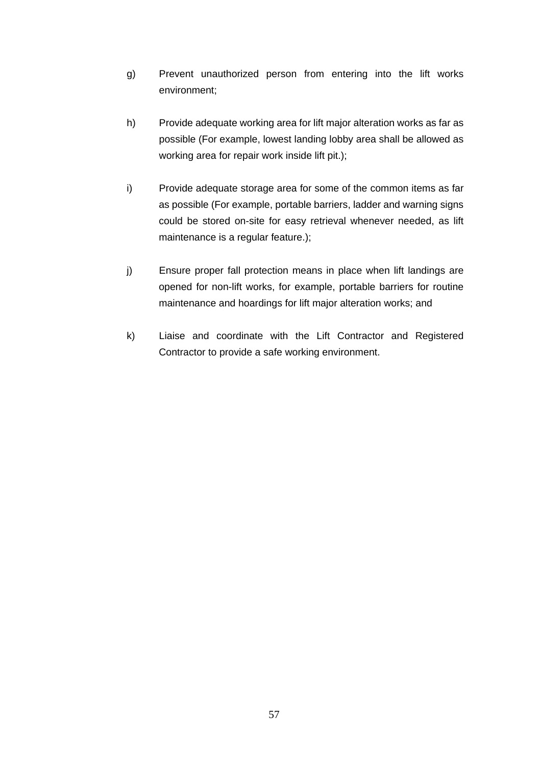g) Prevent unauthorized person from entering into the lift works environment;

h) Provide adequate working area for lift major alteration works as far as possible (For example, lowest landing lobby area shall be allowed as working area for repair work inside lift pit.);

i) Provide adequate storage area for some of the common items as far as possible (For example, portable barriers, ladder and warning signs could be stored on-site for easy retrieval whenever needed, as lift maintenance is a regular feature.);

j) Ensure proper fall protection means in place when lift landings are opened for non-lift works, for example, portable barriers for routine maintenance and hoardings for lift major alteration works; and

k) Liaise and coordinate with the Lift Contractor and Registered Contractor to provide a safe working environment.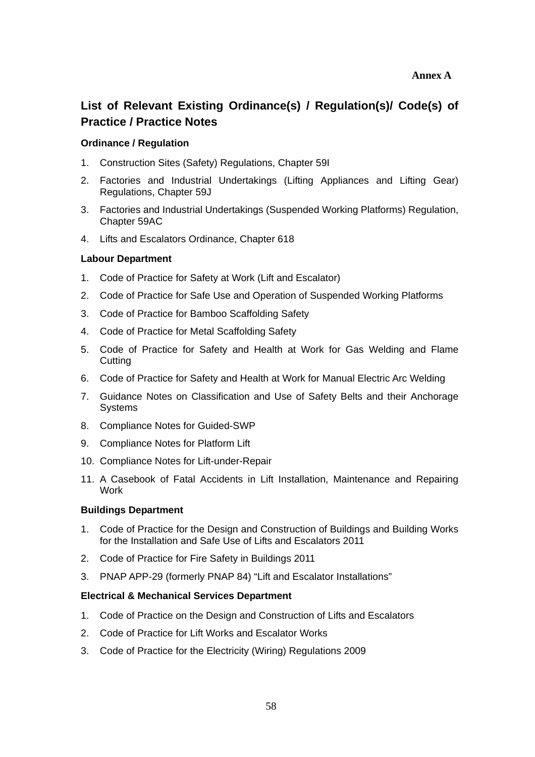**Annex A**

## List of Relevant Existing Ordinance(s) / Regulation(s)/ Code(s) of Practice / Practice Notes

### Ordinance / Regulation

1. Construction Sites (Safety) Regulations, Chapter 59I
2. Factories and Industrial Undertakings (Lifting Appliances and Lifting Gear) Regulations, Chapter 59J
3. Factories and Industrial Undertakings (Suspended Working Platforms) Regulation, Chapter 59AC
4. Lifts and Escalators Ordinance, Chapter 618

### Labour Department

1. Code of Practice for Safety at Work (Lift and Escalator)
2. Code of Practice for Safe Use and Operation of Suspended Working Platforms
3. Code of Practice for Bamboo Scaffolding Safety
4. Code of Practice for Metal Scaffolding Safety
5. Code of Practice for Safety and Health at Work for Gas Welding and Flame Cutting
6. Code of Practice for Safety and Health at Work for Manual Electric Arc Welding
7. Guidance Notes on Classification and Use of Safety Belts and their Anchorage Systems
8. Compliance Notes for Guided-SWP
9. Compliance Notes for Platform Lift
10. Compliance Notes for Lift-under-Repair
11. A Casebook of Fatal Accidents in Lift Installation, Maintenance and Repairing Work

### Buildings Department

1. Code of Practice for the Design and Construction of Buildings and Building Works for the Installation and Safe Use of Lifts and Escalators 2011
2. Code of Practice for Fire Safety in Buildings 2011
3. PNAP APP-29 (formerly PNAP 84) "Lift and Escalator Installations"

### Electrical & Mechanical Services Department

1. Code of Practice on the Design and Construction of Lifts and Escalators
2. Code of Practice for Lift Works and Escalator Works
3. Code of Practice for the Electricity (Wiring) Regulations 2009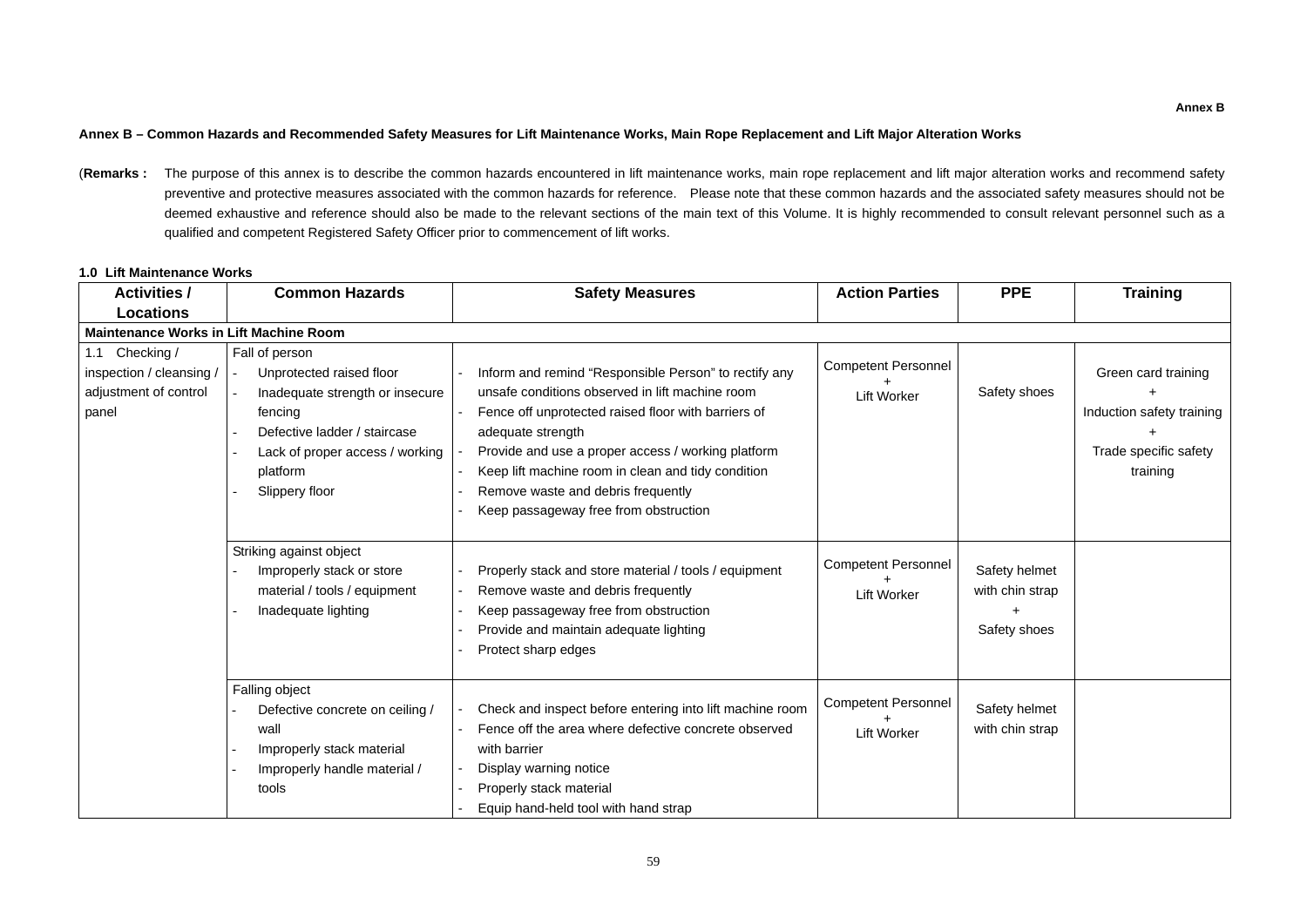**Annex B**

**Annex B – Common Hazards and Recommended Safety Measures for Lift Maintenance Works, Main Rope Replacement and Lift Major Alteration Works**

(**Remarks :** The purpose of this annex is to describe the common hazards encountered in lift maintenance works, main rope replacement and lift major alteration works and recommend safety preventive and protective measures associated with the common hazards for reference. Please note that these common hazards and the associated safety measures should not be deemed exhaustive and reference should also be made to the relevant sections of the main text of this Volume. It is highly recommended to consult relevant personnel such as a qualified and competent Registered Safety Officer prior to commencement of lift works.

**1.0 Lift Maintenance Works**

| Activities / Locations | Common Hazards | Safety Measures | Action Parties | PPE | Training |
|---|---|---|---|---|---|
| **Maintenance Works in Lift Machine Room** | | | | | |
| 1.1 Checking / inspection / cleansing / adjustment of control panel | Fall of person<br>- Unprotected raised floor<br>- Inadequate strength or insecure fencing<br>- Defective ladder / staircase<br>- Lack of proper access / working platform<br>- Slippery floor | - Inform and remind "Responsible Person" to rectify any unsafe conditions observed in lift machine room<br>- Fence off unprotected raised floor with barriers of adequate strength<br>- Provide and use a proper access / working platform<br>- Keep lift machine room in clean and tidy condition<br>- Remove waste and debris frequently<br>- Keep passageway free from obstruction | Competent Personnel + Lift Worker | Safety shoes | Green card training + Induction safety training + Trade specific safety training |
| | Striking against object<br>- Improperly stack or store material / tools / equipment<br>- Inadequate lighting | - Properly stack and store material / tools / equipment<br>- Remove waste and debris frequently<br>- Keep passageway free from obstruction<br>- Provide and maintain adequate lighting<br>- Protect sharp edges | Competent Personnel + Lift Worker | Safety helmet with chin strap + Safety shoes | |
| | Falling object<br>- Defective concrete on ceiling / wall<br>- Improperly stack material<br>- Improperly handle material / tools | - Check and inspect before entering into lift machine room<br>- Fence off the area where defective concrete observed with barrier<br>- Display warning notice<br>- Properly stack material<br>- Equip hand-held tool with hand strap | Competent Personnel + Lift Worker | Safety helmet with chin strap | |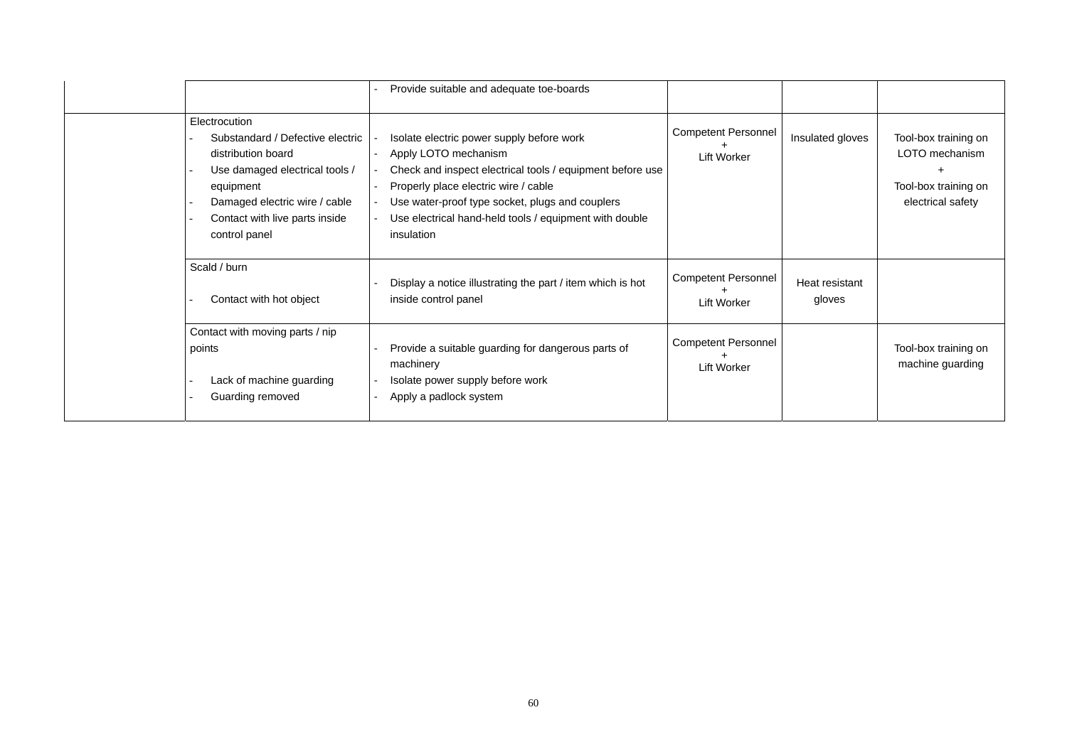| | | | | | |
|---|---|---|---|---|---|
| | | - Provide suitable and adequate toe-boards | | | |
| | Electrocution<br>- Substandard / Defective electric distribution board<br>- Use damaged electrical tools / equipment<br>- Damaged electric wire / cable<br>- Contact with live parts inside control panel | - Isolate electric power supply before work<br>- Apply LOTO mechanism<br>- Check and inspect electrical tools / equipment before use<br>- Properly place electric wire / cable<br>- Use water-proof type socket, plugs and couplers<br>- Use electrical hand-held tools / equipment with double insulation | Competent Personnel<br>+<br>Lift Worker | Insulated gloves | Tool-box training on LOTO mechanism<br>+<br>Tool-box training on electrical safety |
| | Scald / burn<br><br>- Contact with hot object | - Display a notice illustrating the part / item which is hot inside control panel | Competent Personnel<br>+<br>Lift Worker | Heat resistant gloves | |
| | Contact with moving parts / nip points<br><br>- Lack of machine guarding<br>- Guarding removed | - Provide a suitable guarding for dangerous parts of machinery<br>- Isolate power supply before work<br>- Apply a padlock system | Competent Personnel<br>+<br>Lift Worker | | Tool-box training on machine guarding |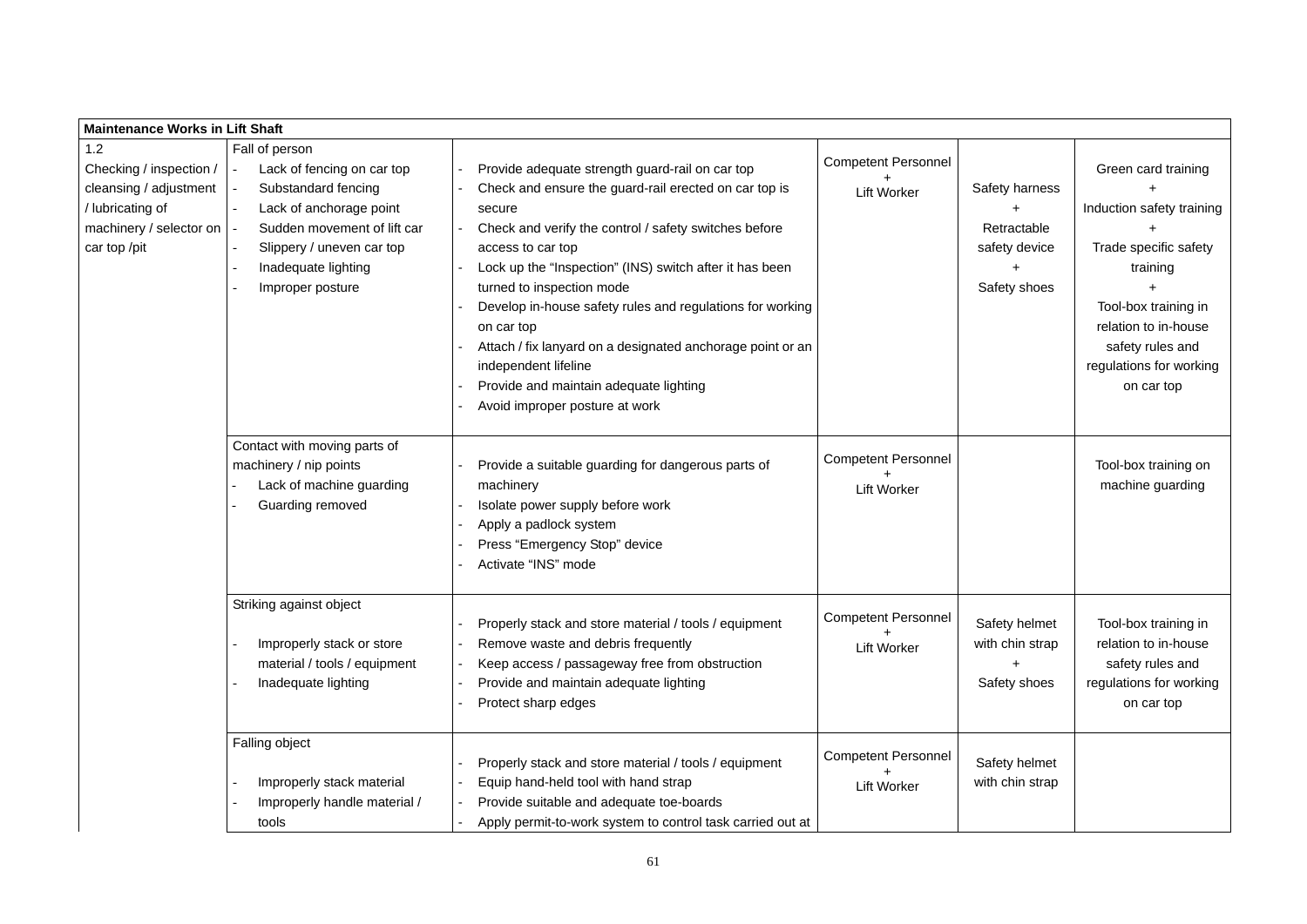| Maintenance Works in Lift Shaft | | | | | |
|---|---|---|---|---|---|
| 1.2<br>Checking / inspection / cleansing / adjustment / lubricating of machinery / selector on car top /pit | Fall of person<br>- Lack of fencing on car top<br>- Substandard fencing<br>- Lack of anchorage point<br>- Sudden movement of lift car<br>- Slippery / uneven car top<br>- Inadequate lighting<br>- Improper posture | - Provide adequate strength guard-rail on car top<br>- Check and ensure the guard-rail erected on car top is secure<br>- Check and verify the control / safety switches before access to car top<br>- Lock up the "Inspection" (INS) switch after it has been turned to inspection mode<br>- Develop in-house safety rules and regulations for working on car top<br>- Attach / fix lanyard on a designated anchorage point or an independent lifeline<br>- Provide and maintain adequate lighting<br>- Avoid improper posture at work | Competent Personnel<br>+<br>Lift Worker | Safety harness<br>+<br>Retractable safety device<br>+<br>Safety shoes | Green card training<br>+<br>Induction safety training<br>+<br>Trade specific safety training<br>+<br>Tool-box training in relation to in-house safety rules and regulations for working on car top |
| | Contact with moving parts of machinery / nip points<br>- Lack of machine guarding<br>- Guarding removed | - Provide a suitable guarding for dangerous parts of machinery<br>- Isolate power supply before work<br>- Apply a padlock system<br>- Press "Emergency Stop" device<br>- Activate "INS" mode | Competent Personnel<br>+<br>Lift Worker | | Tool-box training on machine guarding |
| | Striking against object<br>- Improperly stack or store material / tools / equipment<br>- Inadequate lighting | - Properly stack and store material / tools / equipment<br>- Remove waste and debris frequently<br>- Keep access / passageway free from obstruction<br>- Provide and maintain adequate lighting<br>- Protect sharp edges | Competent Personnel<br>+<br>Lift Worker | Safety helmet with chin strap<br>+<br>Safety shoes | Tool-box training in relation to in-house safety rules and regulations for working on car top |
| | Falling object<br>- Improperly stack material<br>- Improperly handle material / tools | - Properly stack and store material / tools / equipment<br>- Equip hand-held tool with hand strap<br>- Provide suitable and adequate toe-boards<br>- Apply permit-to-work system to control task carried out at | Competent Personnel<br>+<br>Lift Worker | Safety helmet with chin strap | |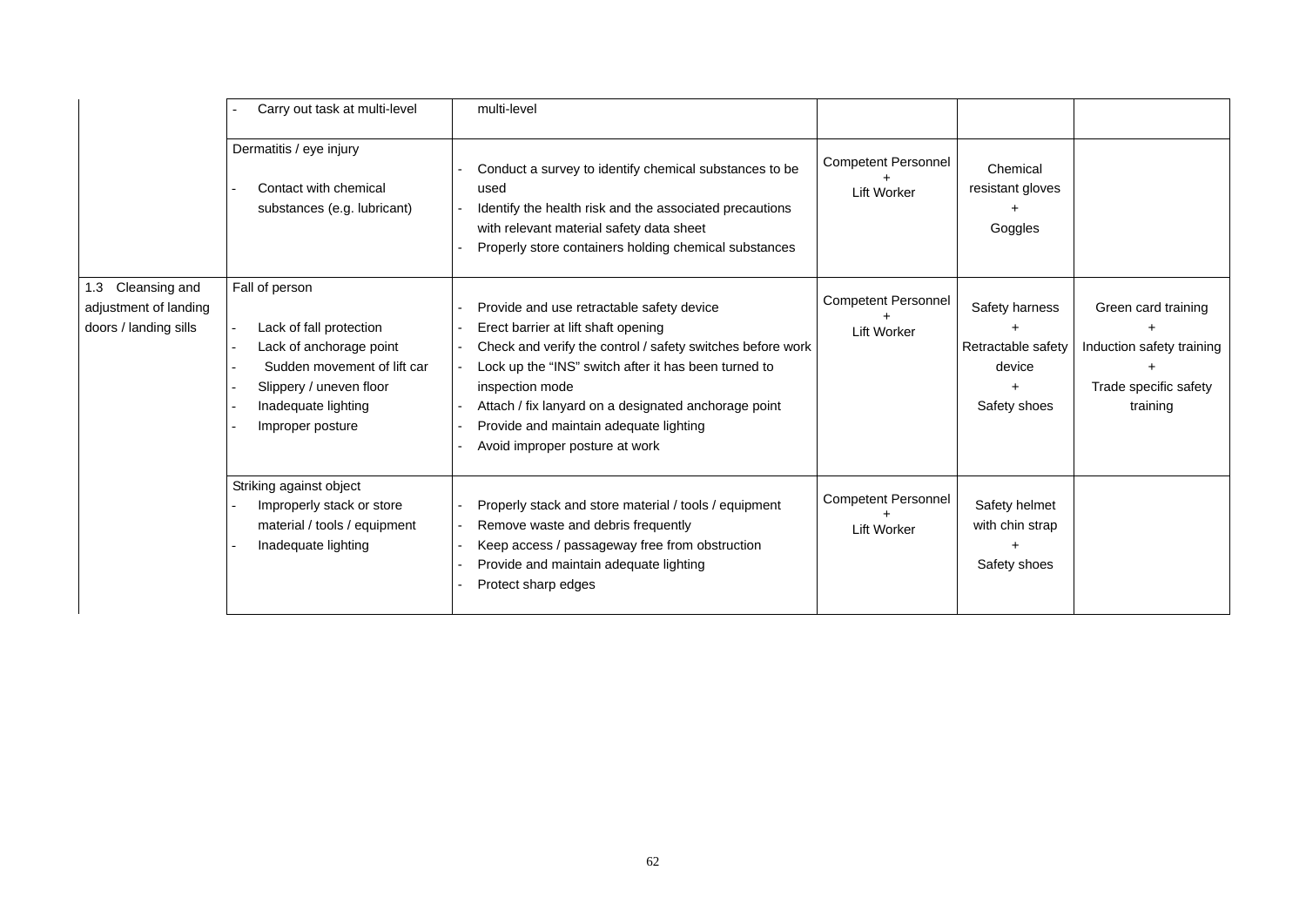| | | | | | |
|---|---|---|---|---|---|
| | - Carry out task at multi-level | multi-level | | | |
| | Dermatitis / eye injury<br>- Contact with chemical substances (e.g. lubricant) | - Conduct a survey to identify chemical substances to be used<br>- Identify the health risk and the associated precautions with relevant material safety data sheet<br>- Properly store containers holding chemical substances | Competent Personnel + Lift Worker | Chemical resistant gloves + Goggles | |
| 1.3 Cleansing and adjustment of landing doors / landing sills | Fall of person<br>- Lack of fall protection<br>- Lack of anchorage point<br>- Sudden movement of lift car<br>- Slippery / uneven floor<br>- Inadequate lighting<br>- Improper posture | - Provide and use retractable safety device<br>- Erect barrier at lift shaft opening<br>- Check and verify the control / safety switches before work<br>- Lock up the "INS" switch after it has been turned to inspection mode<br>- Attach / fix lanyard on a designated anchorage point<br>- Provide and maintain adequate lighting<br>- Avoid improper posture at work | Competent Personnel + Lift Worker | Safety harness + Retractable safety device + Safety shoes | Green card training + Induction safety training + Trade specific safety training |
| | Striking against object<br>- Improperly stack or store material / tools / equipment<br>- Inadequate lighting | - Properly stack and store material / tools / equipment<br>- Remove waste and debris frequently<br>- Keep access / passageway free from obstruction<br>- Provide and maintain adequate lighting<br>- Protect sharp edges | Competent Personnel + Lift Worker | Safety helmet with chin strap + Safety shoes | |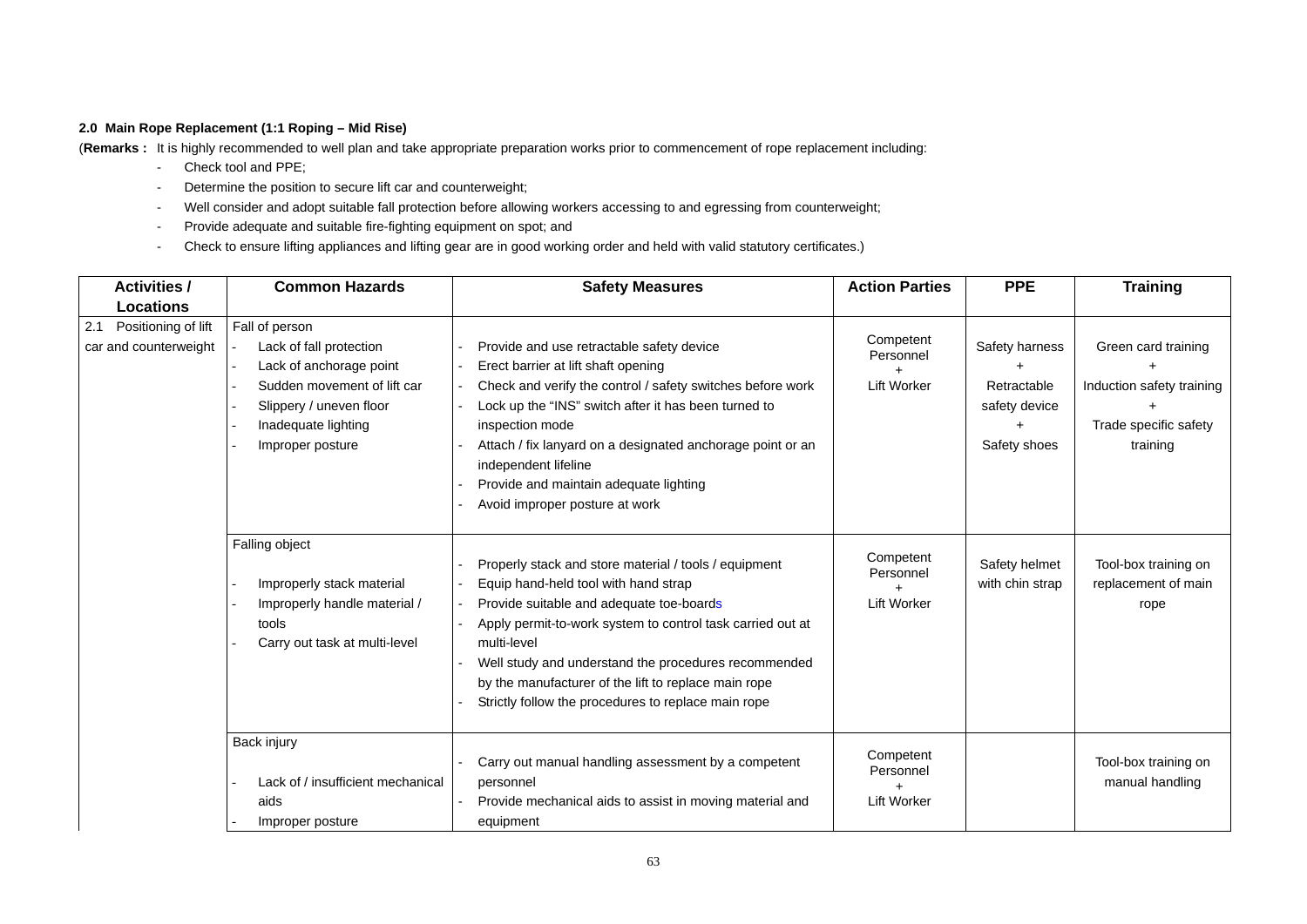**2.0 Main Rope Replacement (1:1 Roping – Mid Rise)**

(**Remarks :** It is highly recommended to well plan and take appropriate preparation works prior to commencement of rope replacement including:

- Check tool and PPE;
- Determine the position to secure lift car and counterweight;
- Well consider and adopt suitable fall protection before allowing workers accessing to and egressing from counterweight;
- Provide adequate and suitable fire-fighting equipment on spot; and
- Check to ensure lifting appliances and lifting gear are in good working order and held with valid statutory certificates.)

| Activities / Locations | Common Hazards | Safety Measures | Action Parties | PPE | Training |
|---|---|---|---|---|---|
| 2.1 Positioning of lift car and counterweight | Fall of person<br>- Lack of fall protection<br>- Lack of anchorage point<br>- Sudden movement of lift car<br>- Slippery / uneven floor<br>- Inadequate lighting<br>- Improper posture | - Provide and use retractable safety device<br>- Erect barrier at lift shaft opening<br>- Check and verify the control / safety switches before work<br>- Lock up the "INS" switch after it has been turned to inspection mode<br>- Attach / fix lanyard on a designated anchorage point or an independent lifeline<br>- Provide and maintain adequate lighting<br>- Avoid improper posture at work | Competent Personnel<br>+<br>Lift Worker | Safety harness<br>+<br>Retractable safety device<br>+<br>Safety shoes | Green card training<br>+<br>Induction safety training<br>+<br>Trade specific safety training |
| | Falling object<br>- Improperly stack material<br>- Improperly handle material / tools<br>- Carry out task at multi-level | - Properly stack and store material / tools / equipment<br>- Equip hand-held tool with hand strap<br>- Provide suitable and adequate toe-boards<br>- Apply permit-to-work system to control task carried out at multi-level<br>- Well study and understand the procedures recommended by the manufacturer of the lift to replace main rope<br>- Strictly follow the procedures to replace main rope | Competent Personnel<br>+<br>Lift Worker | Safety helmet with chin strap | Tool-box training on replacement of main rope |
| | Back injury<br>- Lack of / insufficient mechanical aids<br>- Improper posture | - Carry out manual handling assessment by a competent personnel<br>- Provide mechanical aids to assist in moving material and equipment | Competent Personnel<br>+<br>Lift Worker | | Tool-box training on manual handling |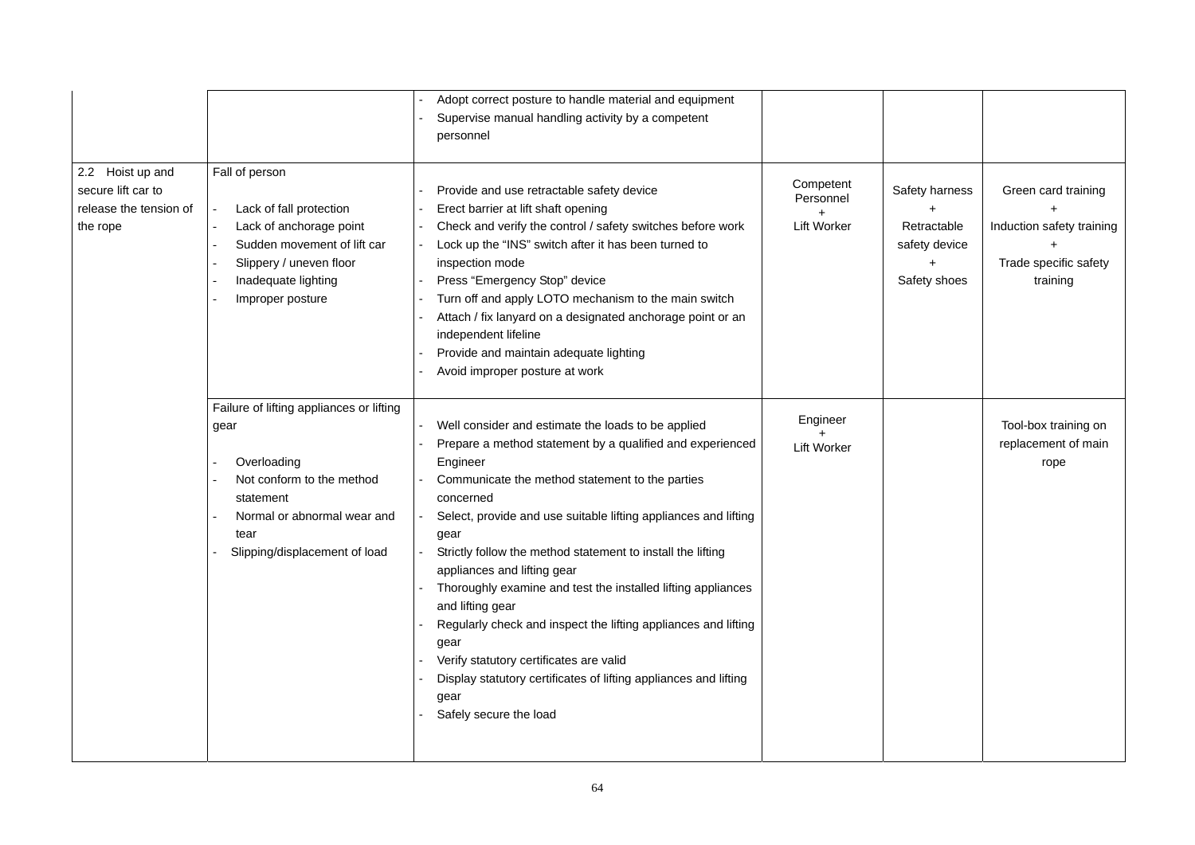| | | | | | |
|---|---|---|---|---|---|
| | | - Adopt correct posture to handle material and equipment<br>- Supervise manual handling activity by a competent personnel | | | |
| 2.2 Hoist up and secure lift car to release the tension of the rope | Fall of person<br><br>- Lack of fall protection<br>- Lack of anchorage point<br>- Sudden movement of lift car<br>- Slippery / uneven floor<br>- Inadequate lighting<br>- Improper posture | - Provide and use retractable safety device<br>- Erect barrier at lift shaft opening<br>- Check and verify the control / safety switches before work<br>- Lock up the "INS" switch after it has been turned to inspection mode<br>- Press "Emergency Stop" device<br>- Turn off and apply LOTO mechanism to the main switch<br>- Attach / fix lanyard on a designated anchorage point or an independent lifeline<br>- Provide and maintain adequate lighting<br>- Avoid improper posture at work | Competent Personnel<br>+<br>Lift Worker | Safety harness<br>+<br>Retractable safety device<br>+<br>Safety shoes | Green card training<br>+<br>Induction safety training<br>+<br>Trade specific safety training |
| | Failure of lifting appliances or lifting gear<br><br>- Overloading<br>- Not conform to the method statement<br>- Normal or abnormal wear and tear<br>- Slipping/displacement of load | - Well consider and estimate the loads to be applied<br>- Prepare a method statement by a qualified and experienced Engineer<br>- Communicate the method statement to the parties concerned<br>- Select, provide and use suitable lifting appliances and lifting gear<br>- Strictly follow the method statement to install the lifting appliances and lifting gear<br>- Thoroughly examine and test the installed lifting appliances and lifting gear<br>- Regularly check and inspect the lifting appliances and lifting gear<br>- Verify statutory certificates are valid<br>- Display statutory certificates of lifting appliances and lifting gear<br>- Safely secure the load | Engineer<br>+<br>Lift Worker | | Tool-box training on replacement of main rope |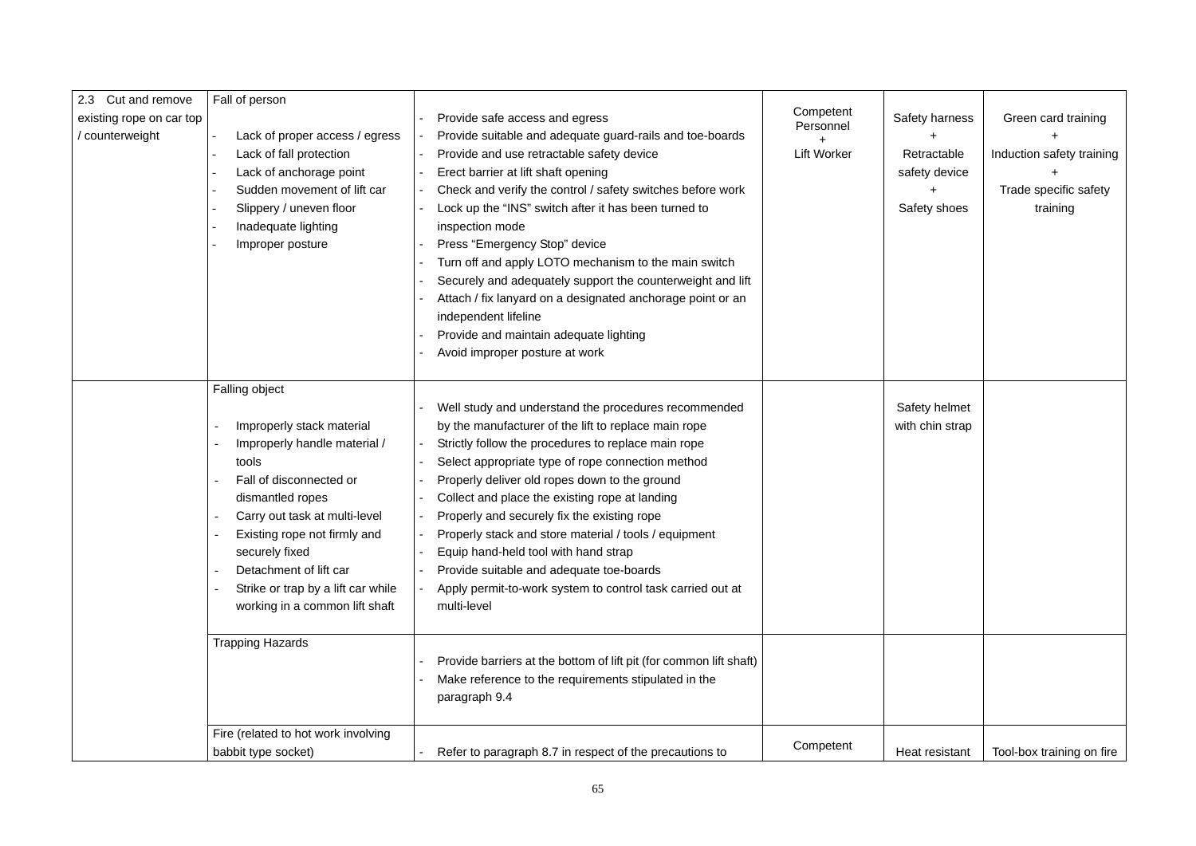| 2.3 Cut and remove existing rope on car top / counterweight | Fall of person<br><br>- Lack of proper access / egress<br>- Lack of fall protection<br>- Lack of anchorage point<br>- Sudden movement of lift car<br>- Slippery / uneven floor<br>- Inadequate lighting<br>- Improper posture | - Provide safe access and egress<br>- Provide suitable and adequate guard-rails and toe-boards<br>- Provide and use retractable safety device<br>- Erect barrier at lift shaft opening<br>- Check and verify the control / safety switches before work<br>- Lock up the "INS" switch after it has been turned to inspection mode<br>- Press "Emergency Stop" device<br>- Turn off and apply LOTO mechanism to the main switch<br>- Securely and adequately support the counterweight and lift<br>- Attach / fix lanyard on a designated anchorage point or an independent lifeline<br>- Provide and maintain adequate lighting<br>- Avoid improper posture at work | Competent Personnel<br>+<br>Lift Worker | Safety harness<br>+<br>Retractable safety device<br>+<br>Safety shoes | Green card training<br>+<br>Induction safety training<br>+<br>Trade specific safety training |
|---|---|---|---|---|---|
| | Falling object<br><br>- Improperly stack material<br>- Improperly handle material / tools<br>- Fall of disconnected or dismantled ropes<br>- Carry out task at multi-level<br>- Existing rope not firmly and securely fixed<br>- Detachment of lift car<br>- Strike or trap by a lift car while working in a common lift shaft | - Well study and understand the procedures recommended by the manufacturer of the lift to replace main rope<br>- Strictly follow the procedures to replace main rope<br>- Select appropriate type of rope connection method<br>- Properly deliver old ropes down to the ground<br>- Collect and place the existing rope at landing<br>- Properly and securely fix the existing rope<br>- Properly stack and store material / tools / equipment<br>- Equip hand-held tool with hand strap<br>- Provide suitable and adequate toe-boards<br>- Apply permit-to-work system to control task carried out at multi-level | | Safety helmet with chin strap | |
| | Trapping Hazards | - Provide barriers at the bottom of lift pit (for common lift shaft)<br>- Make reference to the requirements stipulated in the paragraph 9.4 | | | |
| | Fire (related to hot work involving babbit type socket) | - Refer to paragraph 8.7 in respect of the precautions to | Competent | Heat resistant | Tool-box training on fire |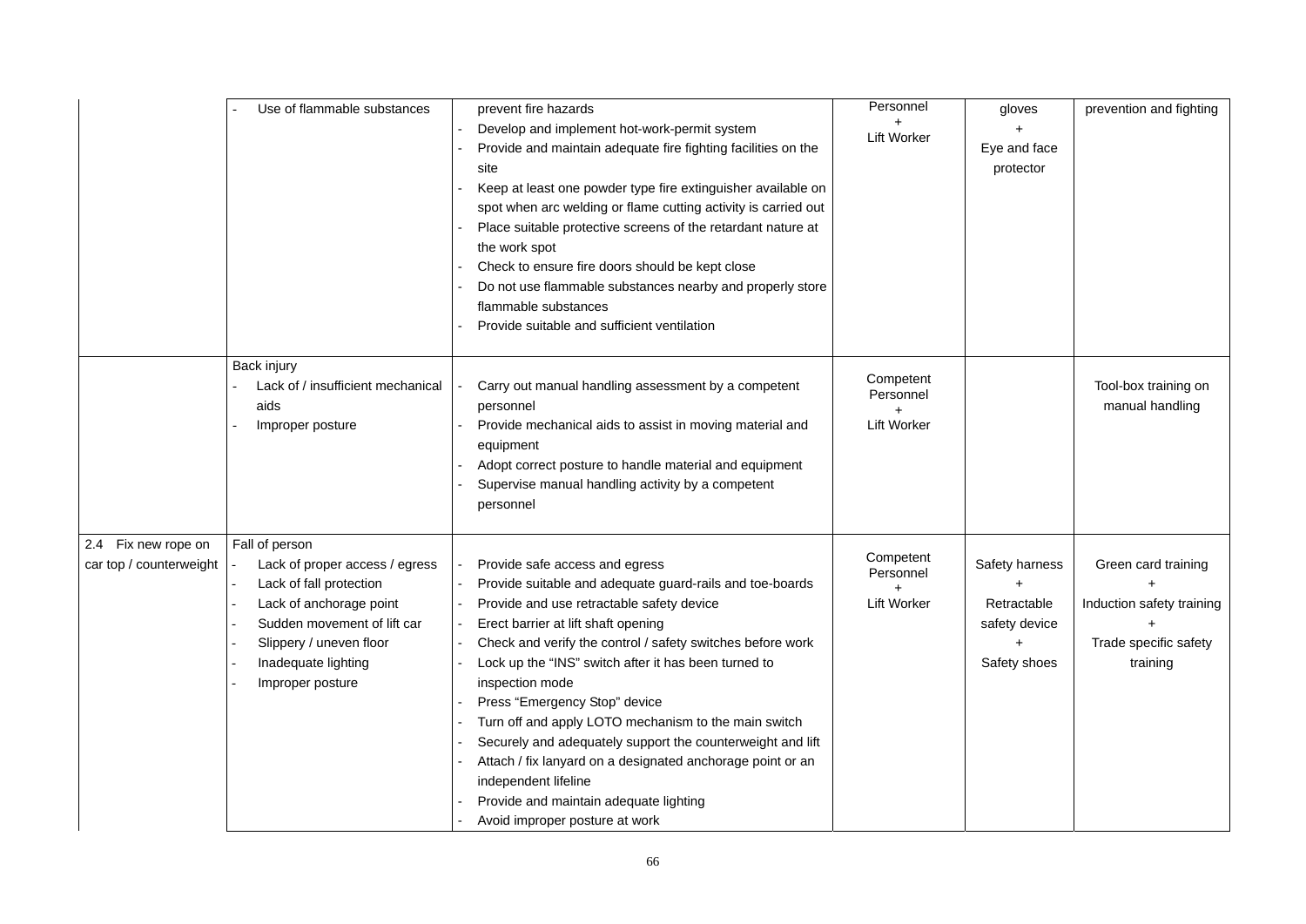| | | | | | |
|---|---|---|---|---|---|
| | - Use of flammable substances | prevent fire hazards<br>- Develop and implement hot-work-permit system<br>- Provide and maintain adequate fire fighting facilities on the site<br>- Keep at least one powder type fire extinguisher available on spot when arc welding or flame cutting activity is carried out<br>- Place suitable protective screens of the retardant nature at the work spot<br>- Check to ensure fire doors should be kept close<br>- Do not use flammable substances nearby and properly store flammable substances<br>- Provide suitable and sufficient ventilation | Personnel<br>+<br>Lift Worker | gloves<br>+<br>Eye and face protector | prevention and fighting |
| | Back injury<br>- Lack of / insufficient mechanical aids<br>- Improper posture | - Carry out manual handling assessment by a competent personnel<br>- Provide mechanical aids to assist in moving material and equipment<br>- Adopt correct posture to handle material and equipment<br>- Supervise manual handling activity by a competent personnel | Competent Personnel<br>+<br>Lift Worker | | Tool-box training on manual handling |
| 2.4 Fix new rope on car top / counterweight | Fall of person<br>- Lack of proper access / egress<br>- Lack of fall protection<br>- Lack of anchorage point<br>- Sudden movement of lift car<br>- Slippery / uneven floor<br>- Inadequate lighting<br>- Improper posture | - Provide safe access and egress<br>- Provide suitable and adequate guard-rails and toe-boards<br>- Provide and use retractable safety device<br>- Erect barrier at lift shaft opening<br>- Check and verify the control / safety switches before work<br>- Lock up the "INS" switch after it has been turned to inspection mode<br>- Press "Emergency Stop" device<br>- Turn off and apply LOTO mechanism to the main switch<br>- Securely and adequately support the counterweight and lift<br>- Attach / fix lanyard on a designated anchorage point or an independent lifeline<br>- Provide and maintain adequate lighting<br>- Avoid improper posture at work | Competent Personnel<br>+<br>Lift Worker | Safety harness<br>+<br>Retractable safety device<br>+<br>Safety shoes | Green card training<br>+<br>Induction safety training<br>+<br>Trade specific safety training |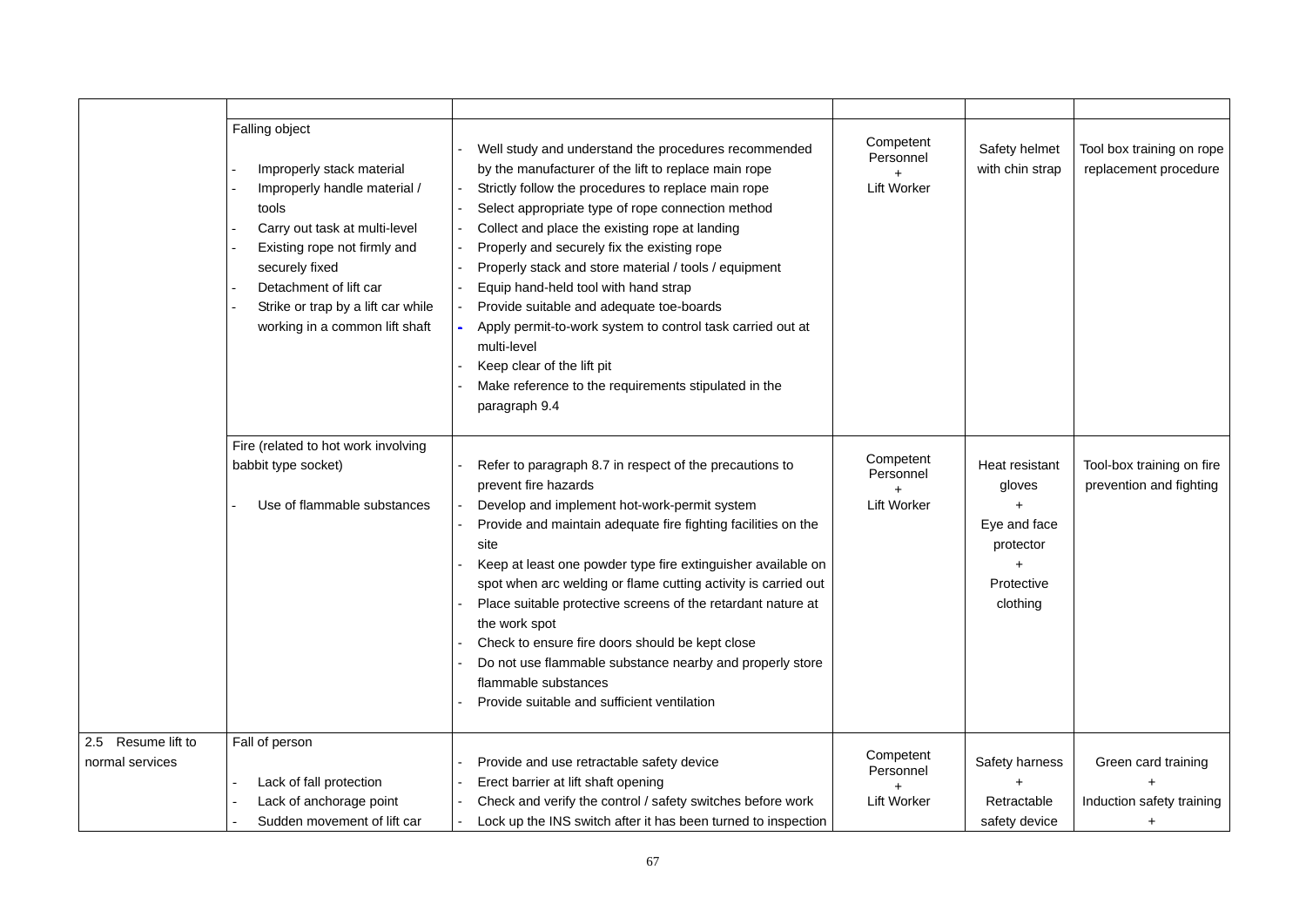| | | | | | |
|---|---|---|---|---|---|
| | Falling object<br><br>- Improperly stack material<br>- Improperly handle material / tools<br>- Carry out task at multi-level<br>- Existing rope not firmly and securely fixed<br>- Detachment of lift car<br>- Strike or trap by a lift car while working in a common lift shaft | - Well study and understand the procedures recommended by the manufacturer of the lift to replace main rope<br>- Strictly follow the procedures to replace main rope<br>- Select appropriate type of rope connection method<br>- Collect and place the existing rope at landing<br>- Properly and securely fix the existing rope<br>- Properly stack and store material / tools / equipment<br>- Equip hand-held tool with hand strap<br>- Provide suitable and adequate toe-boards<br>- Apply permit-to-work system to control task carried out at multi-level<br>- Keep clear of the lift pit<br>- Make reference to the requirements stipulated in the paragraph 9.4 | Competent Personnel<br>+<br>Lift Worker | Safety helmet with chin strap | Tool box training on rope replacement procedure |
| | Fire (related to hot work involving babbit type socket)<br><br>- Use of flammable substances | - Refer to paragraph 8.7 in respect of the precautions to prevent fire hazards<br>- Develop and implement hot-work-permit system<br>- Provide and maintain adequate fire fighting facilities on the site<br>- Keep at least one powder type fire extinguisher available on spot when arc welding or flame cutting activity is carried out<br>- Place suitable protective screens of the retardant nature at the work spot<br>- Check to ensure fire doors should be kept close<br>- Do not use flammable substance nearby and properly store flammable substances<br>- Provide suitable and sufficient ventilation | Competent Personnel<br>+<br>Lift Worker | Heat resistant gloves<br>+<br>Eye and face protector<br>+<br>Protective clothing | Tool-box training on fire prevention and fighting |
| 2.5 Resume lift to normal services | Fall of person<br><br>- Lack of fall protection<br>- Lack of anchorage point<br>- Sudden movement of lift car | - Provide and use retractable safety device<br>- Erect barrier at lift shaft opening<br>- Check and verify the control / safety switches before work<br>- Lock up the INS switch after it has been turned to inspection | Competent Personnel<br>+<br>Lift Worker | Safety harness<br>+<br>Retractable safety device | Green card training<br>+<br>Induction safety training<br>+ |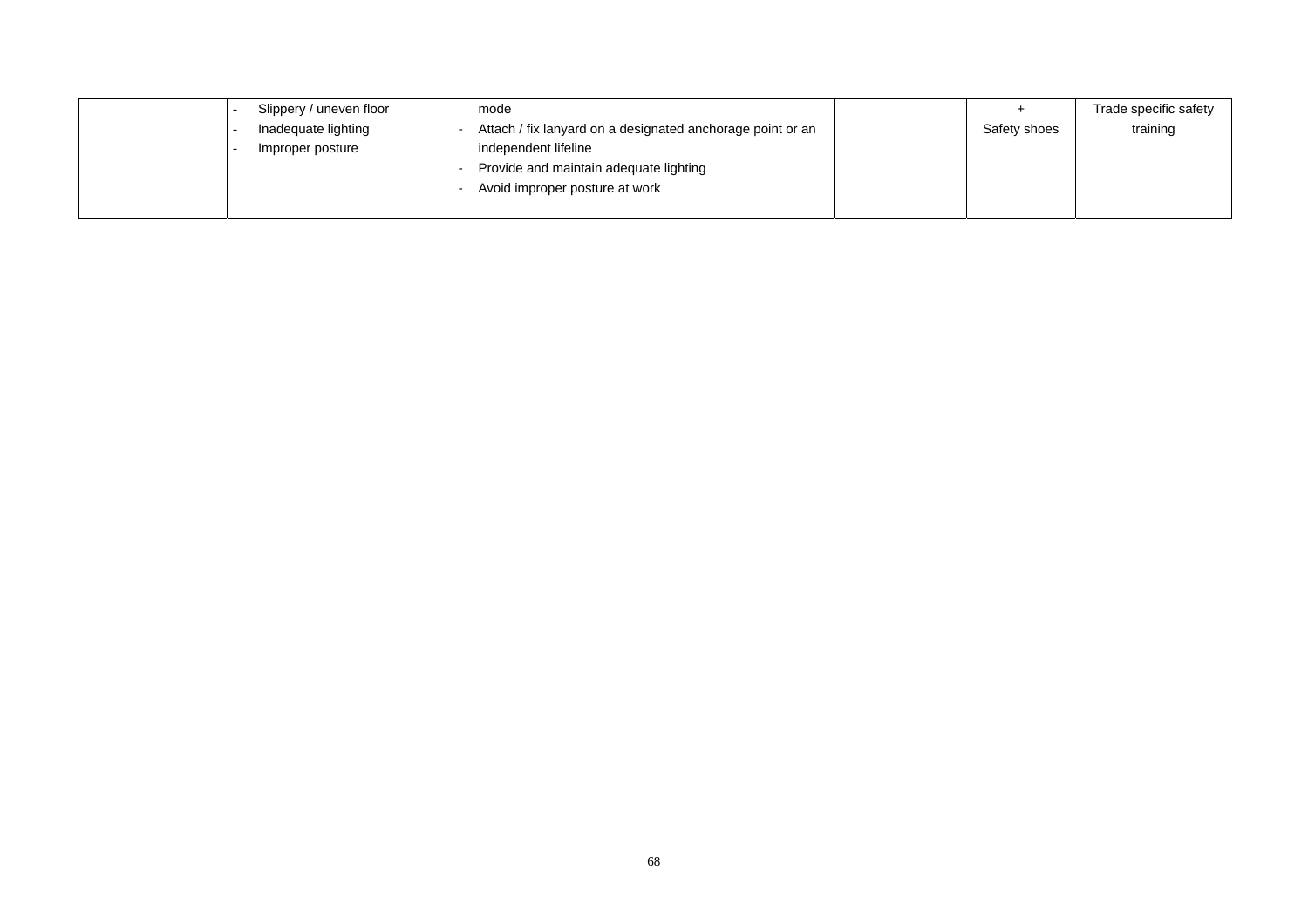| | | | | | |
|---|---|---|---|---|---|
| | - Slippery / uneven floor<br>- Inadequate lighting<br>- Improper posture | mode<br>- Attach / fix lanyard on a designated anchorage point or an independent lifeline<br>- Provide and maintain adequate lighting<br>- Avoid improper posture at work | | +<br>Safety shoes | Trade specific safety training |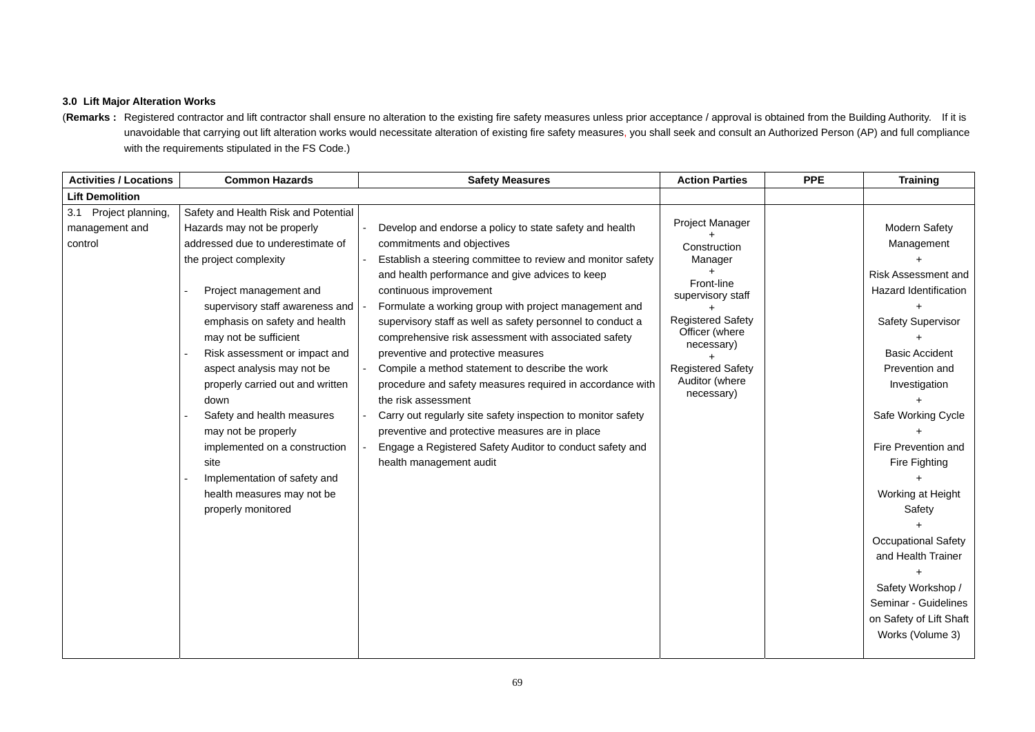**3.0 Lift Major Alteration Works**

(**Remarks :** Registered contractor and lift contractor shall ensure no alteration to the existing fire safety measures unless prior acceptance / approval is obtained from the Building Authority. If it is unavoidable that carrying out lift alteration works would necessitate alteration of existing fire safety measures, you shall seek and consult an Authorized Person (AP) and full compliance with the requirements stipulated in the FS Code.)

| Activities / Locations | Common Hazards | Safety Measures | Action Parties | PPE | Training |
|---|---|---|---|---|---|
| **Lift Demolition** | | | | | |
| 3.1 Project planning, management and control | Safety and Health Risk and Potential Hazards may not be properly addressed due to underestimate of the project complexity<br><br>- Project management and supervisory staff awareness and emphasis on safety and health may not be sufficient<br>- Risk assessment or impact and aspect analysis may not be properly carried out and written down<br>- Safety and health measures may not be properly implemented on a construction site<br>- Implementation of safety and health measures may not be properly monitored | - Develop and endorse a policy to state safety and health commitments and objectives<br>- Establish a steering committee to review and monitor safety and health performance and give advices to keep continuous improvement<br>- Formulate a working group with project management and supervisory staff as well as safety personnel to conduct a comprehensive risk assessment with associated safety preventive and protective measures<br>- Compile a method statement to describe the work procedure and safety measures required in accordance with the risk assessment<br>- Carry out regularly site safety inspection to monitor safety preventive and protective measures are in place<br>- Engage a Registered Safety Auditor to conduct safety and health management audit | Project Manager<br>+<br>Construction Manager<br>+<br>Front-line supervisory staff<br>+<br>Registered Safety Officer (where necessary)<br>+<br>Registered Safety Auditor (where necessary) | | Modern Safety Management<br>+<br>Risk Assessment and Hazard Identification<br>+<br>Safety Supervisor<br>+<br>Basic Accident Prevention and Investigation<br>+<br>Safe Working Cycle<br>+<br>Fire Prevention and Fire Fighting<br>+<br>Working at Height Safety<br>+<br>Occupational Safety and Health Trainer<br>+<br>Safety Workshop / Seminar - Guidelines on Safety of Lift Shaft Works (Volume 3) |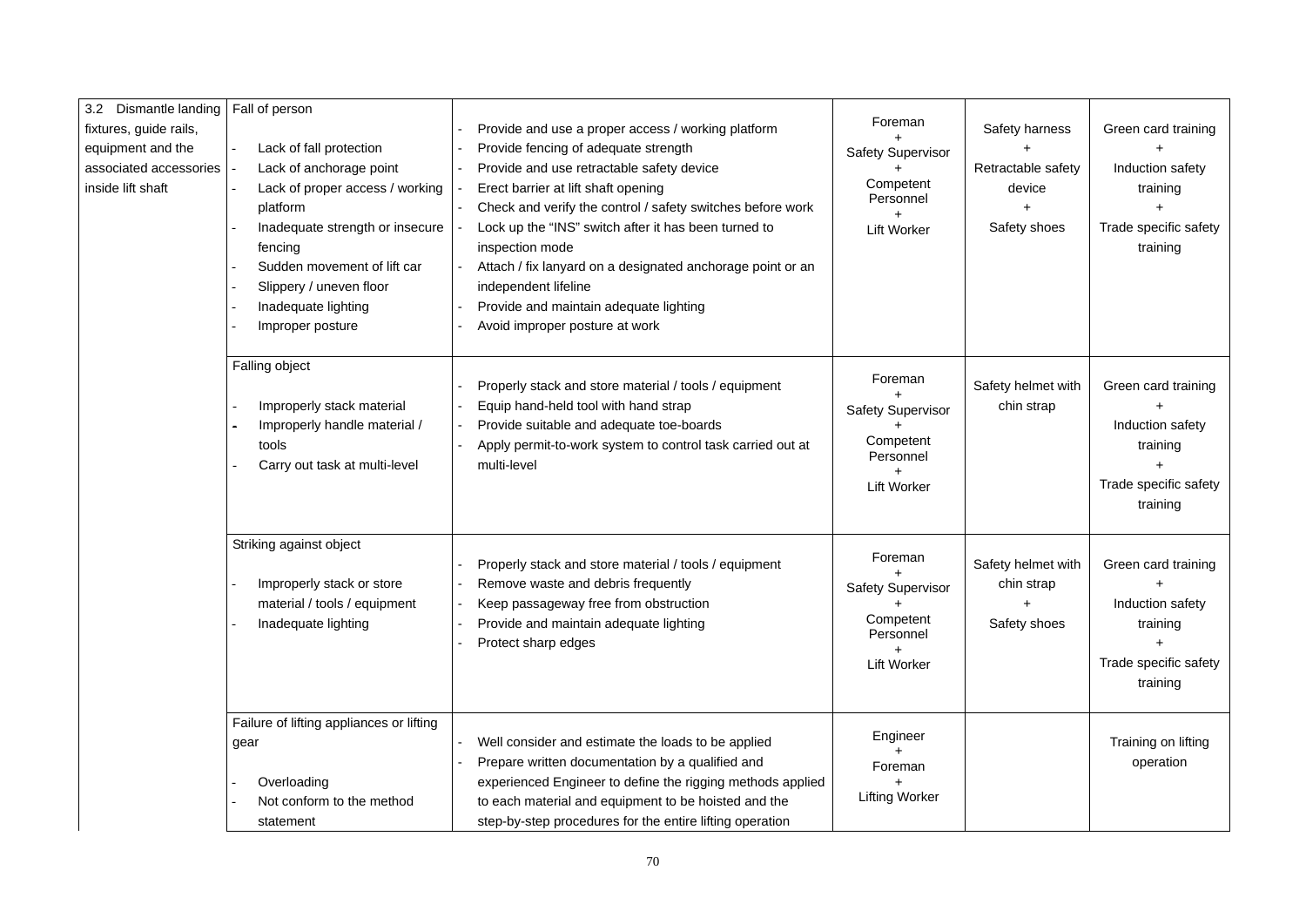| 3.2 Dismantle landing fixtures, guide rails, equipment and the associated accessories inside lift shaft | Fall of person<br><br>- Lack of fall protection<br>- Lack of anchorage point<br>- Lack of proper access / working platform<br>- Inadequate strength or insecure fencing<br>- Sudden movement of lift car<br>- Slippery / uneven floor<br>- Inadequate lighting<br>- Improper posture | - Provide and use a proper access / working platform<br>- Provide fencing of adequate strength<br>- Provide and use retractable safety device<br>- Erect barrier at lift shaft opening<br>- Check and verify the control / safety switches before work<br>- Lock up the "INS" switch after it has been turned to inspection mode<br>- Attach / fix lanyard on a designated anchorage point or an independent lifeline<br>- Provide and maintain adequate lighting<br>- Avoid improper posture at work | Foreman<br>+<br>Safety Supervisor<br>+<br>Competent Personnel<br>+<br>Lift Worker | Safety harness<br>+<br>Retractable safety device<br>+<br>Safety shoes | Green card training<br>+<br>Induction safety training<br>+<br>Trade specific safety training |
|---|---|---|---|---|---|
| | Falling object<br><br>- Improperly stack material<br>- Improperly handle material / tools<br>- Carry out task at multi-level | - Properly stack and store material / tools / equipment<br>- Equip hand-held tool with hand strap<br>- Provide suitable and adequate toe-boards<br>- Apply permit-to-work system to control task carried out at multi-level | Foreman<br>+<br>Safety Supervisor<br>+<br>Competent Personnel<br>+<br>Lift Worker | Safety helmet with chin strap | Green card training<br>+<br>Induction safety training<br>+<br>Trade specific safety training |
| | Striking against object<br><br>- Improperly stack or store material / tools / equipment<br>- Inadequate lighting | - Properly stack and store material / tools / equipment<br>- Remove waste and debris frequently<br>- Keep passageway free from obstruction<br>- Provide and maintain adequate lighting<br>- Protect sharp edges | Foreman<br>+<br>Safety Supervisor<br>+<br>Competent Personnel<br>+<br>Lift Worker | Safety helmet with chin strap<br>+<br>Safety shoes | Green card training<br>+<br>Induction safety training<br>+<br>Trade specific safety training |
| | Failure of lifting appliances or lifting gear<br><br>- Overloading<br>- Not conform to the method statement | - Well consider and estimate the loads to be applied<br>- Prepare written documentation by a qualified and experienced Engineer to define the rigging methods applied to each material and equipment to be hoisted and the step-by-step procedures for the entire lifting operation | Engineer<br>+<br>Foreman<br>+<br>Lifting Worker | | Training on lifting operation |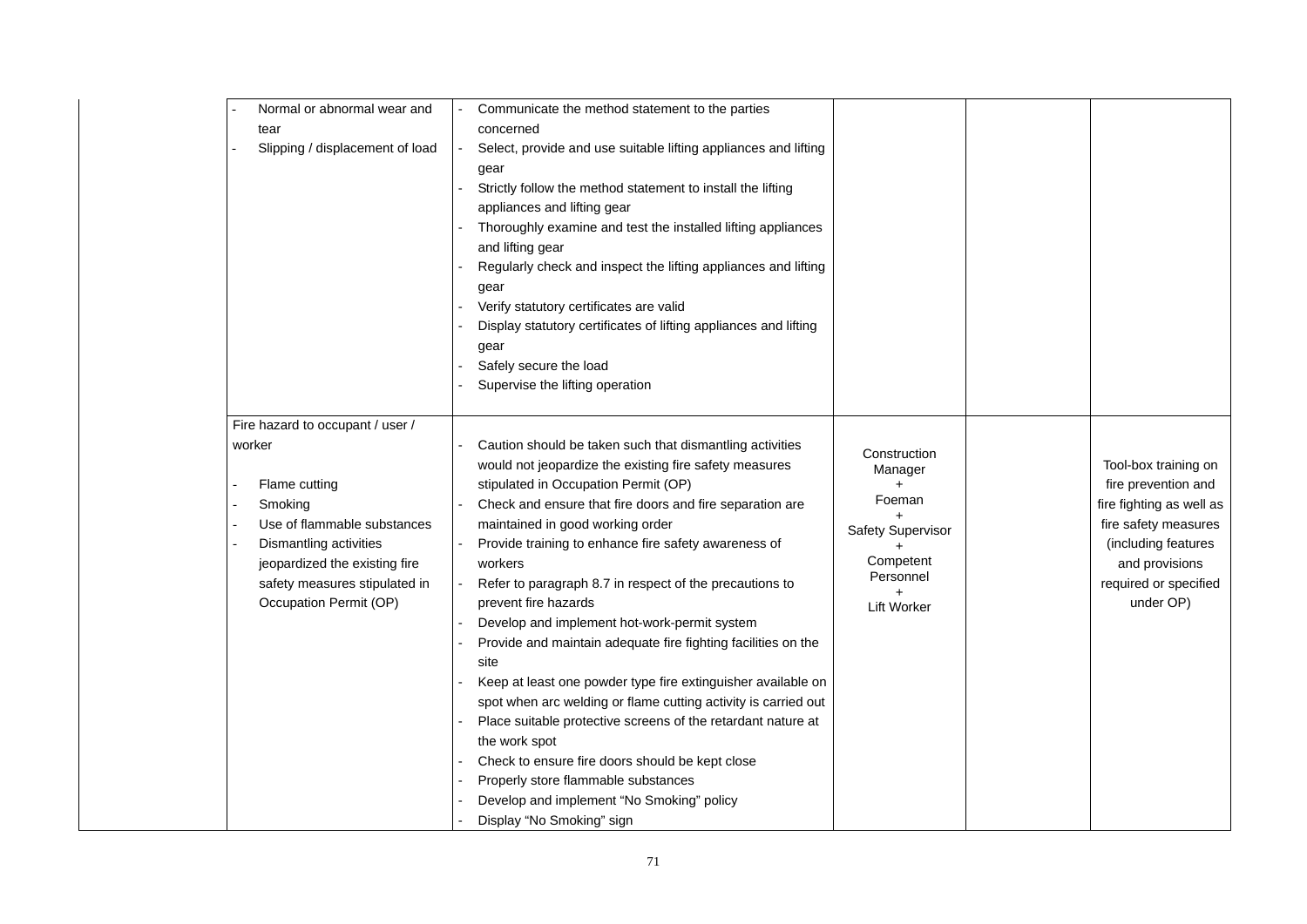|  |  |  |  |  |  |
|---|---|---|---|---|---|
|  | - Normal or abnormal wear and tear<br>- Slipping / displacement of load | - Communicate the method statement to the parties concerned<br>- Select, provide and use suitable lifting appliances and lifting gear<br>- Strictly follow the method statement to install the lifting appliances and lifting gear<br>- Thoroughly examine and test the installed lifting appliances and lifting gear<br>- Regularly check and inspect the lifting appliances and lifting gear<br>- Verify statutory certificates are valid<br>- Display statutory certificates of lifting appliances and lifting gear<br>- Safely secure the load<br>- Supervise the lifting operation |  |  |  |
|  | Fire hazard to occupant / user / worker<br><br>- Flame cutting<br>- Smoking<br>- Use of flammable substances<br>- Dismantling activities jeopardized the existing fire safety measures stipulated in Occupation Permit (OP) | - Caution should be taken such that dismantling activities would not jeopardize the existing fire safety measures stipulated in Occupation Permit (OP)<br>- Check and ensure that fire doors and fire separation are maintained in good working order<br>- Provide training to enhance fire safety awareness of workers<br>- Refer to paragraph 8.7 in respect of the precautions to prevent fire hazards<br>- Develop and implement hot-work-permit system<br>- Provide and maintain adequate fire fighting facilities on the site<br>- Keep at least one powder type fire extinguisher available on spot when arc welding or flame cutting activity is carried out<br>- Place suitable protective screens of the retardant nature at the work spot<br>- Check to ensure fire doors should be kept close<br>- Properly store flammable substances<br>- Develop and implement "No Smoking" policy<br>- Display "No Smoking" sign | Construction Manager<br>+<br>Foeman<br>+<br>Safety Supervisor<br>+<br>Competent Personnel<br>+<br>Lift Worker |  | Tool-box training on fire prevention and fire fighting as well as fire safety measures (including features and provisions required or specified under OP) |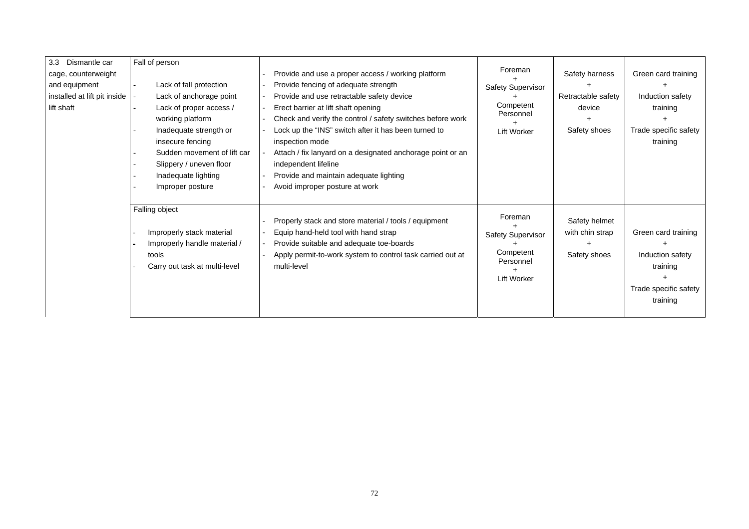| 3.3 Dismantle car cage, counterweight and equipment installed at lift pit inside lift shaft | Fall of person<br>- Lack of fall protection<br>- Lack of anchorage point<br>- Lack of proper access / working platform<br>- Inadequate strength or insecure fencing<br>- Sudden movement of lift car<br>- Slippery / uneven floor<br>- Inadequate lighting<br>- Improper posture | - Provide and use a proper access / working platform<br>- Provide fencing of adequate strength<br>- Provide and use retractable safety device<br>- Erect barrier at lift shaft opening<br>- Check and verify the control / safety switches before work<br>- Lock up the "INS" switch after it has been turned to inspection mode<br>- Attach / fix lanyard on a designated anchorage point or an independent lifeline<br>- Provide and maintain adequate lighting<br>- Avoid improper posture at work | Foreman<br>+<br>Safety Supervisor<br>+<br>Competent Personnel<br>+<br>Lift Worker | Safety harness<br>+<br>Retractable safety device<br>+<br>Safety shoes | Green card training<br>+<br>Induction safety training<br>+<br>Trade specific safety training |
|---|---|---|---|---|---|
| | Falling object<br>- Improperly stack material<br>- Improperly handle material / tools<br>- Carry out task at multi-level | - Properly stack and store material / tools / equipment<br>- Equip hand-held tool with hand strap<br>- Provide suitable and adequate toe-boards<br>- Apply permit-to-work system to control task carried out at multi-level | Foreman<br>+<br>Safety Supervisor<br>+<br>Competent Personnel<br>+<br>Lift Worker | Safety helmet with chin strap<br>+<br>Safety shoes | Green card training<br>+<br>Induction safety training<br>+<br>Trade specific safety training |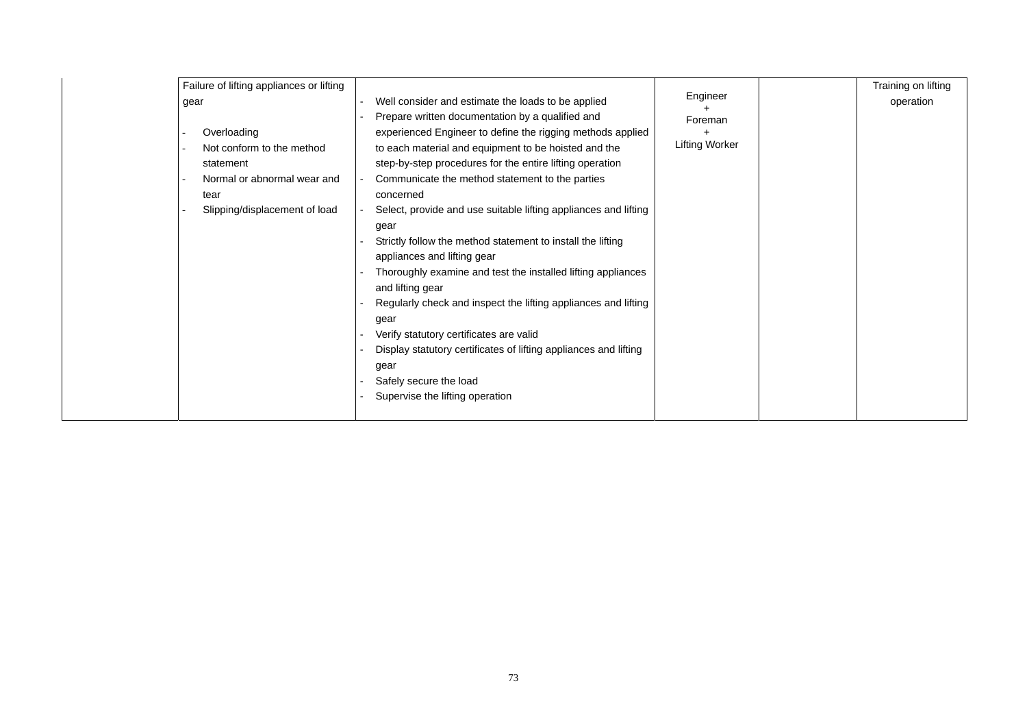| | | | | | |
|---|---|---|---|---|---|
| | Failure of lifting appliances or lifting gear<br><br>- Overloading<br>- Not conform to the method statement<br>- Normal or abnormal wear and tear<br>- Slipping/displacement of load | - Well consider and estimate the loads to be applied<br>- Prepare written documentation by a qualified and experienced Engineer to define the rigging methods applied to each material and equipment to be hoisted and the step-by-step procedures for the entire lifting operation<br>- Communicate the method statement to the parties concerned<br>- Select, provide and use suitable lifting appliances and lifting gear<br>- Strictly follow the method statement to install the lifting appliances and lifting gear<br>- Thoroughly examine and test the installed lifting appliances and lifting gear<br>- Regularly check and inspect the lifting appliances and lifting gear<br>- Verify statutory certificates are valid<br>- Display statutory certificates of lifting appliances and lifting gear<br>- Safely secure the load<br>- Supervise the lifting operation | Engineer<br>+<br>Foreman<br>+<br>Lifting Worker | | Training on lifting operation |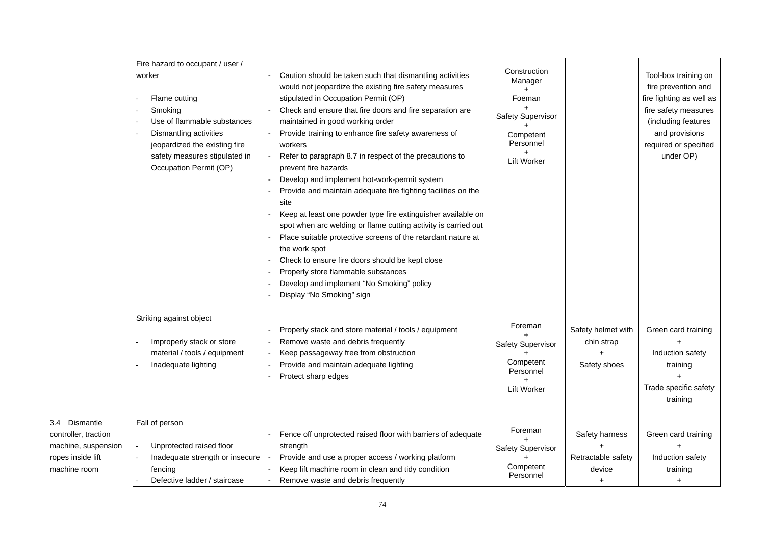| | | | | | |
|---|---|---|---|---|---|
| | Fire hazard to occupant / user / worker<br><br>- Flame cutting<br>- Smoking<br>- Use of flammable substances<br>- Dismantling activities jeopardized the existing fire safety measures stipulated in Occupation Permit (OP) | - Caution should be taken such that dismantling activities would not jeopardize the existing fire safety measures stipulated in Occupation Permit (OP)<br>- Check and ensure that fire doors and fire separation are maintained in good working order<br>- Provide training to enhance fire safety awareness of workers<br>- Refer to paragraph 8.7 in respect of the precautions to prevent fire hazards<br>- Develop and implement hot-work-permit system<br>- Provide and maintain adequate fire fighting facilities on the site<br>- Keep at least one powder type fire extinguisher available on spot when arc welding or flame cutting activity is carried out<br>- Place suitable protective screens of the retardant nature at the work spot<br>- Check to ensure fire doors should be kept close<br>- Properly store flammable substances<br>- Develop and implement "No Smoking" policy<br>- Display "No Smoking" sign | Construction Manager<br>+<br>Foeman<br>+<br>Safety Supervisor<br>+<br>Competent Personnel<br>+<br>Lift Worker | | Tool-box training on fire prevention and fire fighting as well as fire safety measures (including features and provisions required or specified under OP) |
| | Striking against object<br><br>- Improperly stack or store material / tools / equipment<br>- Inadequate lighting | - Properly stack and store material / tools / equipment<br>- Remove waste and debris frequently<br>- Keep passageway free from obstruction<br>- Provide and maintain adequate lighting<br>- Protect sharp edges | Foreman<br>+<br>Safety Supervisor<br>+<br>Competent Personnel<br>+<br>Lift Worker | Safety helmet with chin strap<br>+<br>Safety shoes | Green card training<br>+<br>Induction safety training<br>+<br>Trade specific safety training |
| 3.4 Dismantle controller, traction machine, suspension ropes inside lift machine room | Fall of person<br><br>- Unprotected raised floor<br>- Inadequate strength or insecure fencing<br>- Defective ladder / staircase | - Fence off unprotected raised floor with barriers of adequate strength<br>- Provide and use a proper access / working platform<br>- Keep lift machine room in clean and tidy condition<br>- Remove waste and debris frequently | Foreman<br>+<br>Safety Supervisor<br>+<br>Competent Personnel | Safety harness<br>+<br>Retractable safety device<br>+ | Green card training<br>+<br>Induction safety training<br>+ |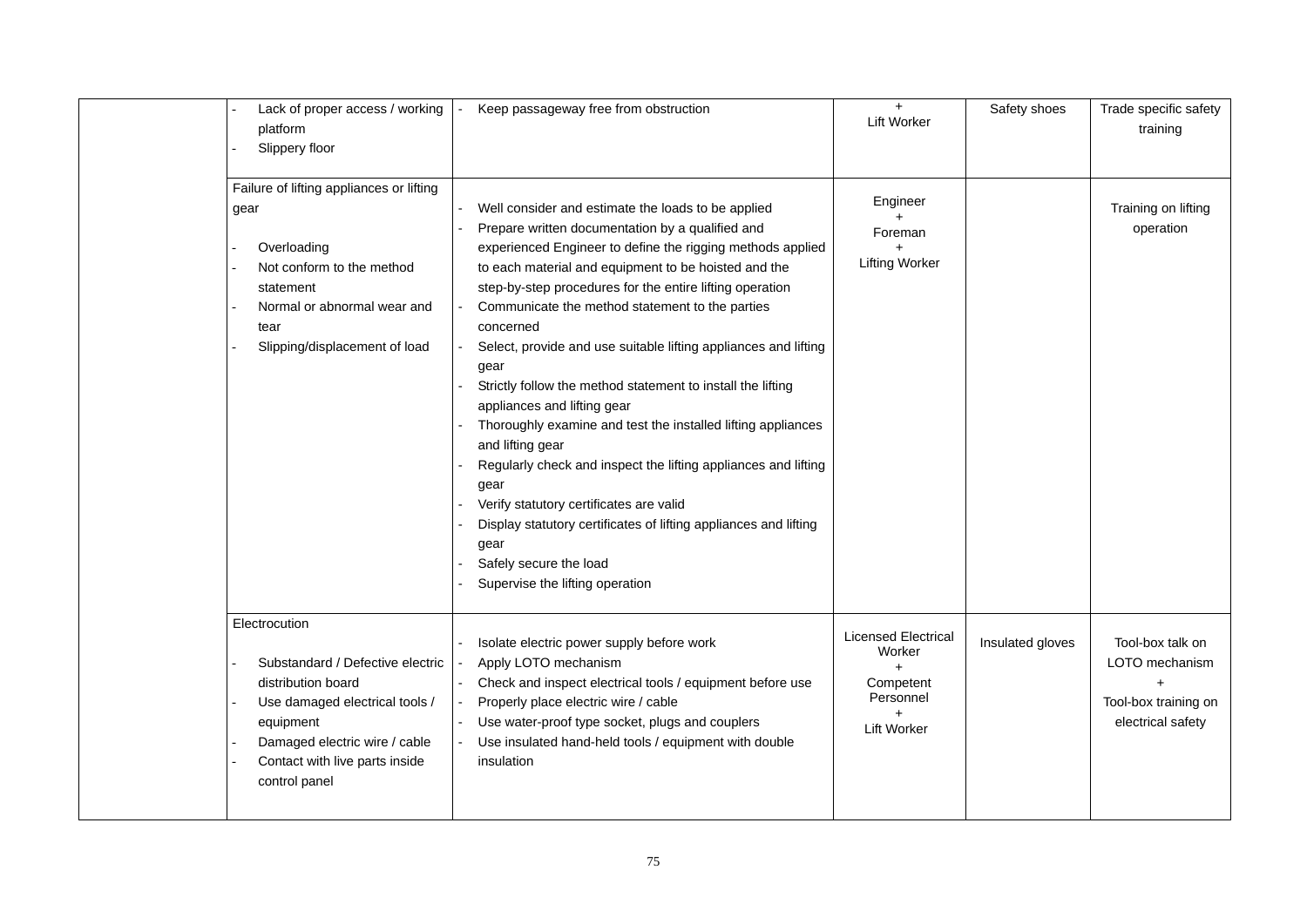| | | | | | |
|---|---|---|---|---|---|
| | - Lack of proper access / working platform<br>- Slippery floor | - Keep passageway free from obstruction | +<br>Lift Worker | Safety shoes | Trade specific safety training |
| | Failure of lifting appliances or lifting gear<br><br>- Overloading<br>- Not conform to the method statement<br>- Normal or abnormal wear and tear<br>- Slipping/displacement of load | - Well consider and estimate the loads to be applied<br>- Prepare written documentation by a qualified and experienced Engineer to define the rigging methods applied to each material and equipment to be hoisted and the step-by-step procedures for the entire lifting operation<br>- Communicate the method statement to the parties concerned<br>- Select, provide and use suitable lifting appliances and lifting gear<br>- Strictly follow the method statement to install the lifting appliances and lifting gear<br>- Thoroughly examine and test the installed lifting appliances and lifting gear<br>- Regularly check and inspect the lifting appliances and lifting gear<br>- Verify statutory certificates are valid<br>- Display statutory certificates of lifting appliances and lifting gear<br>- Safely secure the load<br>- Supervise the lifting operation | Engineer<br>+<br>Foreman<br>+<br>Lifting Worker | | Training on lifting operation |
| | Electrocution<br><br>- Substandard / Defective electric distribution board<br>- Use damaged electrical tools / equipment<br>- Damaged electric wire / cable<br>- Contact with live parts inside control panel | - Isolate electric power supply before work<br>- Apply LOTO mechanism<br>- Check and inspect electrical tools / equipment before use<br>- Properly place electric wire / cable<br>- Use water-proof type socket, plugs and couplers<br>- Use insulated hand-held tools / equipment with double insulation | Licensed Electrical Worker<br>+<br>Competent Personnel<br>+<br>Lift Worker | Insulated gloves | Tool-box talk on LOTO mechanism<br>+<br>Tool-box training on electrical safety |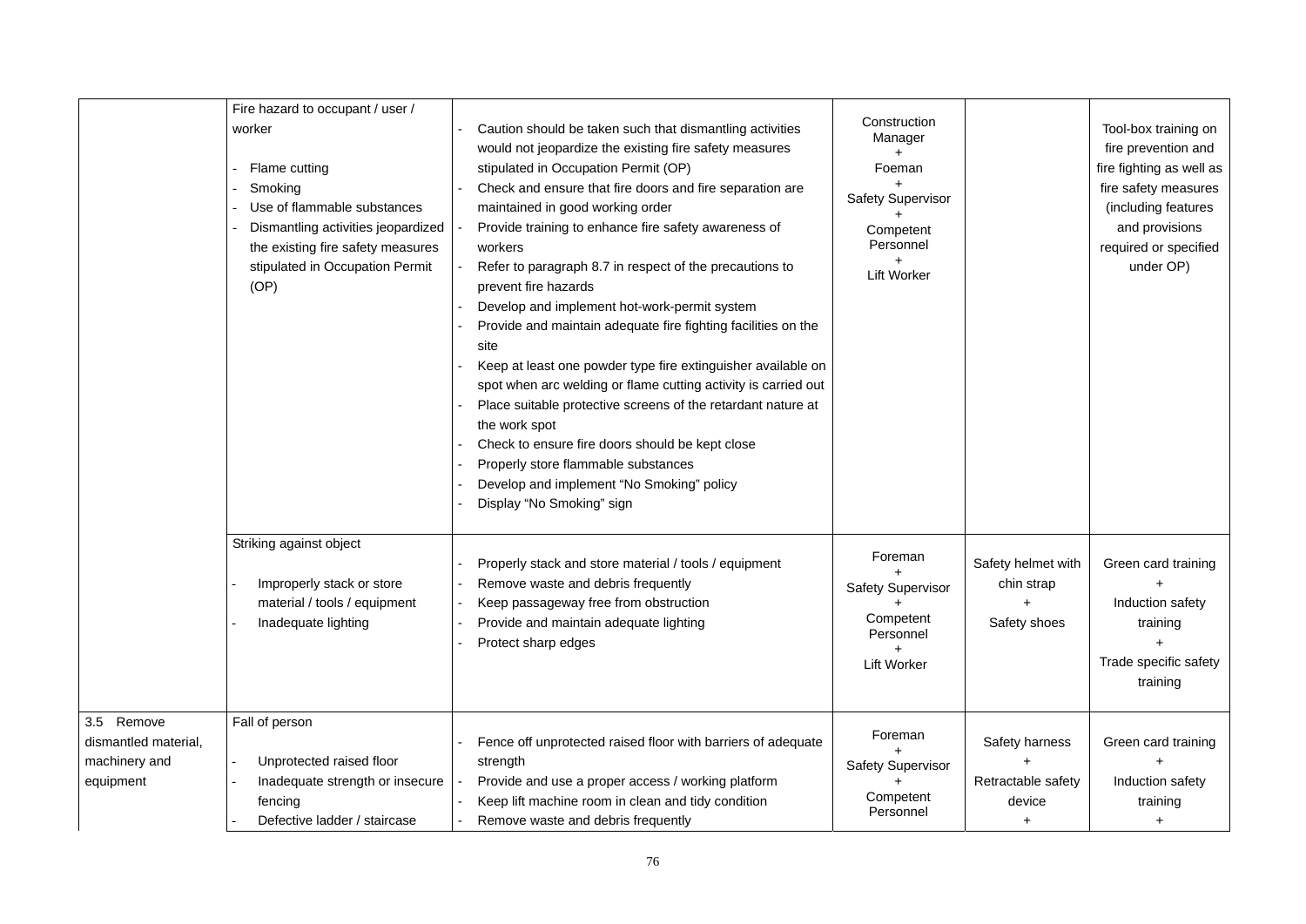| | | | | | |
|---|---|---|---|---|---|
| | Fire hazard to occupant / user / worker<br><br>- Flame cutting<br>- Smoking<br>- Use of flammable substances<br>- Dismantling activities jeopardized the existing fire safety measures stipulated in Occupation Permit (OP) | - Caution should be taken such that dismantling activities would not jeopardize the existing fire safety measures stipulated in Occupation Permit (OP)<br>- Check and ensure that fire doors and fire separation are maintained in good working order<br>- Provide training to enhance fire safety awareness of workers<br>- Refer to paragraph 8.7 in respect of the precautions to prevent fire hazards<br>- Develop and implement hot-work-permit system<br>- Provide and maintain adequate fire fighting facilities on the site<br>- Keep at least one powder type fire extinguisher available on spot when arc welding or flame cutting activity is carried out<br>- Place suitable protective screens of the retardant nature at the work spot<br>- Check to ensure fire doors should be kept close<br>- Properly store flammable substances<br>- Develop and implement "No Smoking" policy<br>- Display "No Smoking" sign | Construction Manager<br>+<br>Foeman<br>+<br>Safety Supervisor<br>+<br>Competent Personnel<br>+<br>Lift Worker | | Tool-box training on fire prevention and fire fighting as well as fire safety measures (including features and provisions required or specified under OP) |
| | Striking against object<br><br>- Improperly stack or store material / tools / equipment<br>- Inadequate lighting | - Properly stack and store material / tools / equipment<br>- Remove waste and debris frequently<br>- Keep passageway free from obstruction<br>- Provide and maintain adequate lighting<br>- Protect sharp edges | Foreman<br>+<br>Safety Supervisor<br>+<br>Competent Personnel<br>+<br>Lift Worker | Safety helmet with chin strap<br>+<br>Safety shoes | Green card training<br>+<br>Induction safety training<br>+<br>Trade specific safety training |
| 3.5 Remove dismantled material, machinery and equipment | Fall of person<br><br>- Unprotected raised floor<br>- Inadequate strength or insecure fencing<br>- Defective ladder / staircase | - Fence off unprotected raised floor with barriers of adequate strength<br>- Provide and use a proper access / working platform<br>- Keep lift machine room in clean and tidy condition<br>- Remove waste and debris frequently | Foreman<br>+<br>Safety Supervisor<br>+<br>Competent Personnel | Safety harness<br>+<br>Retractable safety device<br>+ | Green card training<br>+<br>Induction safety training<br>+ |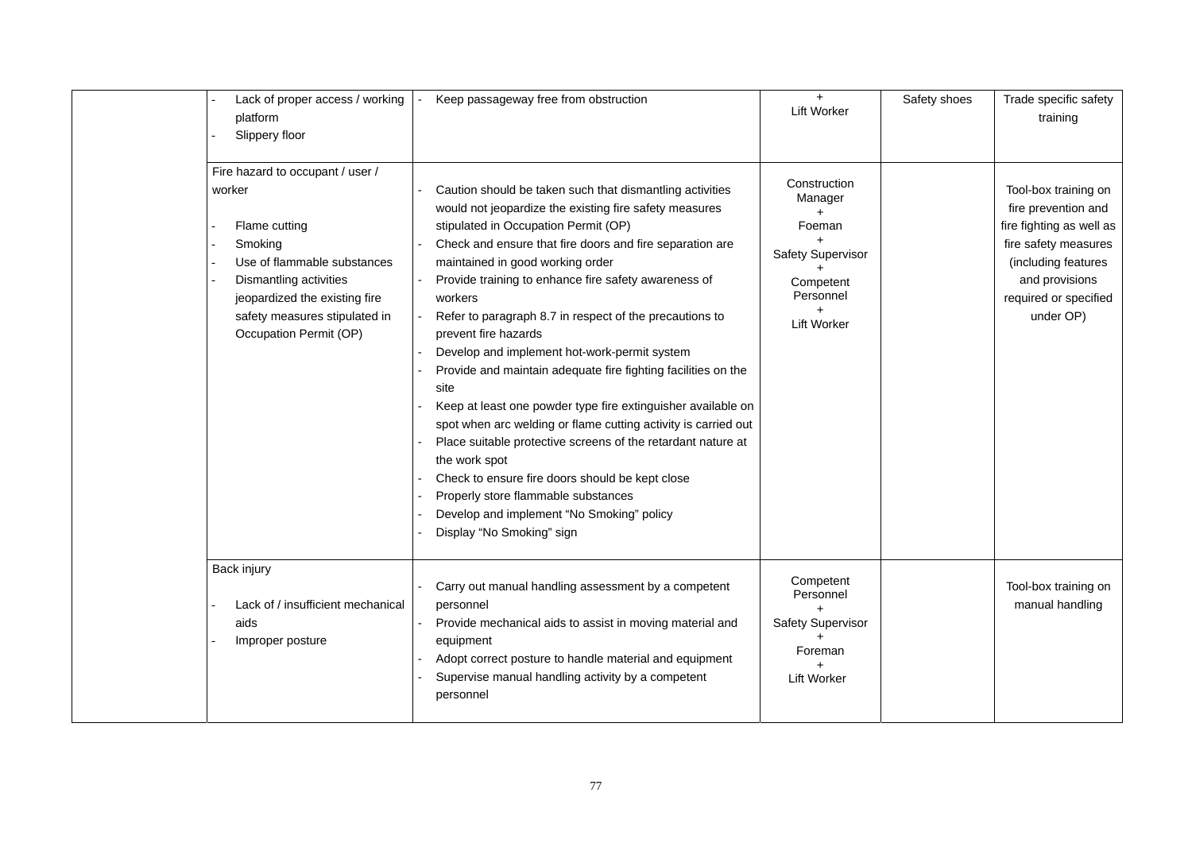| | | | | | |
|---|---|---|---|---|---|
| | - Lack of proper access / working platform<br>- Slippery floor | - Keep passageway free from obstruction | +<br>Lift Worker | Safety shoes | Trade specific safety training |
| | Fire hazard to occupant / user / worker<br><br>- Flame cutting<br>- Smoking<br>- Use of flammable substances<br>- Dismantling activities jeopardized the existing fire safety measures stipulated in Occupation Permit (OP) | - Caution should be taken such that dismantling activities would not jeopardize the existing fire safety measures stipulated in Occupation Permit (OP)<br>- Check and ensure that fire doors and fire separation are maintained in good working order<br>- Provide training to enhance fire safety awareness of workers<br>- Refer to paragraph 8.7 in respect of the precautions to prevent fire hazards<br>- Develop and implement hot-work-permit system<br>- Provide and maintain adequate fire fighting facilities on the site<br>- Keep at least one powder type fire extinguisher available on spot when arc welding or flame cutting activity is carried out<br>- Place suitable protective screens of the retardant nature at the work spot<br>- Check to ensure fire doors should be kept close<br>- Properly store flammable substances<br>- Develop and implement "No Smoking" policy<br>- Display "No Smoking" sign | Construction Manager<br>+<br>Foeman<br>+<br>Safety Supervisor<br>+<br>Competent Personnel<br>+<br>Lift Worker | | Tool-box training on fire prevention and fire fighting as well as fire safety measures (including features and provisions required or specified under OP) |
| | Back injury<br><br>- Lack of / insufficient mechanical aids<br>- Improper posture | - Carry out manual handling assessment by a competent personnel<br>- Provide mechanical aids to assist in moving material and equipment<br>- Adopt correct posture to handle material and equipment<br>- Supervise manual handling activity by a competent personnel | Competent Personnel<br>+<br>Safety Supervisor<br>+<br>Foreman<br>+<br>Lift Worker | | Tool-box training on manual handling |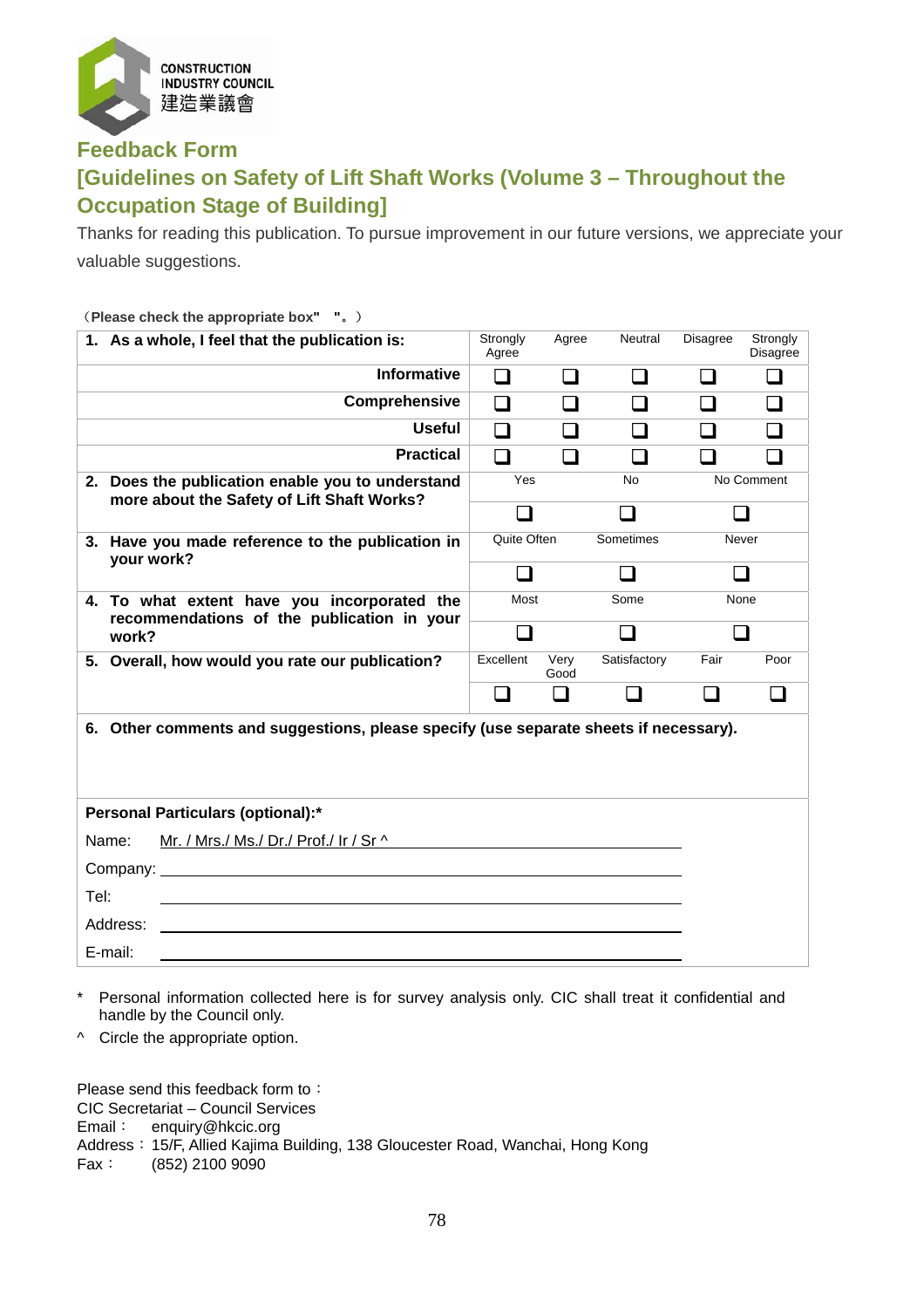CONSTRUCTION INDUSTRY COUNCIL 建造業議會

## Feedback Form
## [Guidelines on Safety of Lift Shaft Works (Volume 3 – Throughout the Occupation Stage of Building]

Thanks for reading this publication. To pursue improvement in our future versions, we appreciate your valuable suggestions.

（**Please check the appropriate box" "。**）

| **1. As a whole, I feel that the publication is:** | Strongly Agree | Agree | Neutral | Disagree | Strongly Disagree |
|---|---|---|---|---|---|
| **Informative** | ❑ | ❑ | ❑ | ❑ | ❑ |
| **Comprehensive** | ❑ | ❑ | ❑ | ❑ | ❑ |
| **Useful** | ❑ | ❑ | ❑ | ❑ | ❑ |
| **Practical** | ❑ | ❑ | ❑ | ❑ | ❑ |

| **2. Does the publication enable you to understand more about the Safety of Lift Shaft Works?** | Yes | No | No Comment |
|---|---|---|---|
| | ❑ | ❑ | ❑ |

| **3. Have you made reference to the publication in your work?** | Quite Often | Sometimes | Never |
|---|---|---|---|
| | ❑ | ❑ | ❑ |

| **4. To what extent have you incorporated the recommendations of the publication in your work?** | Most | Some | None |
|---|---|---|---|
| | ❑ | ❑ | ❑ |

| **5. Overall, how would you rate our publication?** | Excellent | Very Good | Satisfactory | Fair | Poor |
|---|---|---|---|---|---|
| | ❑ | ❑ | ❑ | ❑ | ❑ |

**6. Other comments and suggestions, please specify (use separate sheets if necessary).**

**Personal Particulars (optional):***

Name: Mr. / Mrs./ Ms./ Dr./ Prof./ Ir / Sr ^ ______________________

Company: ______________________

Tel: ______________________

Address: ______________________

E-mail: ______________________

\* Personal information collected here is for survey analysis only. CIC shall treat it confidential and handle by the Council only.

^ Circle the appropriate option.

Please send this feedback form to：
CIC Secretariat – Council Services
Email： enquiry@hkcic.org
Address：15/F, Allied Kajima Building, 138 Gloucester Road, Wanchai, Hong Kong
Fax： (852) 2100 9090